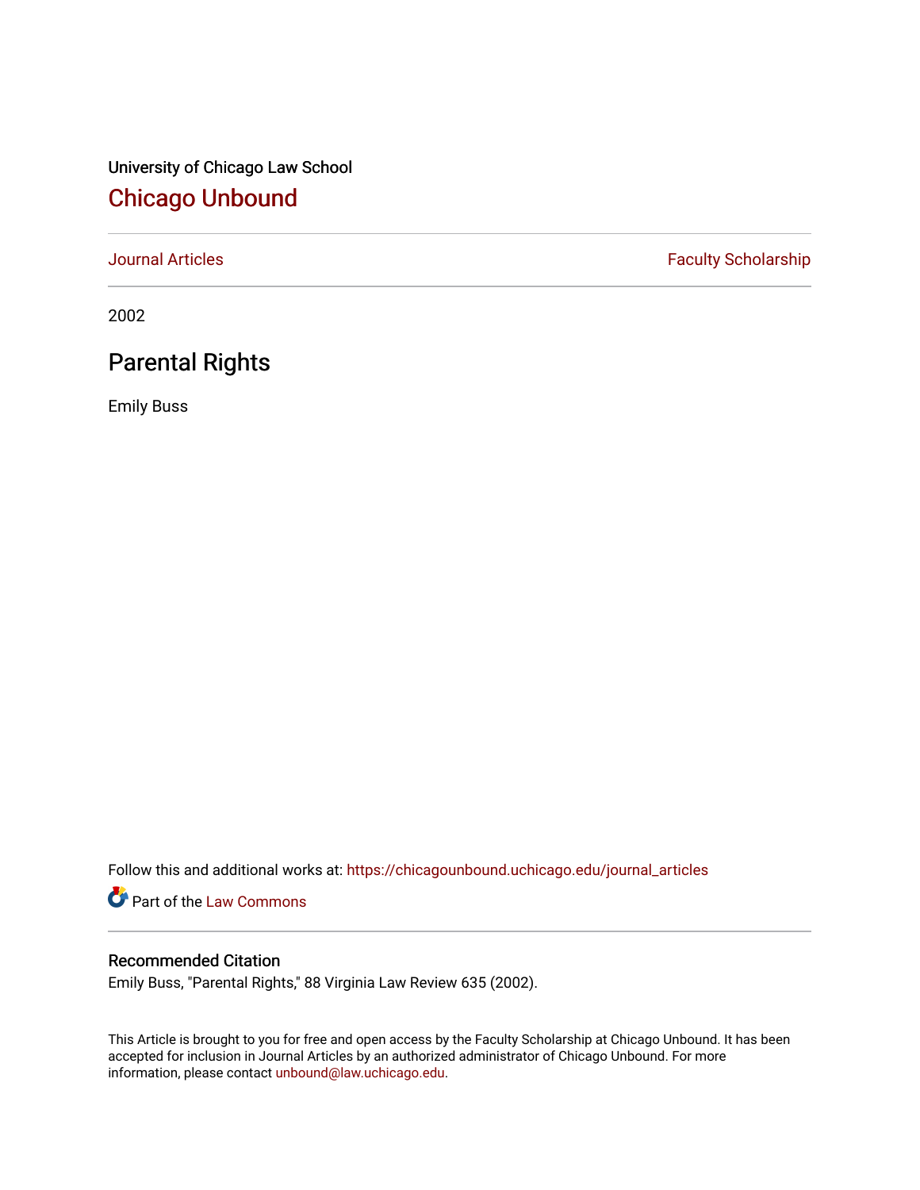University of Chicago Law School

# Chicago Unbound

Journal Articles | Faculty Scholarship

2002

## Parental Rights

Emily Buss

Follow this and additional works at: https://chicagounbound.uchicago.edu/journal_articles

Part of the Law Commons

### Recommended Citation

Emily Buss, "Parental Rights," 88 Virginia Law Review 635 (2002).

This Article is brought to you for free and open access by the Faculty Scholarship at Chicago Unbound. It has been accepted for inclusion in Journal Articles by an authorized administrator of Chicago Unbound. For more information, please contact unbound@law.uchicago.edu.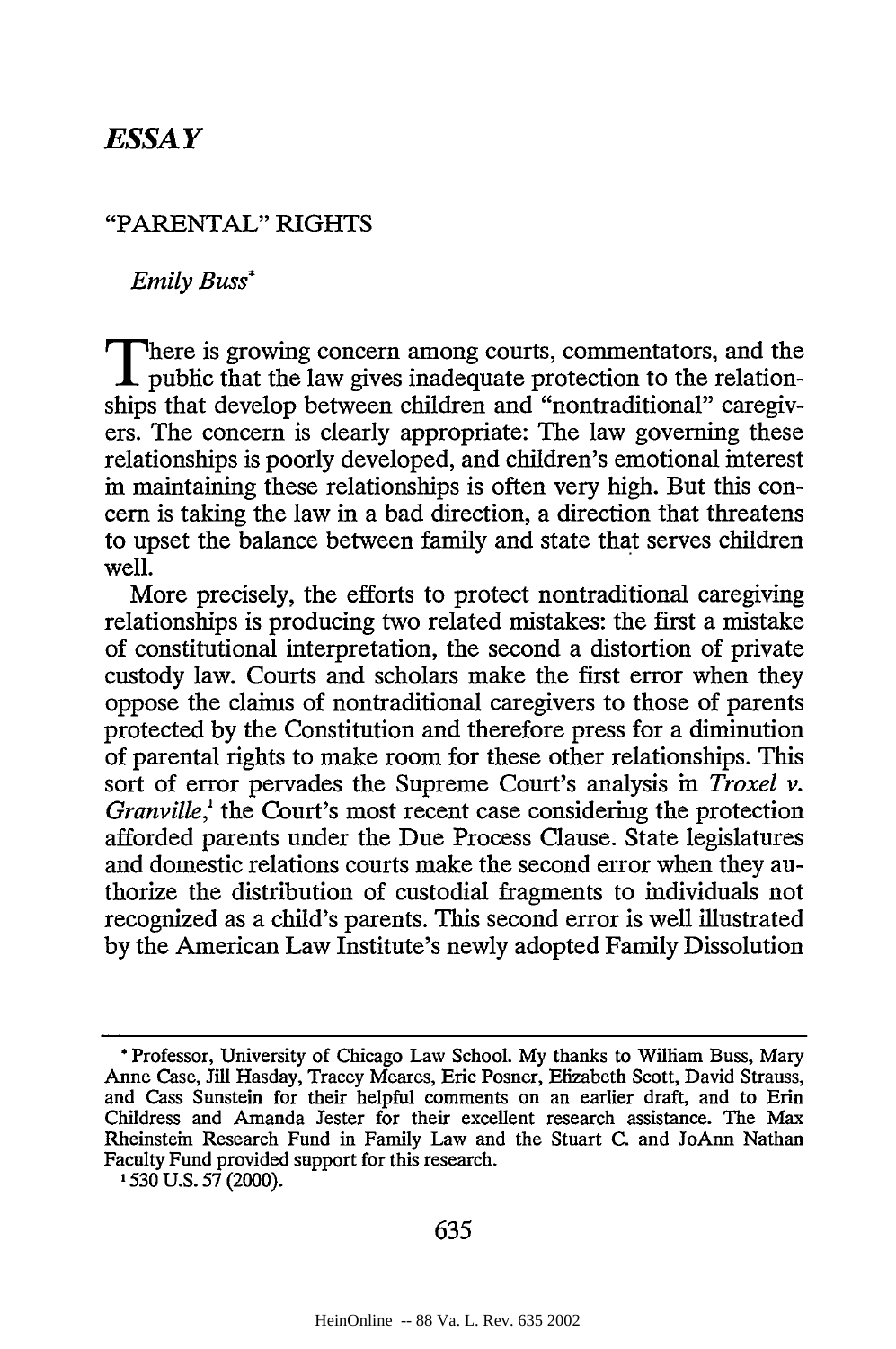*ESSAY*

# "PARENTAL" RIGHTS

*Emily Buss**

There is growing concern among courts, commentators, and the public that the law gives inadequate protection to the relationships that develop between children and "nontraditional" caregivers. The concern is clearly appropriate: The law governing these relationships is poorly developed, and children's emotional interest in maintaining these relationships is often very high. But this concern is taking the law in a bad direction, a direction that threatens to upset the balance between family and state that serves children well.

More precisely, the efforts to protect nontraditional caregiving relationships is producing two related mistakes: the first a mistake of constitutional interpretation, the second a distortion of private custody law. Courts and scholars make the first error when they oppose the claims of nontraditional caregivers to those of parents protected by the Constitution and therefore press for a diminution of parental rights to make room for these other relationships. This sort of error pervades the Supreme Court's analysis in *Troxel v. Granville*,[1] the Court's most recent case considering the protection afforded parents under the Due Process Clause. State legislatures and domestic relations courts make the second error when they authorize the distribution of custodial fragments to individuals not recognized as a child's parents. This second error is well illustrated by the American Law Institute's newly adopted Family Dissolution

---

* Professor, University of Chicago Law School. My thanks to William Buss, Mary Anne Case, Jill Hasday, Tracey Meares, Eric Posner, Elizabeth Scott, David Strauss, and Cass Sunstein for their helpful comments on an earlier draft, and to Erin Childress and Amanda Jester for their excellent research assistance. The Max Rheinstein Research Fund in Family Law and the Stuart C. and JoAnn Nathan Faculty Fund provided support for this research.

[1] 530 U.S. 57 (2000).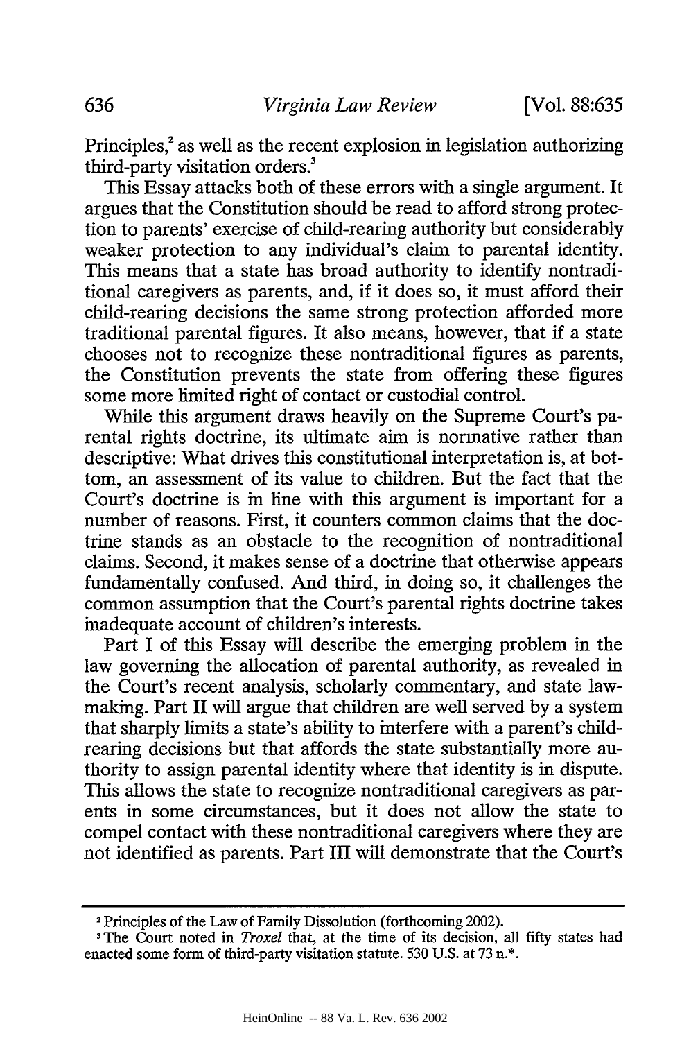Principles,[2] as well as the recent explosion in legislation authorizing third-party visitation orders.[3]

This Essay attacks both of these errors with a single argument. It argues that the Constitution should be read to afford strong protection to parents' exercise of child-rearing authority but considerably weaker protection to any individual's claim to parental identity. This means that a state has broad authority to identify nontraditional caregivers as parents, and, if it does so, it must afford their child-rearing decisions the same strong protection afforded more traditional parental figures. It also means, however, that if a state chooses not to recognize these nontraditional figures as parents, the Constitution prevents the state from offering these figures some more limited right of contact or custodial control.

While this argument draws heavily on the Supreme Court's parental rights doctrine, its ultimate aim is normative rather than descriptive: What drives this constitutional interpretation is, at bottom, an assessment of its value to children. But the fact that the Court's doctrine is in line with this argument is important for a number of reasons. First, it counters common claims that the doctrine stands as an obstacle to the recognition of nontraditional claims. Second, it makes sense of a doctrine that otherwise appears fundamentally confused. And third, in doing so, it challenges the common assumption that the Court's parental rights doctrine takes inadequate account of children's interests.

Part I of this Essay will describe the emerging problem in the law governing the allocation of parental authority, as revealed in the Court's recent analysis, scholarly commentary, and state lawmaking. Part II will argue that children are well served by a system that sharply limits a state's ability to interfere with a parent's child-rearing decisions but that affords the state substantially more authority to assign parental identity where that identity is in dispute. This allows the state to recognize nontraditional caregivers as parents in some circumstances, but it does not allow the state to compel contact with these nontraditional caregivers where they are not identified as parents. Part III will demonstrate that the Court's

---

[2] Principles of the Law of Family Dissolution (forthcoming 2002).

[3] The Court noted in *Troxel* that, at the time of its decision, all fifty states had enacted some form of third-party visitation statute. 530 U.S. at 73 n.*.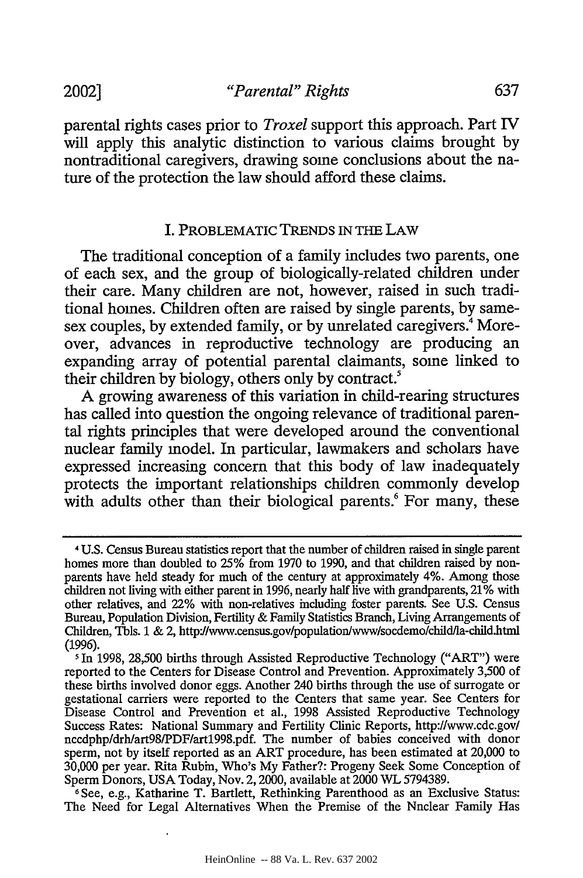parental rights cases prior to *Troxel* support this approach. Part IV will apply this analytic distinction to various claims brought by nontraditional caregivers, drawing some conclusions about the nature of the protection the law should afford these claims.

## I. PROBLEMATIC TRENDS IN THE LAW

The traditional conception of a family includes two parents, one of each sex, and the group of biologically-related children under their care. Many children are not, however, raised in such traditional homes. Children often are raised by single parents, by same-sex couples, by extended family, or by unrelated caregivers.[4] Moreover, advances in reproductive technology are producing an expanding array of potential parental claimants, some linked to their children by biology, others only by contract.[5]

A growing awareness of this variation in child-rearing structures has called into question the ongoing relevance of traditional parental rights principles that were developed around the conventional nuclear family model. In particular, lawmakers and scholars have expressed increasing concern that this body of law inadequately protects the important relationships children commonly develop with adults other than their biological parents.[6] For many, these

---

[4] U.S. Census Bureau statistics report that the number of children raised in single parent homes more than doubled to 25% from 1970 to 1990, and that children raised by non-parents have held steady for much of the century at approximately 4%. Among those children not living with either parent in 1996, nearly half live with grandparents, 21% with other relatives, and 22% with non-relatives including foster parents. See U.S. Census Bureau, Population Division, Fertility & Family Statistics Branch, Living Arrangements of Children, Tbls. 1 & 2, http://www.census.gov/population/www/socdemo/child/la-child.html (1996).

[5] In 1998, 28,500 births through Assisted Reproductive Technology ("ART") were reported to the Centers for Disease Control and Prevention. Approximately 3,500 of these births involved donor eggs. Another 240 births through the use of surrogate or gestational carriers were reported to the Centers that same year. See Centers for Disease Control and Prevention et al., 1998 Assisted Reproductive Technology Success Rates: National Summary and Fertility Clinic Reports, http://www.cdc.gov/nccdphp/drh/art98/PDF/art1998.pdf. The number of babies conceived with donor sperm, not by itself reported as an ART procedure, has been estimated at 20,000 to 30,000 per year. Rita Rubin, Who's My Father?: Progeny Seek Some Conception of Sperm Donors, USA Today, Nov. 2, 2000, available at 2000 WL 5794389.

[6] See, e.g., Katharine T. Bartlett, Rethinking Parenthood as an Exclusive Status: The Need for Legal Alternatives When the Premise of the Nnclear Family Has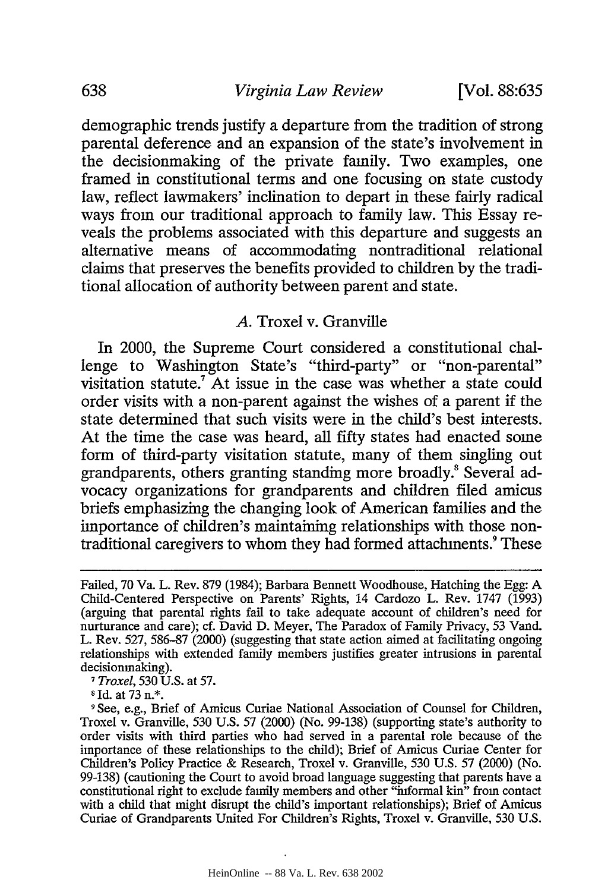demographic trends justify a departure from the tradition of strong parental deference and an expansion of the state's involvement in the decisionmaking of the private family. Two examples, one framed in constitutional terms and one focusing on state custody law, reflect lawmakers' inclination to depart in these fairly radical ways from our traditional approach to family law. This Essay reveals the problems associated with this departure and suggests an alternative means of accommodating nontraditional relational claims that preserves the benefits provided to children by the traditional allocation of authority between parent and state.

### *A.* Troxel v. Granville

In 2000, the Supreme Court considered a constitutional challenge to Washington State's "third-party" or "non-parental" visitation statute.[7] At issue in the case was whether a state could order visits with a non-parent against the wishes of a parent if the state determined that such visits were in the child's best interests. At the time the case was heard, all fifty states had enacted some form of third-party visitation statute, many of them singling out grandparents, others granting standing more broadly.[8] Several advocacy organizations for grandparents and children filed amicus briefs emphasizing the changing look of American families and the importance of children's maintaining relationships with those nontraditional caregivers to whom they had formed attachments.[9] These

---

Failed, 70 Va. L. Rev. 879 (1984); Barbara Bennett Woodhouse, Hatching the Egg: A Child-Centered Perspective on Parents' Rights, 14 Cardozo L. Rev. 1747 (1993) (arguing that parental rights fail to take adequate account of children's need for nurturance and care); cf. David D. Meyer, The Paradox of Family Privacy, 53 Vand. L. Rev. 527, 586–87 (2000) (suggesting that state action aimed at facilitating ongoing relationships with extended family members justifies greater intrusions in parental decisionmaking).

[7] *Troxel*, 530 U.S. at 57.

[8] Id. at 73 n.*.

[9] See, e.g., Brief of Amicus Curiae National Association of Counsel for Children, Troxel v. Granville, 530 U.S. 57 (2000) (No. 99-138) (supporting state's authority to order visits with third parties who had served in a parental role because of the importance of these relationships to the child); Brief of Amicus Curiae Center for Children's Policy Practice & Research, Troxel v. Granville, 530 U.S. 57 (2000) (No. 99-138) (cautioning the Court to avoid broad language suggesting that parents have a constitutional right to exclude family members and other "informal kin" from contact with a child that might disrupt the child's important relationships); Brief of Amicus Curiae of Grandparents United For Children's Rights, Troxel v. Granville, 530 U.S.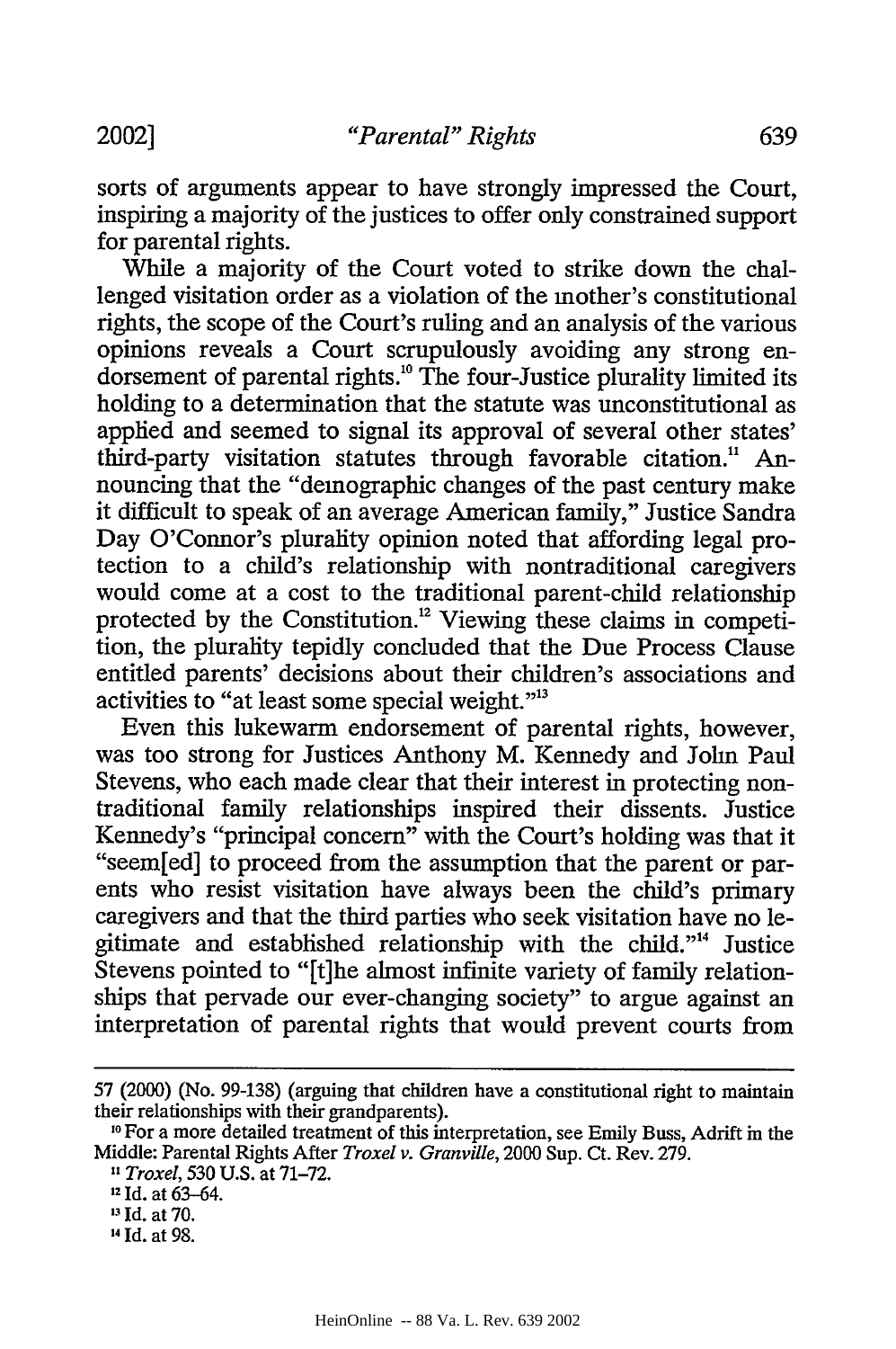sorts of arguments appear to have strongly impressed the Court, inspiring a majority of the justices to offer only constrained support for parental rights.

While a majority of the Court voted to strike down the challenged visitation order as a violation of the mother's constitutional rights, the scope of the Court's ruling and an analysis of the various opinions reveals a Court scrupulously avoiding any strong endorsement of parental rights.[10] The four-Justice plurality limited its holding to a determination that the statute was unconstitutional as applied and seemed to signal its approval of several other states' third-party visitation statutes through favorable citation.[11] Announcing that the "demographic changes of the past century make it difficult to speak of an average American family," Justice Sandra Day O'Connor's plurality opinion noted that affording legal protection to a child's relationship with nontraditional caregivers would come at a cost to the traditional parent-child relationship protected by the Constitution.[12] Viewing these claims in competition, the plurality tepidly concluded that the Due Process Clause entitled parents' decisions about their children's associations and activities to "at least some special weight."[13]

Even this lukewarm endorsement of parental rights, however, was too strong for Justices Anthony M. Kennedy and John Paul Stevens, who each made clear that their interest in protecting nontraditional family relationships inspired their dissents. Justice Kennedy's "principal concern" with the Court's holding was that it "seem[ed] to proceed from the assumption that the parent or parents who resist visitation have always been the child's primary caregivers and that the third parties who seek visitation have no legitimate and established relationship with the child."[14] Justice Stevens pointed to "[t]he almost infinite variety of family relationships that pervade our ever-changing society" to argue against an interpretation of parental rights that would prevent courts from

---

57 (2000) (No. 99-138) (arguing that children have a constitutional right to maintain their relationships with their grandparents).

[10] For a more detailed treatment of this interpretation, see Emily Buss, Adrift in the Middle: Parental Rights After *Troxel v. Granville*, 2000 Sup. Ct. Rev. 279.

[11] *Troxel*, 530 U.S. at 71–72.

[12] Id. at 63–64.

[13] Id. at 70.

[14] Id. at 98.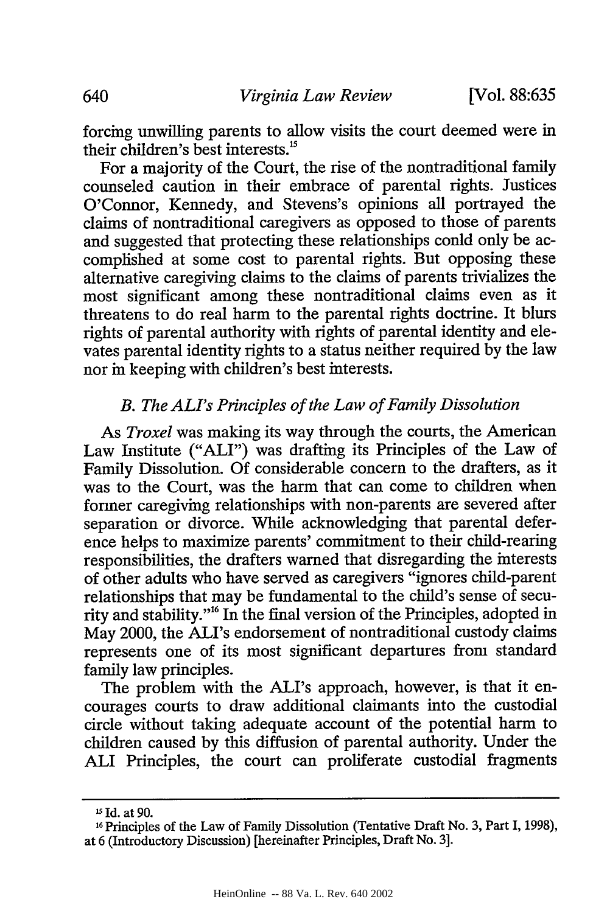forcing unwilling parents to allow visits the court deemed were in their children's best interests.[15]

For a majority of the Court, the rise of the nontraditional family counseled caution in their embrace of parental rights. Justices O'Connor, Kennedy, and Stevens's opinions all portrayed the claims of nontraditional caregivers as opposed to those of parents and suggested that protecting these relationships conld only be accomplished at some cost to parental rights. But opposing these alternative caregiving claims to the claims of parents trivializes the most significant among these nontraditional claims even as it threatens to do real harm to the parental rights doctrine. It blurs rights of parental authority with rights of parental identity and elevates parental identity rights to a status neither required by the law nor in keeping with children's best interests.

### *B. The ALI's Principles of the Law of Family Dissolution*

As *Troxel* was making its way through the courts, the American Law Institute ("ALI") was drafting its Principles of the Law of Family Dissolution. Of considerable concern to the drafters, as it was to the Court, was the harm that can come to children when former caregiving relationships with non-parents are severed after separation or divorce. While acknowledging that parental deference helps to maximize parents' commitment to their child-rearing responsibilities, the drafters warned that disregarding the interests of other adults who have served as caregivers "ignores child-parent relationships that may be fundamental to the child's sense of security and stability."[16] In the final version of the Principles, adopted in May 2000, the ALI's endorsement of nontraditional custody claims represents one of its most significant departures from standard family law principles.

The problem with the ALI's approach, however, is that it encourages courts to draw additional claimants into the custodial circle without taking adequate account of the potential harm to children caused by this diffusion of parental authority. Under the ALI Principles, the court can proliferate custodial fragments

---

[15] Id. at 90.

[16] Principles of the Law of Family Dissolution (Tentative Draft No. 3, Part I, 1998), at 6 (Introductory Discussion) [hereinafter Principles, Draft No. 3].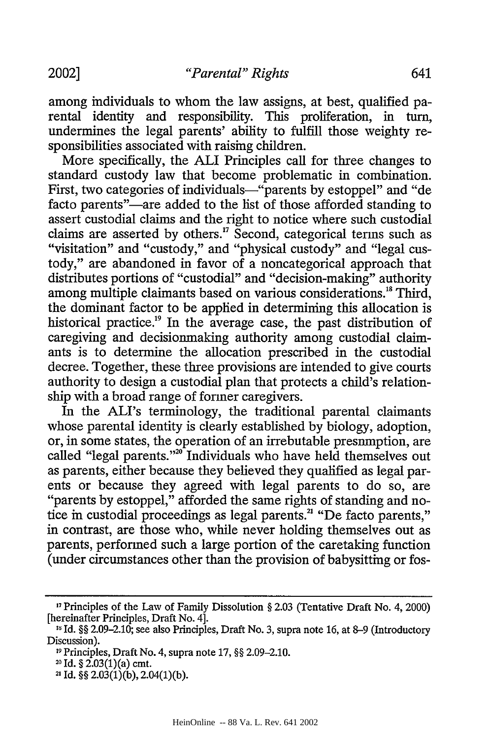among individuals to whom the law assigns, at best, qualified parental identity and responsibility. This proliferation, in turn, undermines the legal parents' ability to fulfill those weighty responsibilities associated with raising children.

More specifically, the ALI Principles call for three changes to standard custody law that become problematic in combination. First, two categories of individuals—"parents by estoppel" and "de facto parents"—are added to the list of those afforded standing to assert custodial claims and the right to notice where such custodial claims are asserted by others.[17] Second, categorical terms such as "visitation" and "custody," and "physical custody" and "legal custody," are abandoned in favor of a noncategorical approach that distributes portions of "custodial" and "decision-making" authority among multiple claimants based on various considerations.[18] Third, the dominant factor to be applied in determining this allocation is historical practice.[19] In the average case, the past distribution of caregiving and decisionmaking authority among custodial claimants is to determine the allocation prescribed in the custodial decree. Together, these three provisions are intended to give courts authority to design a custodial plan that protects a child's relationship with a broad range of former caregivers.

In the ALI's terminology, the traditional parental claimants whose parental identity is clearly established by biology, adoption, or, in some states, the operation of an irrebutable presumption, are called "legal parents."[20] Individuals who have held themselves out as parents, either because they believed they qualified as legal parents or because they agreed with legal parents to do so, are "parents by estoppel," afforded the same rights of standing and notice in custodial proceedings as legal parents.[21] "De facto parents," in contrast, are those who, while never holding themselves out as parents, performed such a large portion of the caretaking function (under circumstances other than the provision of babysitting or fos-

---

[17] Principles of the Law of Family Dissolution § 2.03 (Tentative Draft No. 4, 2000) [hereinafter Principles, Draft No. 4].

[18] Id. §§ 2.09–2.10; see also Principles, Draft No. 3, supra note 16, at 8–9 (Introductory Discussion).

[19] Principles, Draft No. 4, supra note 17, §§ 2.09–2.10.

[20] Id. § 2.03(1)(a) cmt.

[21] Id. §§ 2.03(1)(b), 2.04(1)(b).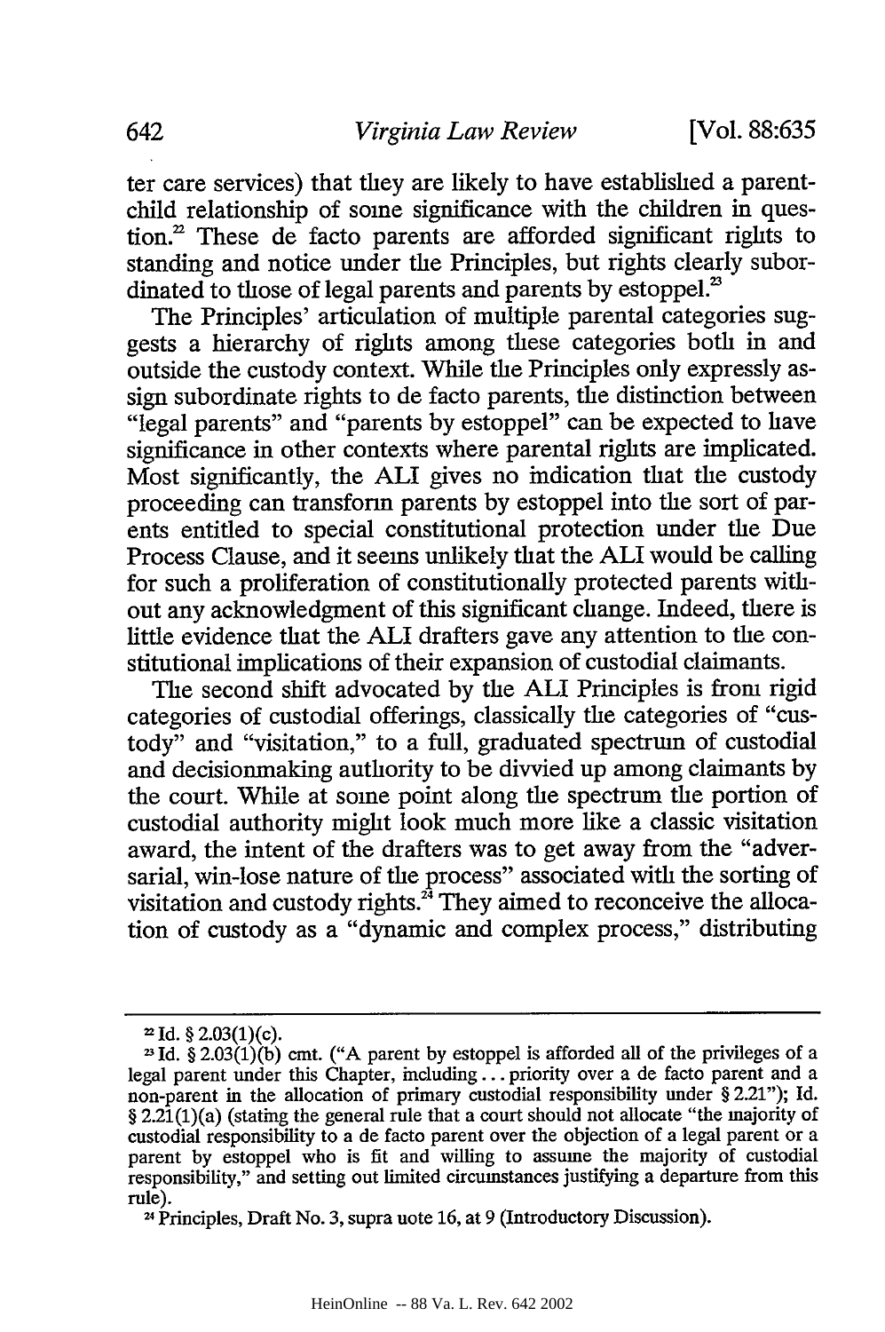ter care services) that they are likely to have established a parent-child relationship of some significance with the children in question.[22] These de facto parents are afforded significant rights to standing and notice under the Principles, but rights clearly subordinated to those of legal parents and parents by estoppel.[23]

The Principles' articulation of multiple parental categories suggests a hierarchy of rights among these categories both in and outside the custody context. While the Principles only expressly assign subordinate rights to de facto parents, the distinction between "legal parents" and "parents by estoppel" can be expected to have significance in other contexts where parental rights are implicated. Most significantly, the ALI gives no indication that the custody proceeding can transform parents by estoppel into the sort of parents entitled to special constitutional protection under the Due Process Clause, and it seems unlikely that the ALI would be calling for such a proliferation of constitutionally protected parents without any acknowledgment of this significant change. Indeed, there is little evidence that the ALI drafters gave any attention to the constitutional implications of their expansion of custodial claimants.

The second shift advocated by the ALI Principles is from rigid categories of custodial offerings, classically the categories of "custody" and "visitation," to a full, graduated spectrum of custodial and decisionmaking authority to be divvied up among claimants by the court. While at some point along the spectrum the portion of custodial authority might look much more like a classic visitation award, the intent of the drafters was to get away from the "adversarial, win-lose nature of the process" associated with the sorting of visitation and custody rights.[24] They aimed to reconceive the allocation of custody as a "dynamic and complex process," distributing

---

[22] Id. § 2.03(1)(c).

[23] Id. § 2.03(1)(b) cmt. ("A parent by estoppel is afforded all of the privileges of a legal parent under this Chapter, including . . . priority over a de facto parent and a non-parent in the allocation of primary custodial responsibility under § 2.21"); Id. § 2.21(1)(a) (stating the general rule that a court should not allocate "the majority of custodial responsibility to a de facto parent over the objection of a legal parent or a parent by estoppel who is fit and willing to assume the majority of custodial responsibility," and setting out limited circumstances justifying a departure from this rule).

[24] Principles, Draft No. 3, supra note 16, at 9 (Introductory Discussion).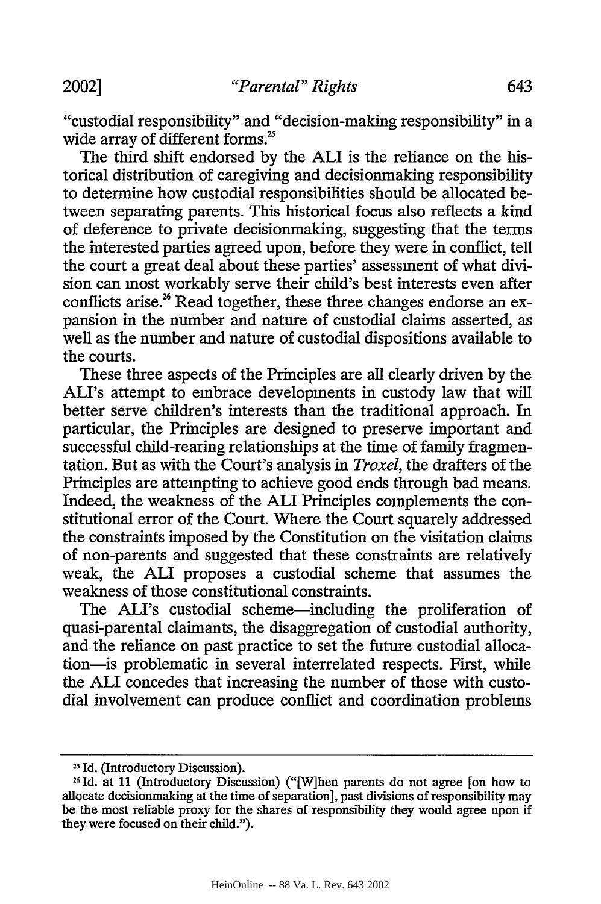"custodial responsibility" and "decision-making responsibility" in a wide array of different forms.[25]

The third shift endorsed by the ALI is the reliance on the historical distribution of caregiving and decisionmaking responsibility to determine how custodial responsibilities should be allocated between separating parents. This historical focus also reflects a kind of deference to private decisionmaking, suggesting that the terms the interested parties agreed upon, before they were in conflict, tell the court a great deal about these parties' assessment of what division can most workably serve their child's best interests even after conflicts arise.[26] Read together, these three changes endorse an expansion in the number and nature of custodial claims asserted, as well as the number and nature of custodial dispositions available to the courts.

These three aspects of the Principles are all clearly driven by the ALI's attempt to embrace developments in custody law that will better serve children's interests than the traditional approach. In particular, the Principles are designed to preserve important and successful child-rearing relationships at the time of family fragmentation. But as with the Court's analysis in *Troxel*, the drafters of the Principles are attempting to achieve good ends through bad means. Indeed, the weakness of the ALI Principles complements the constitutional error of the Court. Where the Court squarely addressed the constraints imposed by the Constitution on the visitation claims of non-parents and suggested that these constraints are relatively weak, the ALI proposes a custodial scheme that assumes the weakness of those constitutional constraints.

The ALI's custodial scheme—including the proliferation of quasi-parental claimants, the disaggregation of custodial authority, and the reliance on past practice to set the future custodial allocation—is problematic in several interrelated respects. First, while the ALI concedes that increasing the number of those with custodial involvement can produce conflict and coordination problems

---

[25] Id. (Introductory Discussion).

[26] Id. at 11 (Introductory Discussion) ("[W]hen parents do not agree [on how to allocate decisionmaking at the time of separation], past divisions of responsibility may be the most reliable proxy for the shares of responsibility they would agree upon if they were focused on their child.").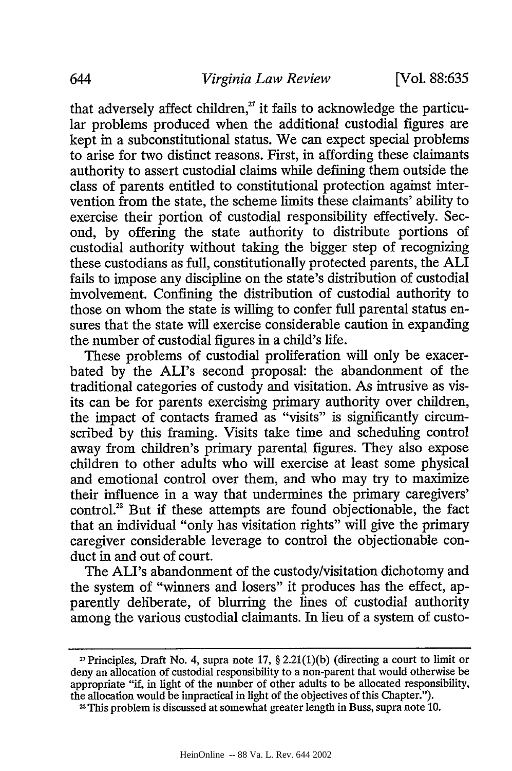that adversely affect children,[27] it fails to acknowledge the particular problems produced when the additional custodial figures are kept in a subconstitutional status. We can expect special problems to arise for two distinct reasons. First, in affording these claimants authority to assert custodial claims while defining them outside the class of parents entitled to constitutional protection against intervention from the state, the scheme limits these claimants' ability to exercise their portion of custodial responsibility effectively. Second, by offering the state authority to distribute portions of custodial authority without taking the bigger step of recognizing these custodians as full, constitutionally protected parents, the ALI fails to impose any discipline on the state's distribution of custodial involvement. Confining the distribution of custodial authority to those on whom the state is willing to confer full parental status ensures that the state will exercise considerable caution in expanding the number of custodial figures in a child's life.

These problems of custodial proliferation will only be exacerbated by the ALI's second proposal: the abandonment of the traditional categories of custody and visitation. As intrusive as visits can be for parents exercising primary authority over children, the impact of contacts framed as "visits" is significantly circumscribed by this framing. Visits take time and scheduling control away from children's primary parental figures. They also expose children to other adults who will exercise at least some physical and emotional control over them, and who may try to maximize their influence in a way that undermines the primary caregivers' control.[28] But if these attempts are found objectionable, the fact that an individual "only has visitation rights" will give the primary caregiver considerable leverage to control the objectionable conduct in and out of court.

The ALI's abandonment of the custody/visitation dichotomy and the system of "winners and losers" it produces has the effect, apparently deliberate, of blurring the lines of custodial authority among the various custodial claimants. In lieu of a system of custo-

---

[27] Principles, Draft No. 4, supra note 17, § 2.21(1)(b) (directing a court to limit or deny an allocation of custodial responsibility to a non-parent that would otherwise be appropriate "if, in light of the number of other adults to be allocated responsibility, the allocation would be impractical in light of the objectives of this Chapter.").

[28] This problem is discussed at somewhat greater length in Buss, supra note 10.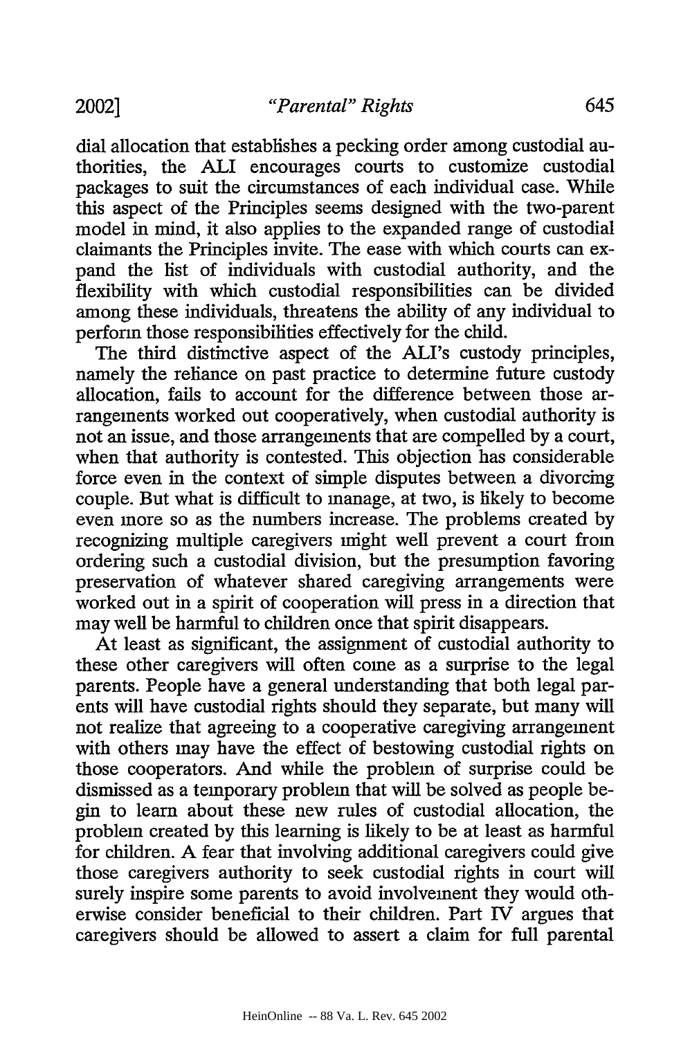dial allocation that establishes a pecking order among custodial authorities, the ALI encourages courts to customize custodial packages to suit the circumstances of each individual case. While this aspect of the Principles seems designed with the two-parent model in mind, it also applies to the expanded range of custodial claimants the Principles invite. The ease with which courts can expand the list of individuals with custodial authority, and the flexibility with which custodial responsibilities can be divided among these individuals, threatens the ability of any individual to perform those responsibilities effectively for the child.

The third distinctive aspect of the ALI's custody principles, namely the reliance on past practice to determine future custody allocation, fails to account for the difference between those arrangements worked out cooperatively, when custodial authority is not an issue, and those arrangements that are compelled by a court, when that authority is contested. This objection has considerable force even in the context of simple disputes between a divorcing couple. But what is difficult to manage, at two, is likely to become even more so as the numbers increase. The problems created by recognizing multiple caregivers might well prevent a court from ordering such a custodial division, but the presumption favoring preservation of whatever shared caregiving arrangements were worked out in a spirit of cooperation will press in a direction that may well be harmful to children once that spirit disappears.

At least as significant, the assignment of custodial authority to these other caregivers will often come as a surprise to the legal parents. People have a general understanding that both legal parents will have custodial rights should they separate, but many will not realize that agreeing to a cooperative caregiving arrangement with others may have the effect of bestowing custodial rights on those cooperators. And while the problem of surprise could be dismissed as a temporary problem that will be solved as people begin to learn about these new rules of custodial allocation, the problem created by this learning is likely to be at least as harmful for children. A fear that involving additional caregivers could give those caregivers authority to seek custodial rights in court will surely inspire some parents to avoid involvement they would otherwise consider beneficial to their children. Part IV argues that caregivers should be allowed to assert a claim for full parental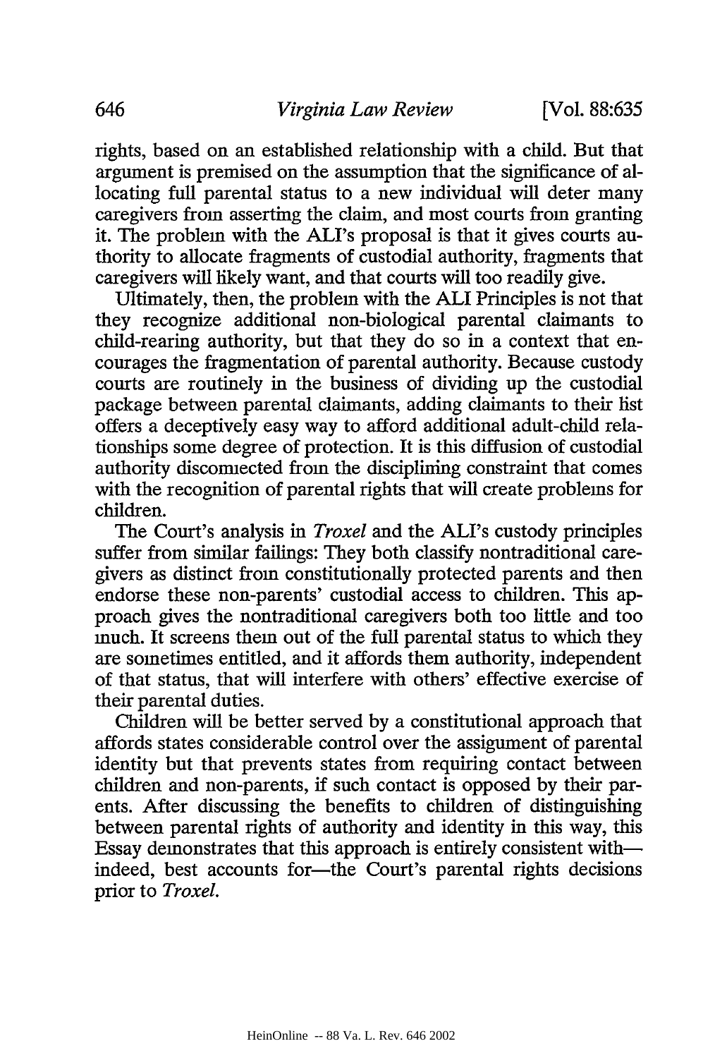rights, based on an established relationship with a child. But that argument is premised on the assumption that the significance of allocating full parental status to a new individual will deter many caregivers from asserting the claim, and most courts from granting it. The problem with the ALI's proposal is that it gives courts authority to allocate fragments of custodial authority, fragments that caregivers will likely want, and that courts will too readily give.

Ultimately, then, the problem with the ALI Principles is not that they recognize additional non-biological parental claimants to child-rearing authority, but that they do so in a context that encourages the fragmentation of parental authority. Because custody courts are routinely in the business of dividing up the custodial package between parental claimants, adding claimants to their list offers a deceptively easy way to afford additional adult-child relationships some degree of protection. It is this diffusion of custodial authority disconnected from the disciplining constraint that comes with the recognition of parental rights that will create problems for children.

The Court's analysis in *Troxel* and the ALI's custody principles suffer from similar failings: They both classify nontraditional caregivers as distinct from constitutionally protected parents and then endorse these non-parents' custodial access to children. This approach gives the nontraditional caregivers both too little and too much. It screens them out of the full parental status to which they are sometimes entitled, and it affords them authority, independent of that status, that will interfere with others' effective exercise of their parental duties.

Children will be better served by a constitutional approach that affords states considerable control over the assignment of parental identity but that prevents states from requiring contact between children and non-parents, if such contact is opposed by their parents. After discussing the benefits to children of distinguishing between parental rights of authority and identity in this way, this Essay demonstrates that this approach is entirely consistent with—indeed, best accounts for—the Court's parental rights decisions prior to *Troxel*.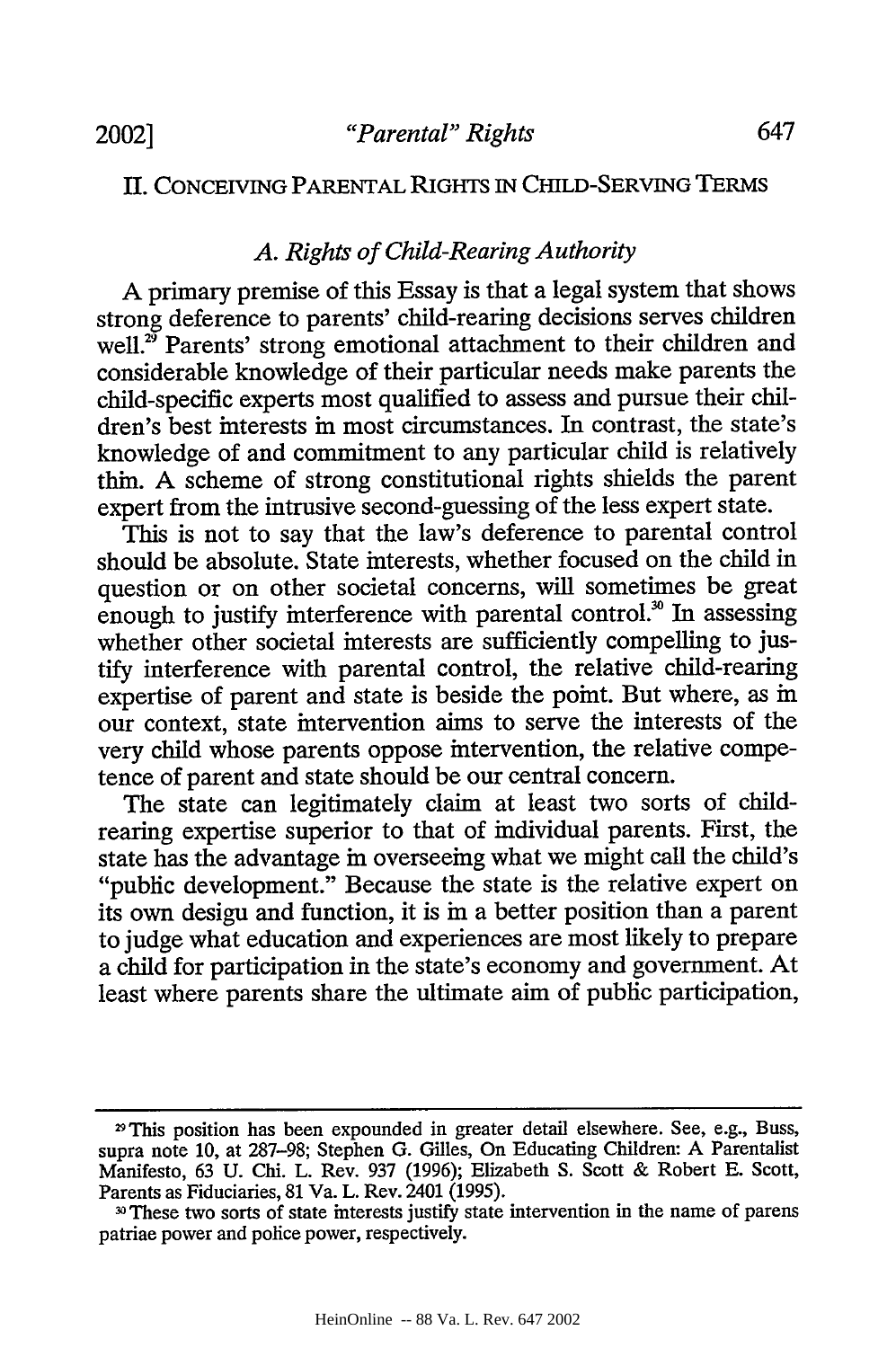## II. CONCEIVING PARENTAL RIGHTS IN CHILD-SERVING TERMS

### *A. Rights of Child-Rearing Authority*

A primary premise of this Essay is that a legal system that shows strong deference to parents' child-rearing decisions serves children well.[29] Parents' strong emotional attachment to their children and considerable knowledge of their particular needs make parents the child-specific experts most qualified to assess and pursue their children's best interests in most circumstances. In contrast, the state's knowledge of and commitment to any particular child is relatively thin. A scheme of strong constitutional rights shields the parent expert from the intrusive second-guessing of the less expert state.

This is not to say that the law's deference to parental control should be absolute. State interests, whether focused on the child in question or on other societal concerns, will sometimes be great enough to justify interference with parental control.[30] In assessing whether other societal interests are sufficiently compelling to justify interference with parental control, the relative child-rearing expertise of parent and state is beside the point. But where, as in our context, state intervention aims to serve the interests of the very child whose parents oppose intervention, the relative competence of parent and state should be our central concern.

The state can legitimately claim at least two sorts of child-rearing expertise superior to that of individual parents. First, the state has the advantage in overseeing what we might call the child's "public development." Because the state is the relative expert on its own design and function, it is in a better position than a parent to judge what education and experiences are most likely to prepare a child for participation in the state's economy and government. At least where parents share the ultimate aim of public participation,

---

[29] This position has been expounded in greater detail elsewhere. See, e.g., Buss, supra note 10, at 287–98; Stephen G. Gilles, On Educating Children: A Parentalist Manifesto, 63 U. Chi. L. Rev. 937 (1996); Elizabeth S. Scott & Robert E. Scott, Parents as Fiduciaries, 81 Va. L. Rev. 2401 (1995).

[30] These two sorts of state interests justify state intervention in the name of parens patriae power and police power, respectively.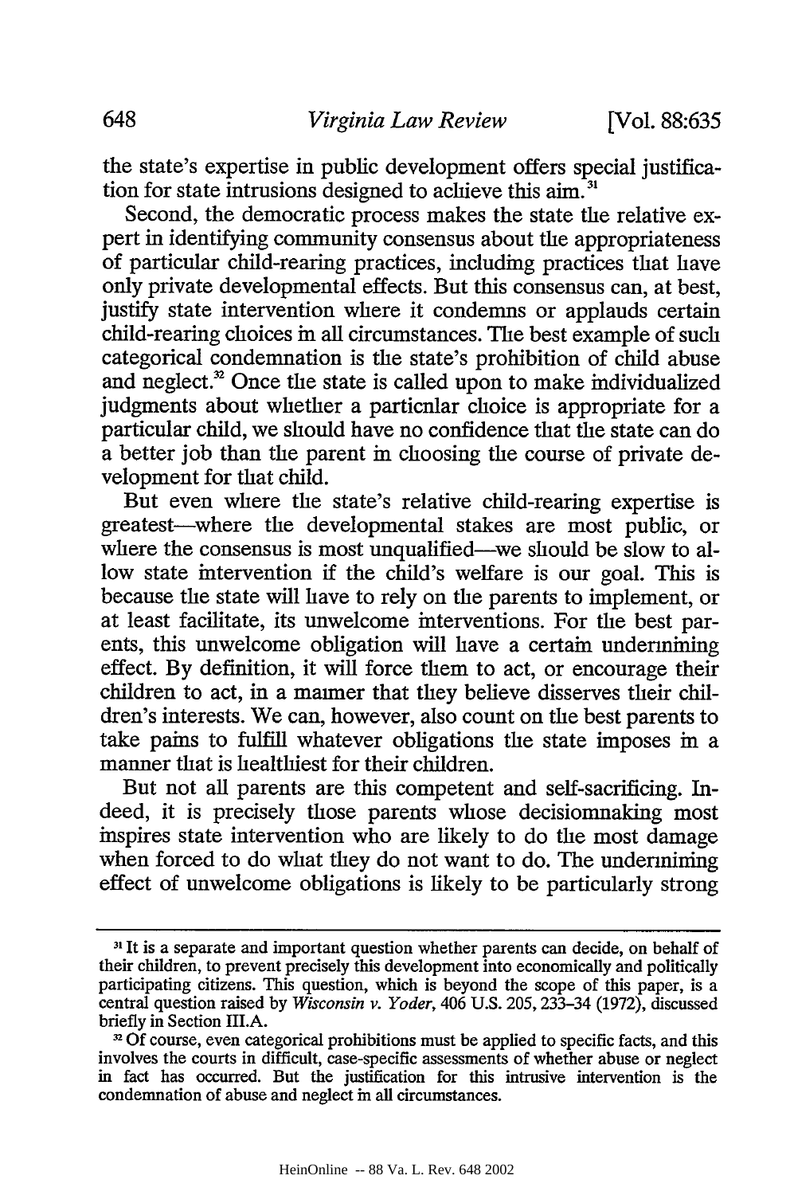the state's expertise in public development offers special justification for state intrusions designed to achieve this aim.[31]

Second, the democratic process makes the state the relative expert in identifying community consensus about the appropriateness of particular child-rearing practices, including practices that have only private developmental effects. But this consensus can, at best, justify state intervention where it condemns or applauds certain child-rearing choices in all circumstances. The best example of such categorical condemnation is the state's prohibition of child abuse and neglect.[32] Once the state is called upon to make individualized judgments about whether a particular choice is appropriate for a particular child, we should have no confidence that the state can do a better job than the parent in choosing the course of private development for that child.

But even where the state's relative child-rearing expertise is greatest—where the developmental stakes are most public, or where the consensus is most unqualified—we should be slow to allow state intervention if the child's welfare is our goal. This is because the state will have to rely on the parents to implement, or at least facilitate, its unwelcome interventions. For the best parents, this unwelcome obligation will have a certain undermining effect. By definition, it will force them to act, or encourage their children to act, in a manner that they believe disserves their children's interests. We can, however, also count on the best parents to take pains to fulfill whatever obligations the state imposes in a manner that is healthiest for their children.

But not all parents are this competent and self-sacrificing. Indeed, it is precisely those parents whose decisionmaking most inspires state intervention who are likely to do the most damage when forced to do what they do not want to do. The undermining effect of unwelcome obligations is likely to be particularly strong

---

[31] It is a separate and important question whether parents can decide, on behalf of their children, to prevent precisely this development into economically and politically participating citizens. This question, which is beyond the scope of this paper, is a central question raised by *Wisconsin v. Yoder*, 406 U.S. 205, 233–34 (1972), discussed briefly in Section III.A.

[32] Of course, even categorical prohibitions must be applied to specific facts, and this involves the courts in difficult, case-specific assessments of whether abuse or neglect in fact has occurred. But the justification for this intrusive intervention is the condemnation of abuse and neglect in all circumstances.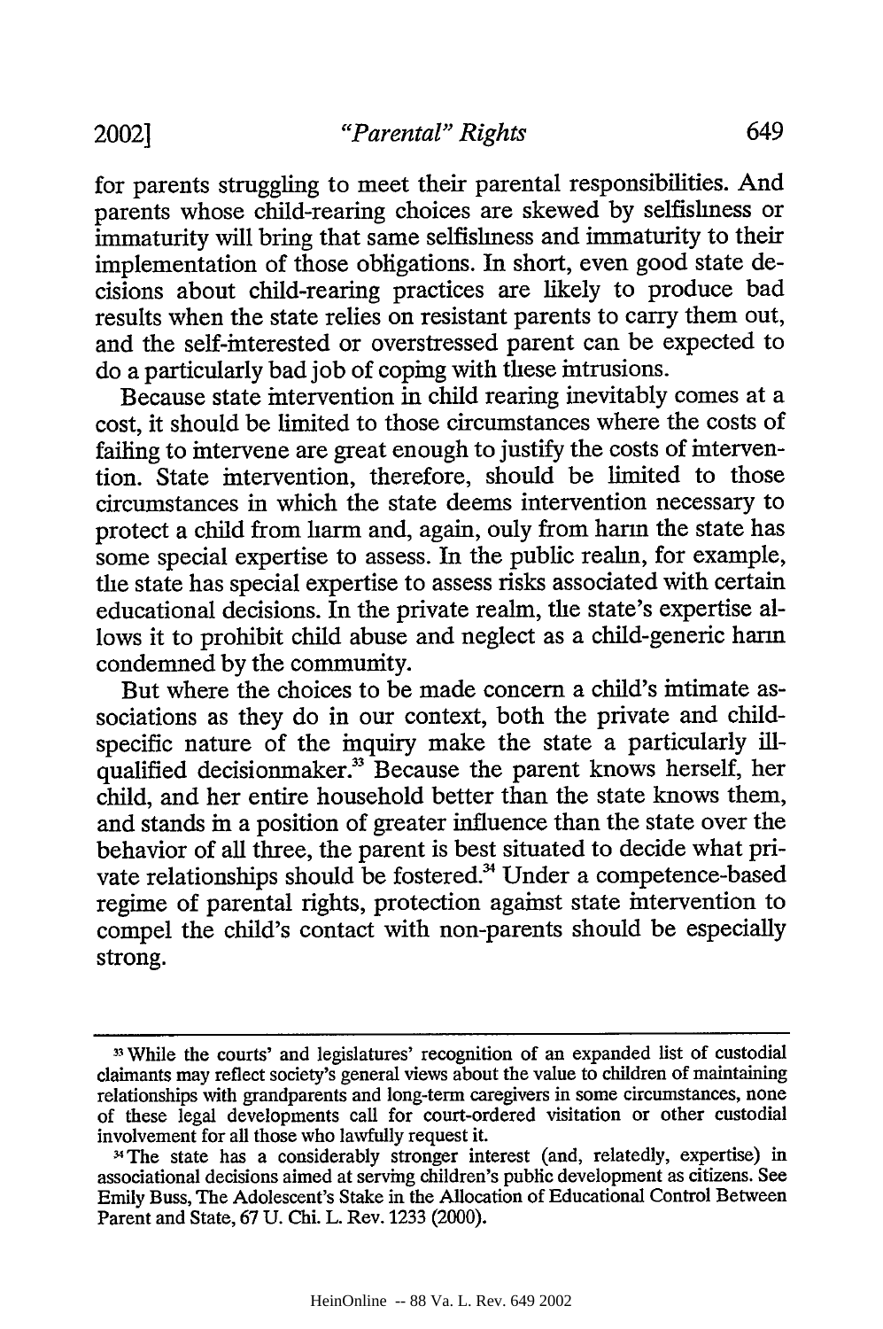for parents struggling to meet their parental responsibilities. And parents whose child-rearing choices are skewed by selfishness or immaturity will bring that same selfishness and immaturity to their implementation of those obligations. In short, even good state decisions about child-rearing practices are likely to produce bad results when the state relies on resistant parents to carry them out, and the self-interested or overstressed parent can be expected to do a particularly bad job of coping with these intrusions.

Because state intervention in child rearing inevitably comes at a cost, it should be limited to those circumstances where the costs of failing to intervene are great enough to justify the costs of intervention. State intervention, therefore, should be limited to those circumstances in which the state deems intervention necessary to protect a child from harm and, again, only from harm the state has some special expertise to assess. In the public realm, for example, the state has special expertise to assess risks associated with certain educational decisions. In the private realm, the state's expertise allows it to prohibit child abuse and neglect as a child-generic harm condemned by the community.

But where the choices to be made concern a child's intimate associations as they do in our context, both the private and child-specific nature of the inquiry make the state a particularly ill-qualified decisionmaker.[33] Because the parent knows herself, her child, and her entire household better than the state knows them, and stands in a position of greater influence than the state over the behavior of all three, the parent is best situated to decide what private relationships should be fostered.[34] Under a competence-based regime of parental rights, protection against state intervention to compel the child's contact with non-parents should be especially strong.

---

[33] While the courts' and legislatures' recognition of an expanded list of custodial claimants may reflect society's general views about the value to children of maintaining relationships with grandparents and long-term caregivers in some circumstances, none of these legal developments call for court-ordered visitation or other custodial involvement for all those who lawfully request it.

[34] The state has a considerably stronger interest (and, relatedly, expertise) in associational decisions aimed at serving children's public development as citizens. See Emily Buss, The Adolescent's Stake in the Allocation of Educational Control Between Parent and State, 67 U. Chi. L. Rev. 1233 (2000).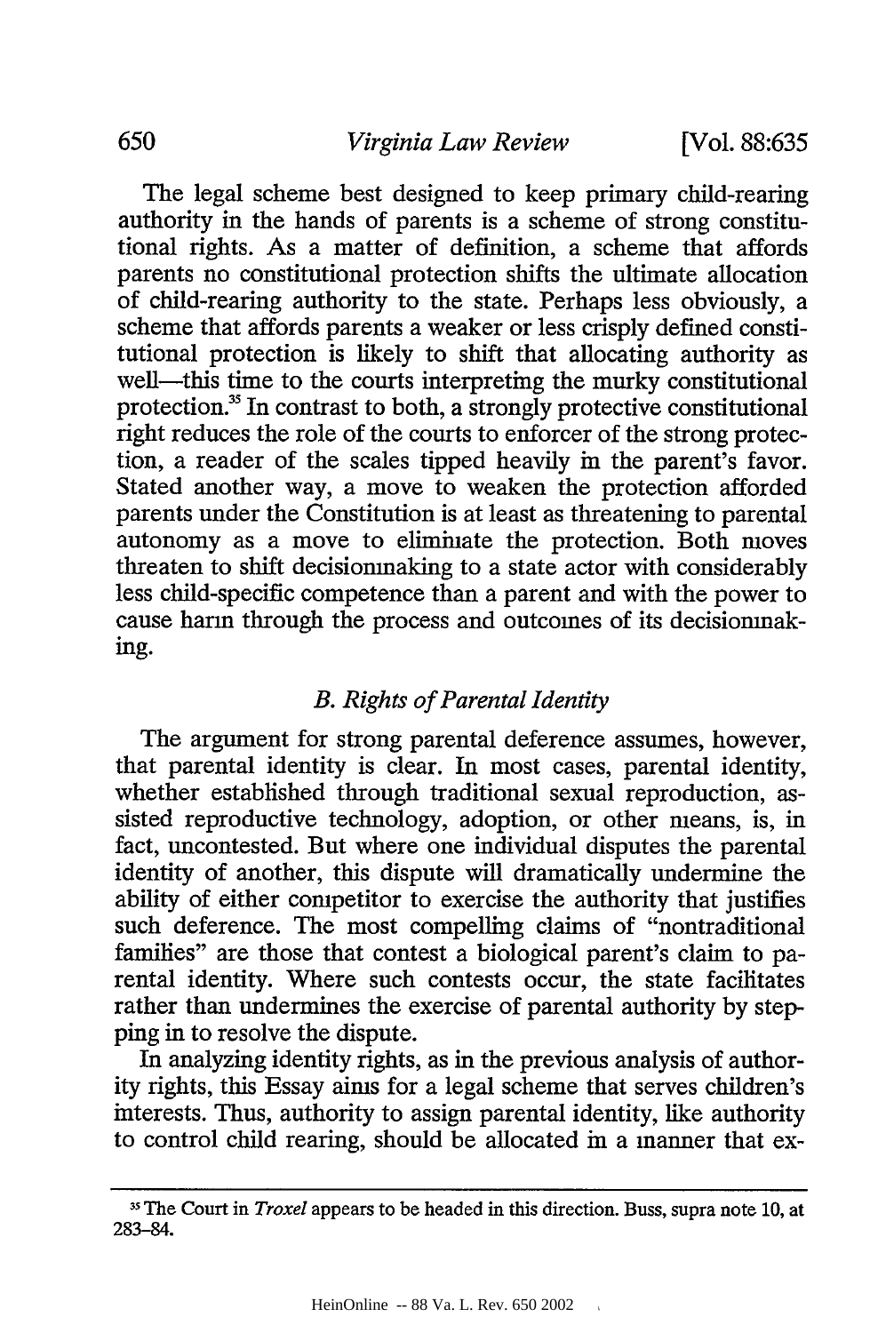The legal scheme best designed to keep primary child-rearing authority in the hands of parents is a scheme of strong constitutional rights. As a matter of definition, a scheme that affords parents no constitutional protection shifts the ultimate allocation of child-rearing authority to the state. Perhaps less obviously, a scheme that affords parents a weaker or less crisply defined constitutional protection is likely to shift that allocating authority as well—this time to the courts interpreting the murky constitutional protection.[35] In contrast to both, a strongly protective constitutional right reduces the role of the courts to enforcer of the strong protection, a reader of the scales tipped heavily in the parent's favor. Stated another way, a move to weaken the protection afforded parents under the Constitution is at least as threatening to parental autonomy as a move to eliminate the protection. Both moves threaten to shift decisionmaking to a state actor with considerably less child-specific competence than a parent and with the power to cause harm through the process and outcomes of its decisionmaking.

### *B. Rights of Parental Identity*

The argument for strong parental deference assumes, however, that parental identity is clear. In most cases, parental identity, whether established through traditional sexual reproduction, assisted reproductive technology, adoption, or other means, is, in fact, uncontested. But where one individual disputes the parental identity of another, this dispute will dramatically undermine the ability of either competitor to exercise the authority that justifies such deference. The most compelling claims of "nontraditional families" are those that contest a biological parent's claim to parental identity. Where such contests occur, the state facilitates rather than undermines the exercise of parental authority by stepping in to resolve the dispute.

In analyzing identity rights, as in the previous analysis of authority rights, this Essay aims for a legal scheme that serves children's interests. Thus, authority to assign parental identity, like authority to control child rearing, should be allocated in a manner that ex-

---

[35] The Court in *Troxel* appears to be headed in this direction. Buss, supra note 10, at 283–84.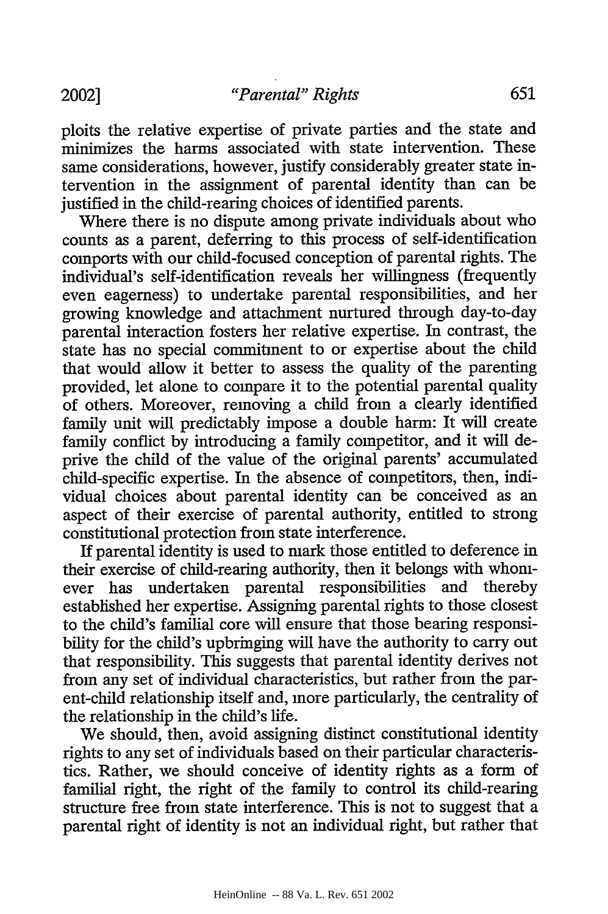ploits the relative expertise of private parties and the state and minimizes the harms associated with state intervention. These same considerations, however, justify considerably greater state intervention in the assignment of parental identity than can be justified in the child-rearing choices of identified parents.

Where there is no dispute among private individuals about who counts as a parent, deferring to this process of self-identification comports with our child-focused conception of parental rights. The individual's self-identification reveals her willingness (frequently even eagerness) to undertake parental responsibilities, and her growing knowledge and attachment nurtured through day-to-day parental interaction fosters her relative expertise. In contrast, the state has no special commitment to or expertise about the child that would allow it better to assess the quality of the parenting provided, let alone to compare it to the potential parental quality of others. Moreover, removing a child from a clearly identified family unit will predictably impose a double harm: It will create family conflict by introducing a family competitor, and it will deprive the child of the value of the original parents' accumulated child-specific expertise. In the absence of competitors, then, individual choices about parental identity can be conceived as an aspect of their exercise of parental authority, entitled to strong constitutional protection from state interference.

If parental identity is used to mark those entitled to deference in their exercise of child-rearing authority, then it belongs with whomever has undertaken parental responsibilities and thereby established her expertise. Assigning parental rights to those closest to the child's familial core will ensure that those bearing responsibility for the child's upbringing will have the authority to carry out that responsibility. This suggests that parental identity derives not from any set of individual characteristics, but rather from the parent-child relationship itself and, more particularly, the centrality of the relationship in the child's life.

We should, then, avoid assigning distinct constitutional identity rights to any set of individuals based on their particular characteristics. Rather, we should conceive of identity rights as a form of familial right, the right of the family to control its child-rearing structure free from state interference. This is not to suggest that a parental right of identity is not an individual right, but rather that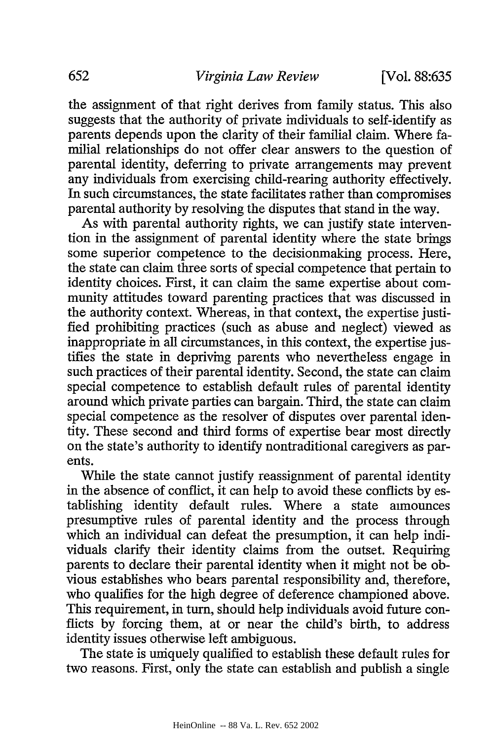the assignment of that right derives from family status. This also suggests that the authority of private individuals to self-identify as parents depends upon the clarity of their familial claim. Where familial relationships do not offer clear answers to the question of parental identity, deferring to private arrangements may prevent any individuals from exercising child-rearing authority effectively. In such circumstances, the state facilitates rather than compromises parental authority by resolving the disputes that stand in the way.

As with parental authority rights, we can justify state intervention in the assignment of parental identity where the state brings some superior competence to the decisionmaking process. Here, the state can claim three sorts of special competence that pertain to identity choices. First, it can claim the same expertise about community attitudes toward parenting practices that was discussed in the authority context. Whereas, in that context, the expertise justified prohibiting practices (such as abuse and neglect) viewed as inappropriate in all circumstances, in this context, the expertise justifies the state in depriving parents who nevertheless engage in such practices of their parental identity. Second, the state can claim special competence to establish default rules of parental identity around which private parties can bargain. Third, the state can claim special competence as the resolver of disputes over parental identity. These second and third forms of expertise bear most directly on the state's authority to identify nontraditional caregivers as parents.

While the state cannot justify reassignment of parental identity in the absence of conflict, it can help to avoid these conflicts by establishing identity default rules. Where a state announces presumptive rules of parental identity and the process through which an individual can defeat the presumption, it can help individuals clarify their identity claims from the outset. Requiring parents to declare their parental identity when it might not be obvious establishes who bears parental responsibility and, therefore, who qualifies for the high degree of deference championed above. This requirement, in turn, should help individuals avoid future conflicts by forcing them, at or near the child's birth, to address identity issues otherwise left ambiguous.

The state is uniquely qualified to establish these default rules for two reasons. First, only the state can establish and publish a single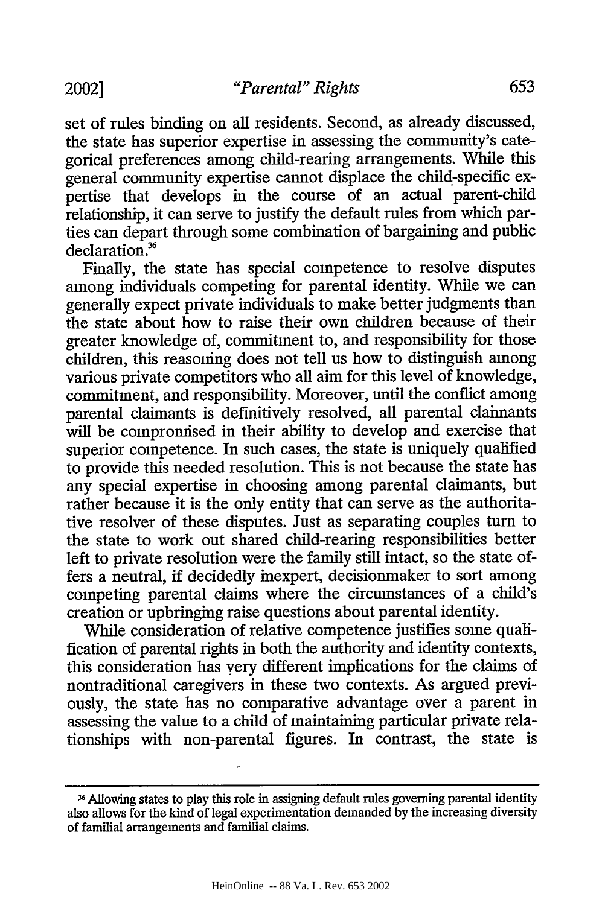set of rules binding on all residents. Second, as already discussed, the state has superior expertise in assessing the community's categorical preferences among child-rearing arrangements. While this general community expertise cannot displace the child-specific expertise that develops in the course of an actual parent-child relationship, it can serve to justify the default rules from which parties can depart through some combination of bargaining and public declaration.[36]

Finally, the state has special competence to resolve disputes among individuals competing for parental identity. While we can generally expect private individuals to make better judgments than the state about how to raise their own children because of their greater knowledge of, commitment to, and responsibility for those children, this reasoning does not tell us how to distinguish among various private competitors who all aim for this level of knowledge, commitment, and responsibility. Moreover, until the conflict among parental claimants is definitively resolved, all parental claimants will be compromised in their ability to develop and exercise that superior competence. In such cases, the state is uniquely qualified to provide this needed resolution. This is not because the state has any special expertise in choosing among parental claimants, but rather because it is the only entity that can serve as the authoritative resolver of these disputes. Just as separating couples turn to the state to work out shared child-rearing responsibilities better left to private resolution were the family still intact, so the state offers a neutral, if decidedly inexpert, decisionmaker to sort among competing parental claims where the circumstances of a child's creation or upbringing raise questions about parental identity.

While consideration of relative competence justifies some qualification of parental rights in both the authority and identity contexts, this consideration has very different implications for the claims of nontraditional caregivers in these two contexts. As argued previously, the state has no comparative advantage over a parent in assessing the value to a child of maintaining particular private relationships with non-parental figures. In contrast, the state is

---

[36] Allowing states to play this role in assigning default rules governing parental identity also allows for the kind of legal experimentation demanded by the increasing diversity of familial arrangements and familial claims.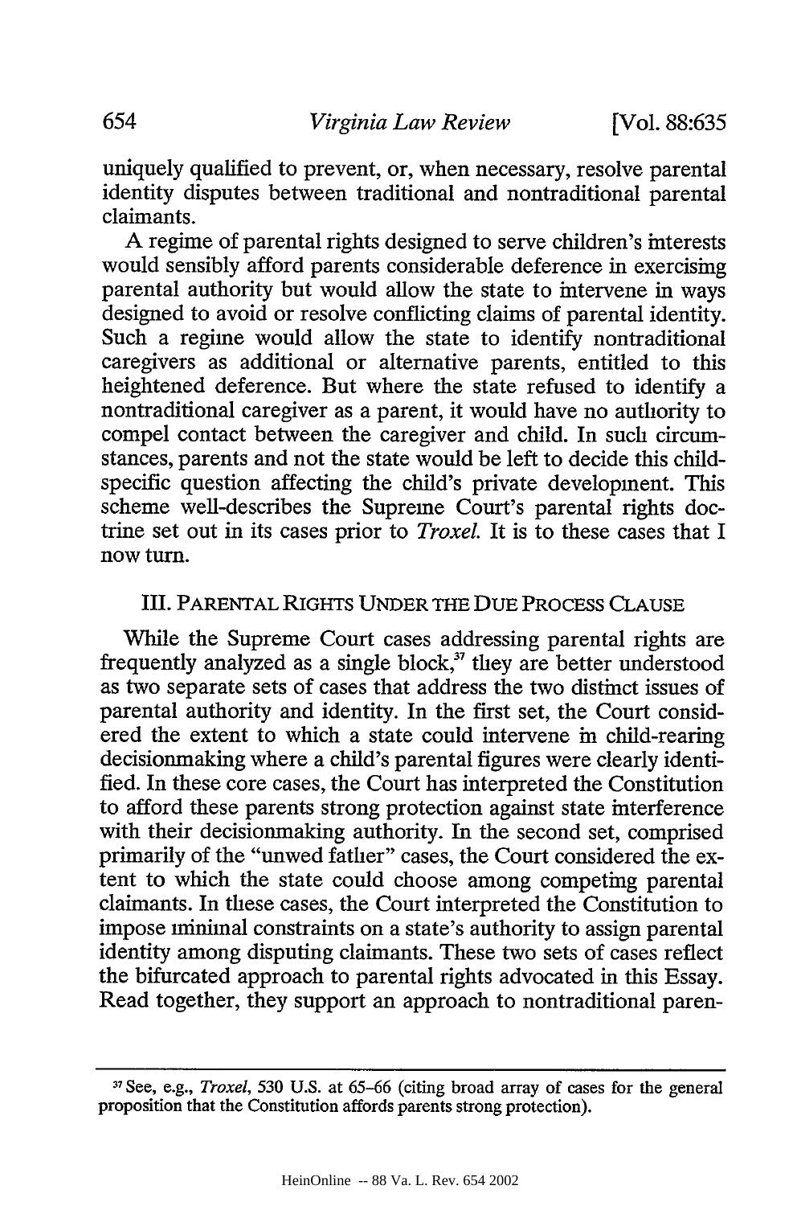uniquely qualified to prevent, or, when necessary, resolve parental identity disputes between traditional and nontraditional parental claimants.

A regime of parental rights designed to serve children's interests would sensibly afford parents considerable deference in exercising parental authority but would allow the state to intervene in ways designed to avoid or resolve conflicting claims of parental identity. Such a regime would allow the state to identify nontraditional caregivers as additional or alternative parents, entitled to this heightened deference. But where the state refused to identify a nontraditional caregiver as a parent, it would have no authority to compel contact between the caregiver and child. In such circumstances, parents and not the state would be left to decide this child-specific question affecting the child's private development. This scheme well-describes the Supreme Court's parental rights doctrine set out in its cases prior to *Troxel*. It is to these cases that I now turn.

## III. PARENTAL RIGHTS UNDER THE DUE PROCESS CLAUSE

While the Supreme Court cases addressing parental rights are frequently analyzed as a single block,[37] they are better understood as two separate sets of cases that address the two distinct issues of parental authority and identity. In the first set, the Court considered the extent to which a state could intervene in child-rearing decisionmaking where a child's parental figures were clearly identified. In these core cases, the Court has interpreted the Constitution to afford these parents strong protection against state interference with their decisionmaking authority. In the second set, comprised primarily of the "unwed father" cases, the Court considered the extent to which the state could choose among competing parental claimants. In these cases, the Court interpreted the Constitution to impose minimal constraints on a state's authority to assign parental identity among disputing claimants. These two sets of cases reflect the bifurcated approach to parental rights advocated in this Essay. Read together, they support an approach to nontraditional paren-

---

[37] See, e.g., *Troxel*, 530 U.S. at 65–66 (citing broad array of cases for the general proposition that the Constitution affords parents strong protection).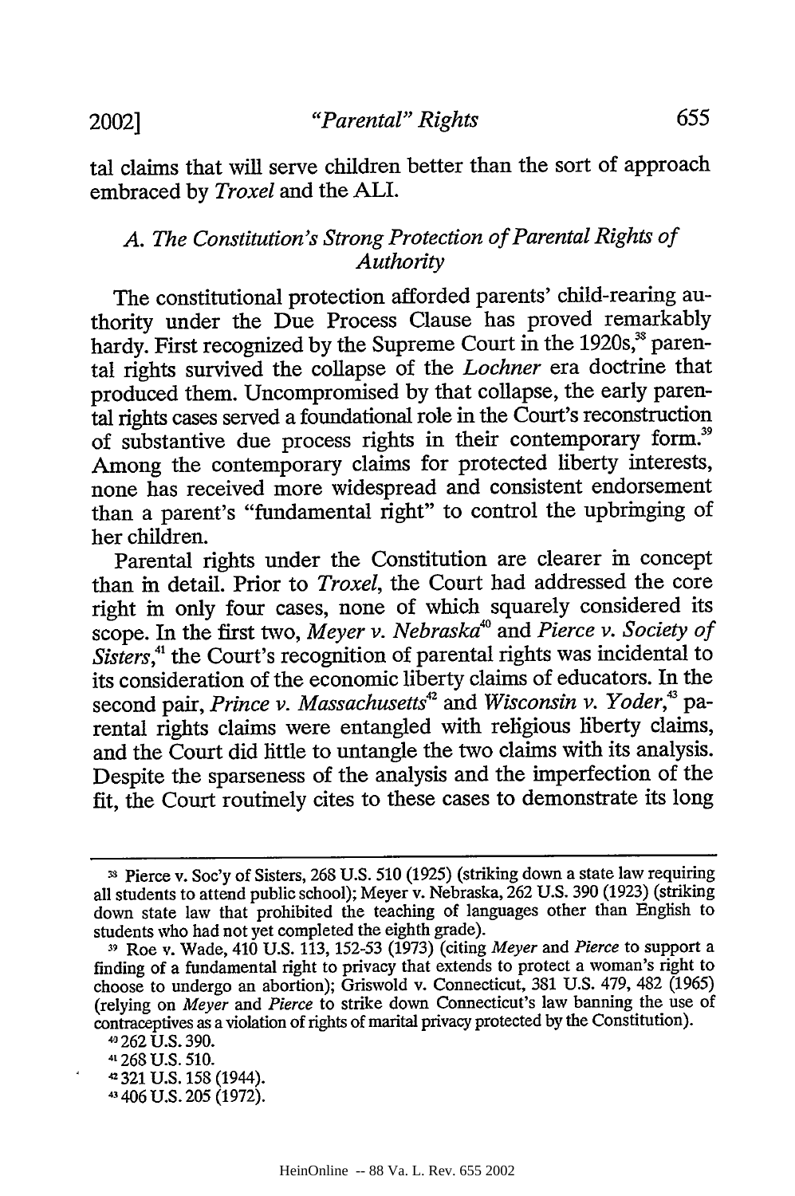tal claims that will serve children better than the sort of approach embraced by *Troxel* and the ALI.

### A. The Constitution's Strong Protection of Parental Rights of Authority

The constitutional protection afforded parents' child-rearing authority under the Due Process Clause has proved remarkably hardy. First recognized by the Supreme Court in the 1920s,[38] parental rights survived the collapse of the *Lochner* era doctrine that produced them. Uncompromised by that collapse, the early parental rights cases served a foundational role in the Court's reconstruction of substantive due process rights in their contemporary form.[39] Among the contemporary claims for protected liberty interests, none has received more widespread and consistent endorsement than a parent's "fundamental right" to control the upbringing of her children.

Parental rights under the Constitution are clearer in concept than in detail. Prior to *Troxel*, the Court had addressed the core right in only four cases, none of which squarely considered its scope. In the first two, *Meyer v. Nebraska*[40] and *Pierce v. Society of Sisters*,[41] the Court's recognition of parental rights was incidental to its consideration of the economic liberty claims of educators. In the second pair, *Prince v. Massachusetts*[42] and *Wisconsin v. Yoder*,[43] parental rights claims were entangled with religious liberty claims, and the Court did little to untangle the two claims with its analysis. Despite the sparseness of the analysis and the imperfection of the fit, the Court routinely cites to these cases to demonstrate its long

---

[38] Pierce v. Soc'y of Sisters, 268 U.S. 510 (1925) (striking down a state law requiring all students to attend public school); Meyer v. Nebraska, 262 U.S. 390 (1923) (striking down state law that prohibited the teaching of languages other than English to students who had not yet completed the eighth grade).

[39] Roe v. Wade, 410 U.S. 113, 152-53 (1973) (citing *Meyer* and *Pierce* to support a finding of a fundamental right to privacy that extends to protect a woman's right to choose to undergo an abortion); Griswold v. Connecticut, 381 U.S. 479, 482 (1965) (relying on *Meyer* and *Pierce* to strike down Connecticut's law banning the use of contraceptives as a violation of rights of marital privacy protected by the Constitution).

[40] 262 U.S. 390.

[41] 268 U.S. 510.

[42] 321 U.S. 158 (1944).

[43] 406 U.S. 205 (1972).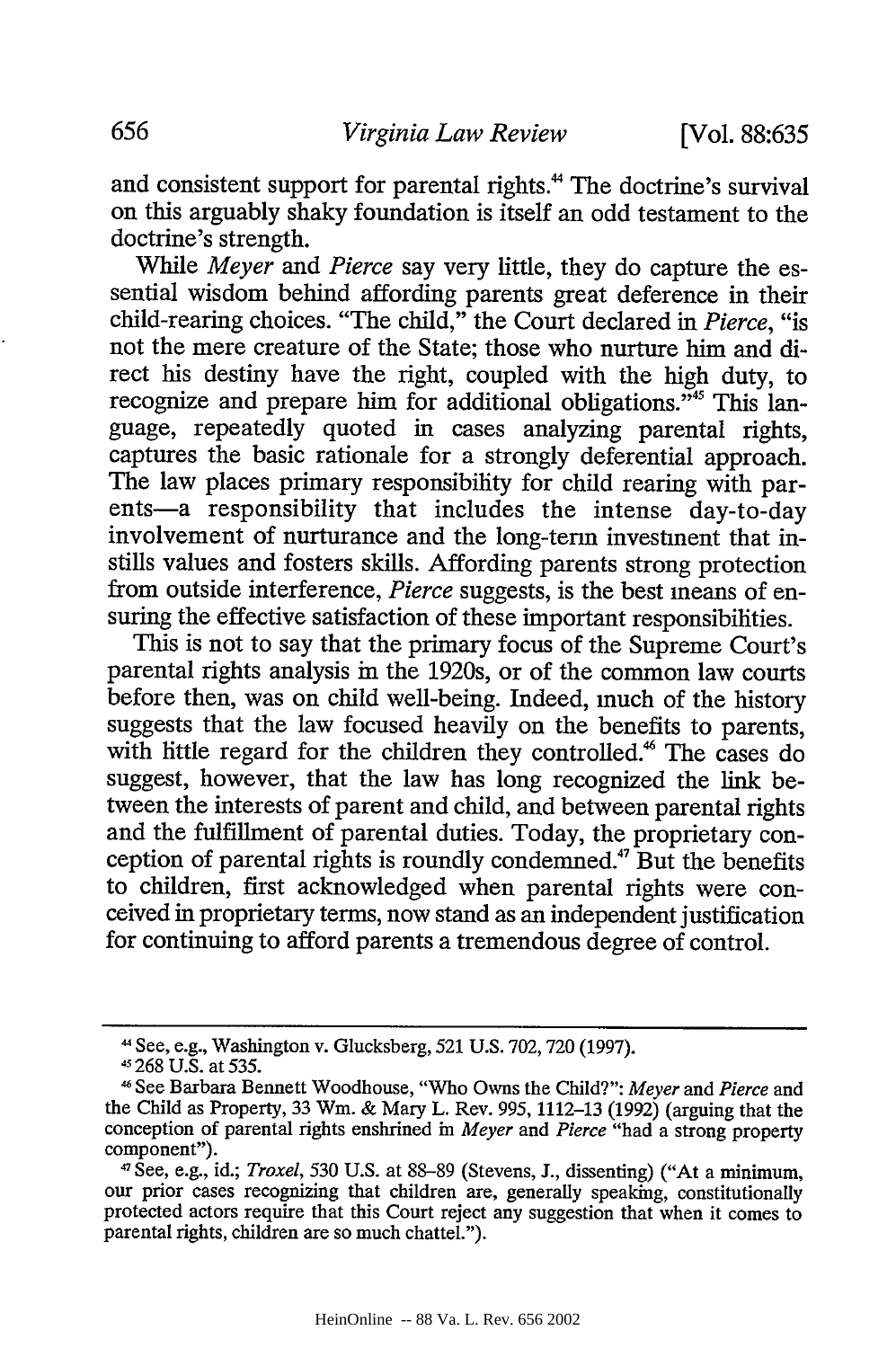and consistent support for parental rights.[44] The doctrine's survival on this arguably shaky foundation is itself an odd testament to the doctrine's strength.

While *Meyer* and *Pierce* say very little, they do capture the essential wisdom behind affording parents great deference in their child-rearing choices. "The child," the Court declared in *Pierce*, "is not the mere creature of the State; those who nurture him and direct his destiny have the right, coupled with the high duty, to recognize and prepare him for additional obligations."[45] This language, repeatedly quoted in cases analyzing parental rights, captures the basic rationale for a strongly deferential approach. The law places primary responsibility for child rearing with parents—a responsibility that includes the intense day-to-day involvement of nurturance and the long-term investment that instills values and fosters skills. Affording parents strong protection from outside interference, *Pierce* suggests, is the best means of ensuring the effective satisfaction of these important responsibilities.

This is not to say that the primary focus of the Supreme Court's parental rights analysis in the 1920s, or of the common law courts before then, was on child well-being. Indeed, much of the history suggests that the law focused heavily on the benefits to parents, with little regard for the children they controlled.[46] The cases do suggest, however, that the law has long recognized the link between the interests of parent and child, and between parental rights and the fulfillment of parental duties. Today, the proprietary conception of parental rights is roundly condemned.[47] But the benefits to children, first acknowledged when parental rights were conceived in proprietary terms, now stand as an independent justification for continuing to afford parents a tremendous degree of control.

---

[44] See, e.g., Washington v. Glucksberg, 521 U.S. 702, 720 (1997).

[45] 268 U.S. at 535.

[46] See Barbara Bennett Woodhouse, "Who Owns the Child?": *Meyer* and *Pierce* and the Child as Property, 33 Wm. & Mary L. Rev. 995, 1112–13 (1992) (arguing that the conception of parental rights enshrined in *Meyer* and *Pierce* "had a strong property component").

[47] See, e.g., id.; *Troxel*, 530 U.S. at 88–89 (Stevens, J., dissenting) ("At a minimum, our prior cases recognizing that children are, generally speaking, constitutionally protected actors require that this Court reject any suggestion that when it comes to parental rights, children are so much chattel.").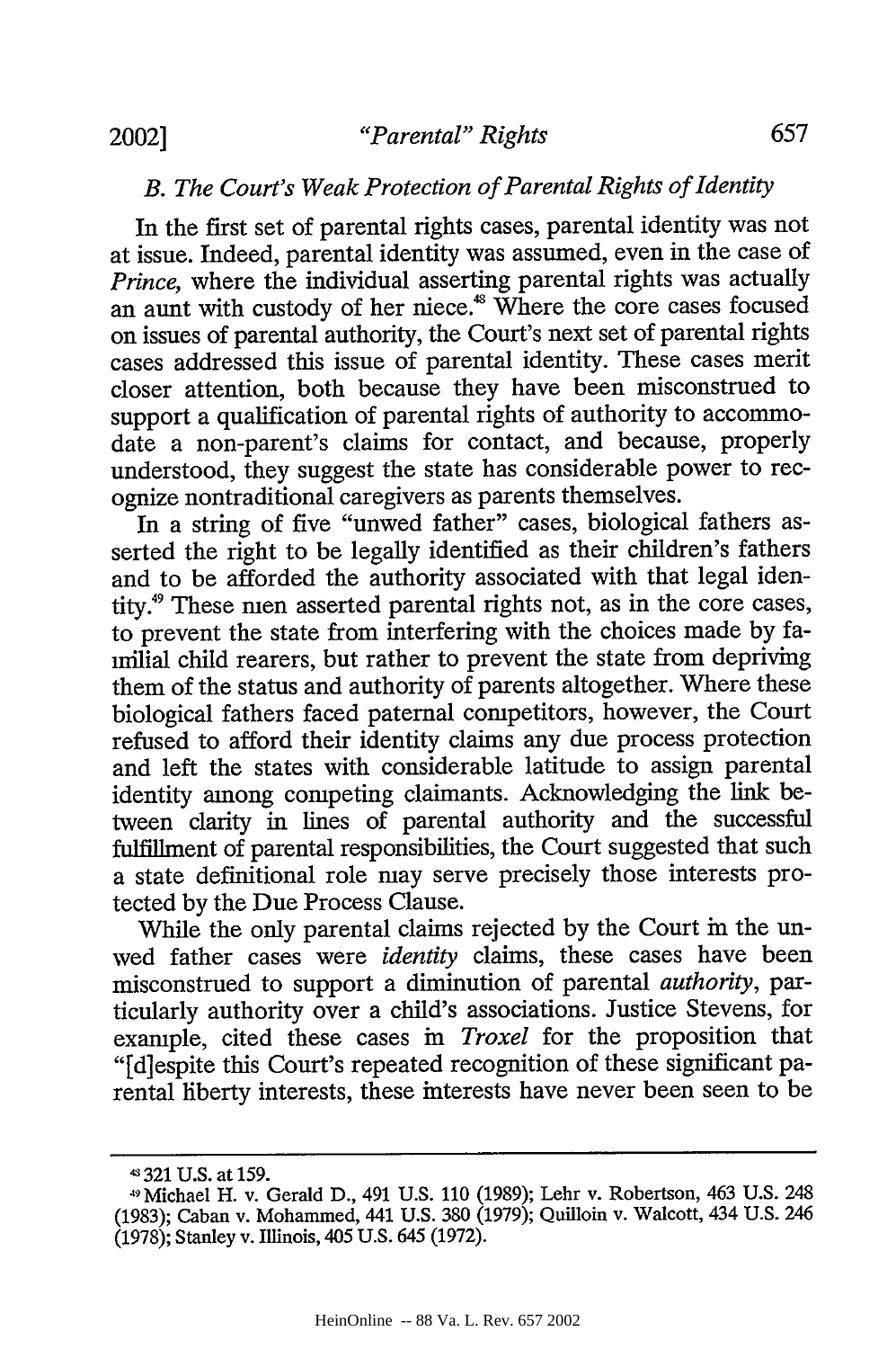### B. The Court's Weak Protection of Parental Rights of Identity

In the first set of parental rights cases, parental identity was not at issue. Indeed, parental identity was assumed, even in the case of *Prince*, where the individual asserting parental rights was actually an aunt with custody of her niece.[48] Where the core cases focused on issues of parental authority, the Court's next set of parental rights cases addressed this issue of parental identity. These cases merit closer attention, both because they have been misconstrued to support a qualification of parental rights of authority to accommodate a non-parent's claims for contact, and because, properly understood, they suggest the state has considerable power to recognize nontraditional caregivers as parents themselves.

In a string of five "unwed father" cases, biological fathers asserted the right to be legally identified as their children's fathers and to be afforded the authority associated with that legal identity.[49] These men asserted parental rights not, as in the core cases, to prevent the state from interfering with the choices made by familial child rearers, but rather to prevent the state from depriving them of the status and authority of parents altogether. Where these biological fathers faced paternal competitors, however, the Court refused to afford their identity claims any due process protection and left the states with considerable latitude to assign parental identity among competing claimants. Acknowledging the link between clarity in lines of parental authority and the successful fulfillment of parental responsibilities, the Court suggested that such a state definitional role may serve precisely those interests protected by the Due Process Clause.

While the only parental claims rejected by the Court in the unwed father cases were *identity* claims, these cases have been misconstrued to support a diminution of parental *authority*, particularly authority over a child's associations. Justice Stevens, for example, cited these cases in *Troxel* for the proposition that "[d]espite this Court's repeated recognition of these significant parental liberty interests, these interests have never been seen to be

---

[48] 321 U.S. at 159.

[49] Michael H. v. Gerald D., 491 U.S. 110 (1989); Lehr v. Robertson, 463 U.S. 248 (1983); Caban v. Mohammed, 441 U.S. 380 (1979); Quilloin v. Walcott, 434 U.S. 246 (1978); Stanley v. Illinois, 405 U.S. 645 (1972).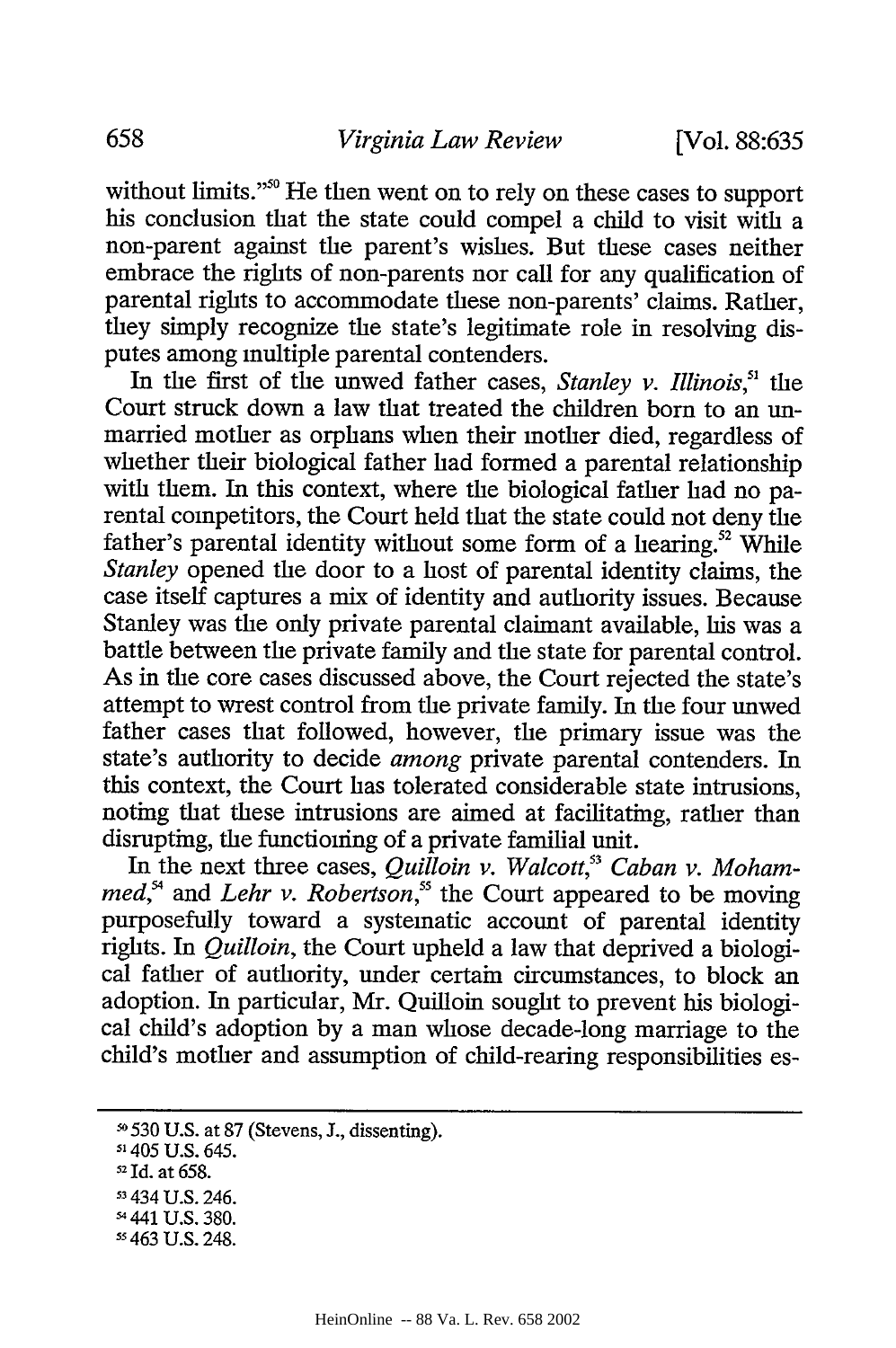without limits."[50] He then went on to rely on these cases to support his conclusion that the state could compel a child to visit with a non-parent against the parent's wishes. But these cases neither embrace the rights of non-parents nor call for any qualification of parental rights to accommodate these non-parents' claims. Rather, they simply recognize the state's legitimate role in resolving disputes among multiple parental contenders.

In the first of the unwed father cases, *Stanley v. Illinois*,[51] the Court struck down a law that treated the children born to an unmarried mother as orphans when their mother died, regardless of whether their biological father had formed a parental relationship with them. In this context, where the biological father had no parental competitors, the Court held that the state could not deny the father's parental identity without some form of a hearing.[52] While *Stanley* opened the door to a host of parental identity claims, the case itself captures a mix of identity and authority issues. Because Stanley was the only private parental claimant available, his was a battle between the private family and the state for parental control. As in the core cases discussed above, the Court rejected the state's attempt to wrest control from the private family. In the four unwed father cases that followed, however, the primary issue was the state's authority to decide *among* private parental contenders. In this context, the Court has tolerated considerable state intrusions, noting that these intrusions are aimed at facilitating, rather than disrupting, the functioning of a private familial unit.

In the next three cases, *Quilloin v. Walcott*,[53] *Caban v. Mohammed*,[54] and *Lehr v. Robertson*,[55] the Court appeared to be moving purposefully toward a systematic account of parental identity rights. In *Quilloin*, the Court upheld a law that deprived a biological father of authority, under certain circumstances, to block an adoption. In particular, Mr. Quilloin sought to prevent his biological child's adoption by a man whose decade-long marriage to the child's mother and assumption of child-rearing responsibilities es-

---

[50] 530 U.S. at 87 (Stevens, J., dissenting).

[51] 405 U.S. 645.

[52] Id. at 658.

[53] 434 U.S. 246.

[54] 441 U.S. 380.

[55] 463 U.S. 248.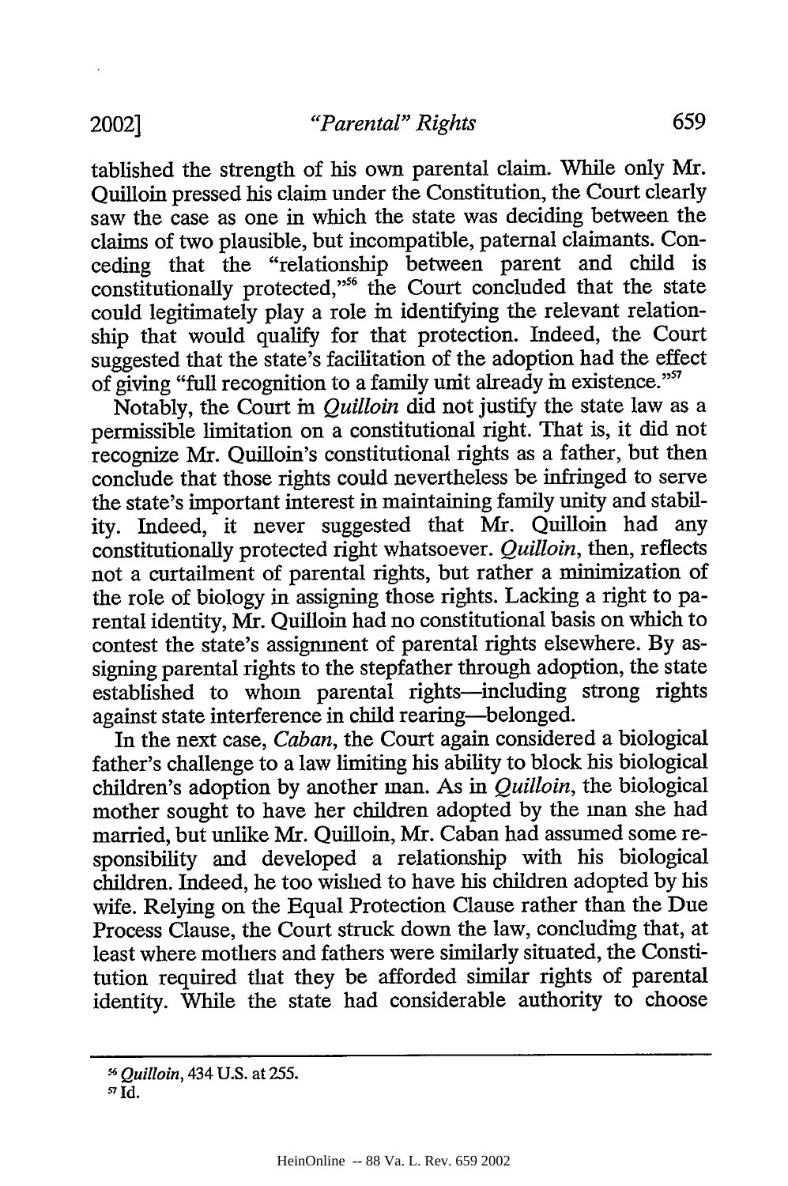tablished the strength of his own parental claim. While only Mr. Quilloin pressed his claim under the Constitution, the Court clearly saw the case as one in which the state was deciding between the claims of two plausible, but incompatible, paternal claimants. Conceding that the "relationship between parent and child is constitutionally protected,"[56] the Court concluded that the state could legitimately play a role in identifying the relevant relationship that would qualify for that protection. Indeed, the Court suggested that the state's facilitation of the adoption had the effect of giving "full recognition to a family unit already in existence."[57]

Notably, the Court in *Quilloin* did not justify the state law as a permissible limitation on a constitutional right. That is, it did not recognize Mr. Quilloin's constitutional rights as a father, but then conclude that those rights could nevertheless be infringed to serve the state's important interest in maintaining family unity and stability. Indeed, it never suggested that Mr. Quilloin had any constitutionally protected right whatsoever. *Quilloin*, then, reflects not a curtailment of parental rights, but rather a minimization of the role of biology in assigning those rights. Lacking a right to parental identity, Mr. Quilloin had no constitutional basis on which to contest the state's assignment of parental rights elsewhere. By assigning parental rights to the stepfather through adoption, the state established to whom parental rights—including strong rights against state interference in child rearing—belonged.

In the next case, *Caban*, the Court again considered a biological father's challenge to a law limiting his ability to block his biological children's adoption by another man. As in *Quilloin*, the biological mother sought to have her children adopted by the man she had married, but unlike Mr. Quilloin, Mr. Caban had assumed some responsibility and developed a relationship with his biological children. Indeed, he too wished to have his children adopted by his wife. Relying on the Equal Protection Clause rather than the Due Process Clause, the Court struck down the law, concluding that, at least where mothers and fathers were similarly situated, the Constitution required that they be afforded similar rights of parental identity. While the state had considerable authority to choose

---

[56] *Quilloin*, 434 U.S. at 255.

[57] Id.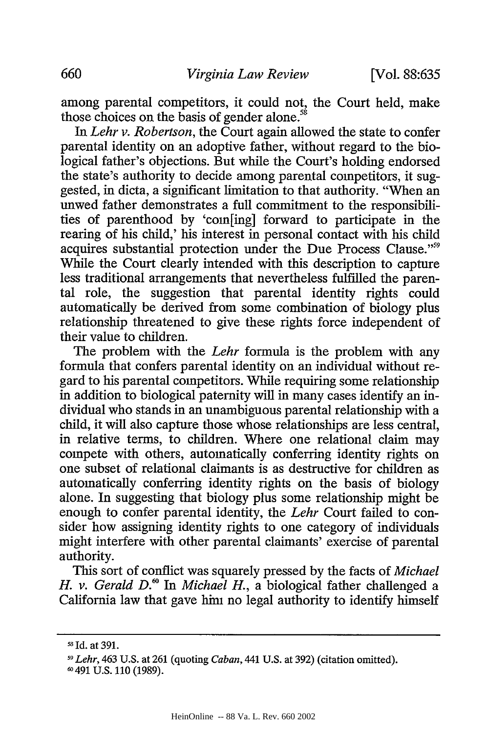among parental competitors, it could not, the Court held, make those choices on the basis of gender alone.[58]

In *Lehr v. Robertson*, the Court again allowed the state to confer parental identity on an adoptive father, without regard to the biological father's objections. But while the Court's holding endorsed the state's authority to decide among parental competitors, it suggested, in dicta, a significant limitation to that authority. "When an unwed father demonstrates a full commitment to the responsibilities of parenthood by 'com[ing] forward to participate in the rearing of his child,' his interest in personal contact with his child acquires substantial protection under the Due Process Clause."[59] While the Court clearly intended with this description to capture less traditional arrangements that nevertheless fulfilled the parental role, the suggestion that parental identity rights could automatically be derived from some combination of biology plus relationship threatened to give these rights force independent of their value to children.

The problem with the *Lehr* formula is the problem with any formula that confers parental identity on an individual without regard to his parental competitors. While requiring some relationship in addition to biological paternity will in many cases identify an individual who stands in an unambiguous parental relationship with a child, it will also capture those whose relationships are less central, in relative terms, to children. Where one relational claim may compete with others, automatically conferring identity rights on one subset of relational claimants is as destructive for children as automatically conferring identity rights on the basis of biology alone. In suggesting that biology plus some relationship might be enough to confer parental identity, the *Lehr* Court failed to consider how assigning identity rights to one category of individuals might interfere with other parental claimants' exercise of parental authority.

This sort of conflict was squarely pressed by the facts of *Michael H. v. Gerald D.*[60] In *Michael H.*, a biological father challenged a California law that gave him no legal authority to identify himself

---

[58] Id. at 391.

[59] *Lehr*, 463 U.S. at 261 (quoting *Caban*, 441 U.S. at 392) (citation omitted).

[60] 491 U.S. 110 (1989).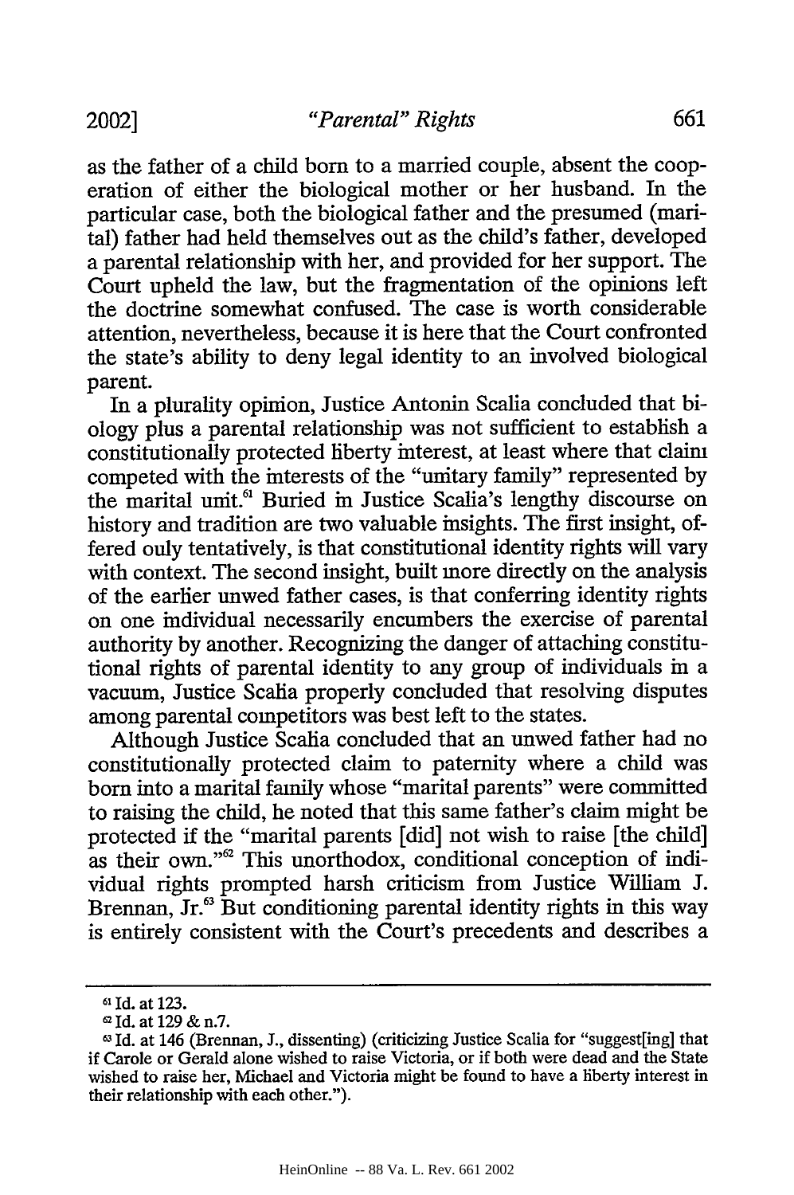as the father of a child born to a married couple, absent the cooperation of either the biological mother or her husband. In the particular case, both the biological father and the presumed (marital) father had held themselves out as the child's father, developed a parental relationship with her, and provided for her support. The Court upheld the law, but the fragmentation of the opinions left the doctrine somewhat confused. The case is worth considerable attention, nevertheless, because it is here that the Court confronted the state's ability to deny legal identity to an involved biological parent.

In a plurality opinion, Justice Antonin Scalia concluded that biology plus a parental relationship was not sufficient to establish a constitutionally protected liberty interest, at least where that claim competed with the interests of the "unitary family" represented by the marital unit.[61] Buried in Justice Scalia's lengthy discourse on history and tradition are two valuable insights. The first insight, offered only tentatively, is that constitutional identity rights will vary with context. The second insight, built more directly on the analysis of the earlier unwed father cases, is that conferring identity rights on one individual necessarily encumbers the exercise of parental authority by another. Recognizing the danger of attaching constitutional rights of parental identity to any group of individuals in a vacuum, Justice Scalia properly concluded that resolving disputes among parental competitors was best left to the states.

Although Justice Scalia concluded that an unwed father had no constitutionally protected claim to paternity where a child was born into a marital family whose "marital parents" were committed to raising the child, he noted that this same father's claim might be protected if the "marital parents [did] not wish to raise [the child] as their own."[62] This unorthodox, conditional conception of individual rights prompted harsh criticism from Justice William J. Brennan, Jr.[63] But conditioning parental identity rights in this way is entirely consistent with the Court's precedents and describes a

---

[61] Id. at 123.

[62] Id. at 129 & n.7.

[63] Id. at 146 (Brennan, J., dissenting) (criticizing Justice Scalia for "suggest[ing] that if Carole or Gerald alone wished to raise Victoria, or if both were dead and the State wished to raise her, Michael and Victoria might be found to have a liberty interest in their relationship with each other.").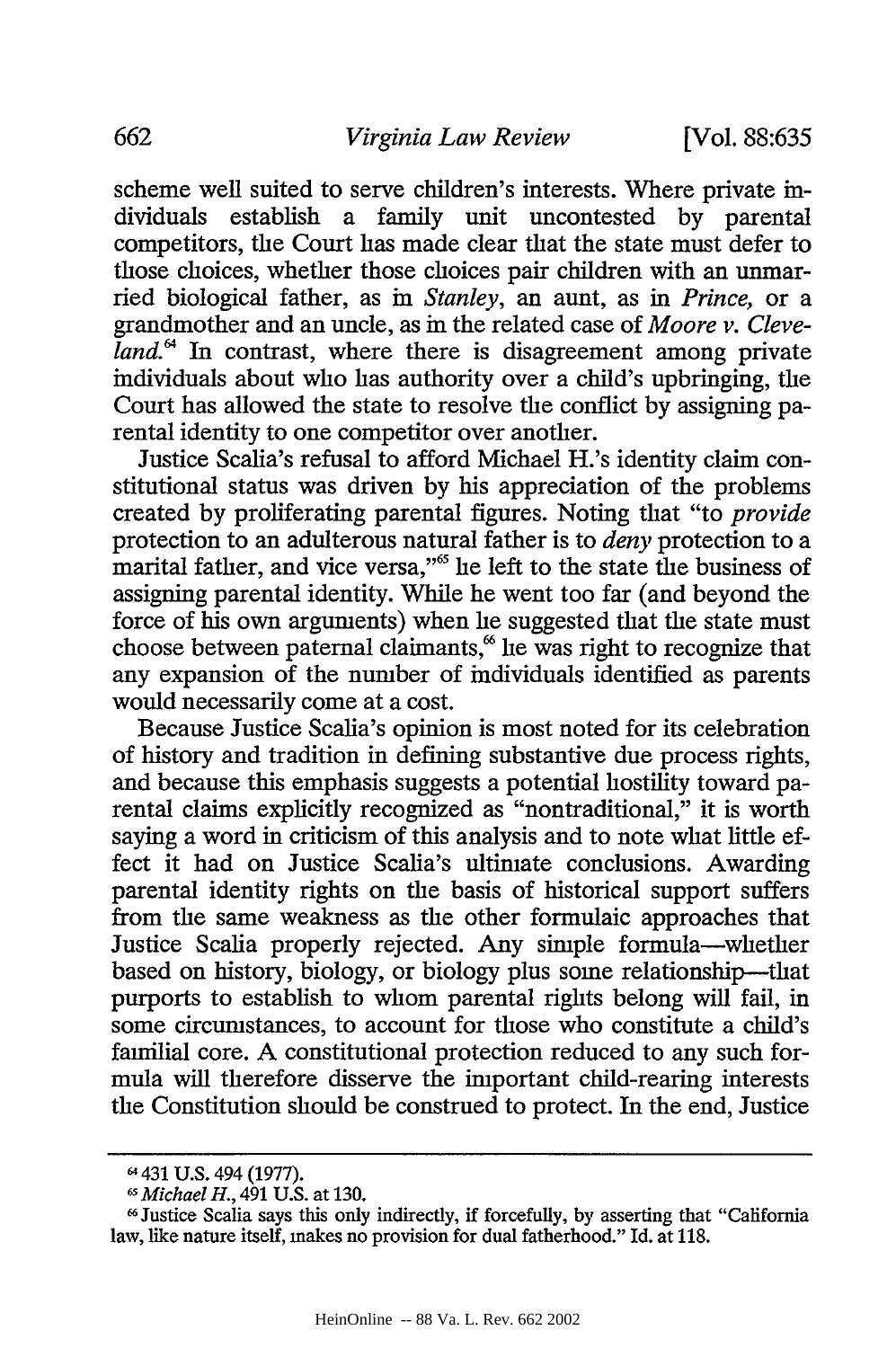scheme well suited to serve children's interests. Where private individuals establish a family unit uncontested by parental competitors, the Court has made clear that the state must defer to those choices, whether those choices pair children with an unmarried biological father, as in *Stanley*, an aunt, as in *Prince*, or a grandmother and an uncle, as in the related case of *Moore v. Cleveland*.[64] In contrast, where there is disagreement among private individuals about who has authority over a child's upbringing, the Court has allowed the state to resolve the conflict by assigning parental identity to one competitor over another.

Justice Scalia's refusal to afford Michael H.'s identity claim constitutional status was driven by his appreciation of the problems created by proliferating parental figures. Noting that "to *provide* protection to an adulterous natural father is to *deny* protection to a marital father, and vice versa,"[65] he left to the state the business of assigning parental identity. While he went too far (and beyond the force of his own arguments) when he suggested that the state must choose between paternal claimants,[66] he was right to recognize that any expansion of the number of individuals identified as parents would necessarily come at a cost.

Because Justice Scalia's opinion is most noted for its celebration of history and tradition in defining substantive due process rights, and because this emphasis suggests a potential hostility toward parental claims explicitly recognized as "nontraditional," it is worth saying a word in criticism of this analysis and to note what little effect it had on Justice Scalia's ultimate conclusions. Awarding parental identity rights on the basis of historical support suffers from the same weakness as the other formulaic approaches that Justice Scalia properly rejected. Any simple formula—whether based on history, biology, or biology plus some relationship—that purports to establish to whom parental rights belong will fail, in some circumstances, to account for those who constitute a child's familial core. A constitutional protection reduced to any such formula will therefore disserve the important child-rearing interests the Constitution should be construed to protect. In the end, Justice

---

[64] 431 U.S. 494 (1977).

[65] *Michael H.*, 491 U.S. at 130.

[66] Justice Scalia says this only indirectly, if forcefully, by asserting that "California law, like nature itself, makes no provision for dual fatherhood." Id. at 118.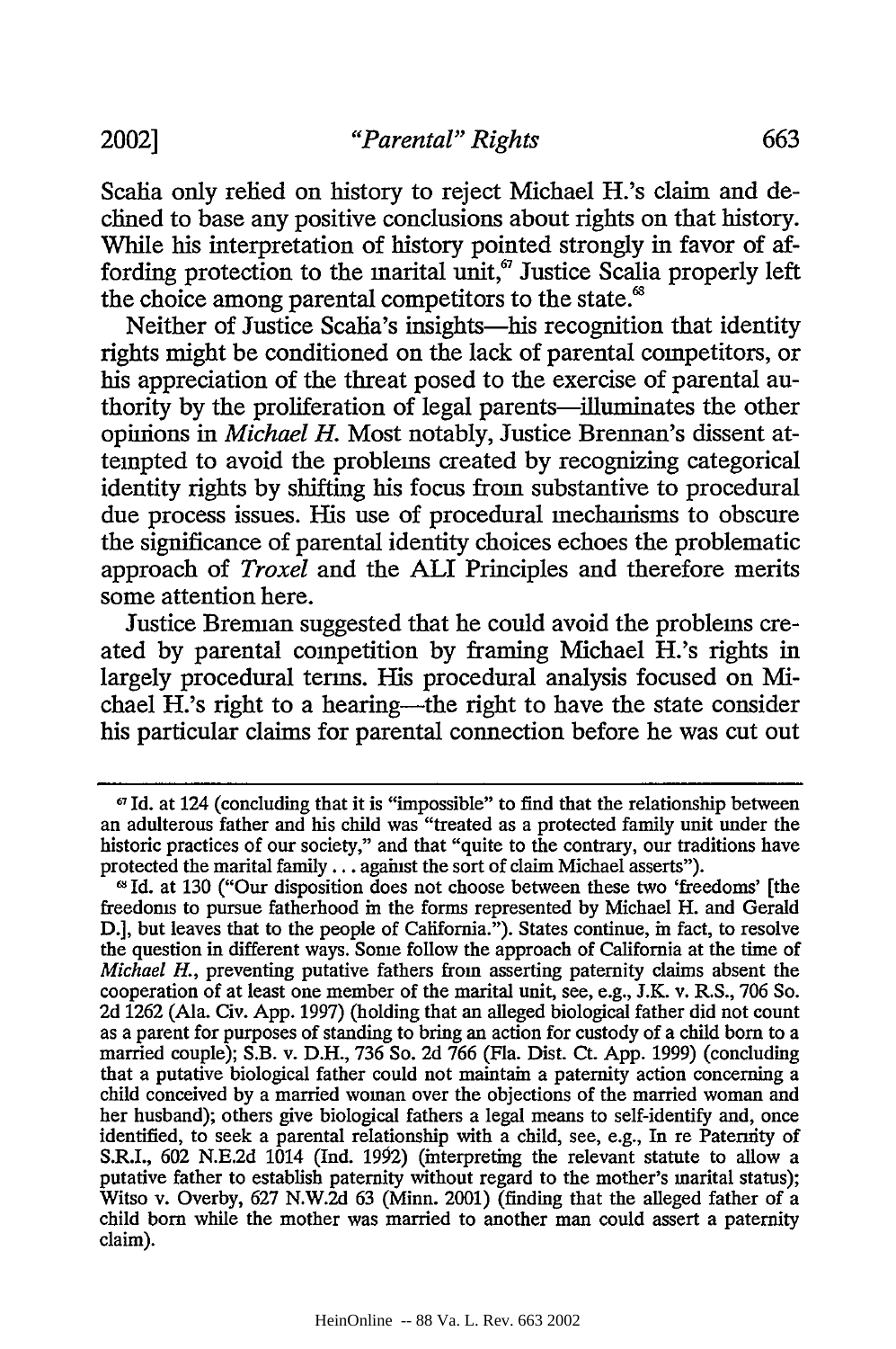Scalia only relied on history to reject Michael H.'s claim and declined to base any positive conclusions about rights on that history. While his interpretation of history pointed strongly in favor of affording protection to the marital unit,[67] Justice Scalia properly left the choice among parental competitors to the state.[68]

Neither of Justice Scalia's insights—his recognition that identity rights might be conditioned on the lack of parental competitors, or his appreciation of the threat posed to the exercise of parental authority by the proliferation of legal parents—illuminates the other opinions in *Michael H.* Most notably, Justice Brennan's dissent attempted to avoid the problems created by recognizing categorical identity rights by shifting his focus from substantive to procedural due process issues. His use of procedural mechanisms to obscure the significance of parental identity choices echoes the problematic approach of *Troxel* and the ALI Principles and therefore merits some attention here.

Justice Brennan suggested that he could avoid the problems created by parental competition by framing Michael H.'s rights in largely procedural terms. His procedural analysis focused on Michael H.'s right to a hearing—the right to have the state consider his particular claims for parental connection before he was cut out

---

[67] Id. at 124 (concluding that it is "impossible" to find that the relationship between an adulterous father and his child was "treated as a protected family unit under the historic practices of our society," and that "quite to the contrary, our traditions have protected the marital family . . . against the sort of claim Michael asserts").

[68] Id. at 130 ("Our disposition does not choose between these two 'freedoms' [the freedoms to pursue fatherhood in the forms represented by Michael H. and Gerald D.], but leaves that to the people of California."). States continue, in fact, to resolve the question in different ways. Some follow the approach of California at the time of *Michael H.*, preventing putative fathers from asserting paternity claims absent the cooperation of at least one member of the marital unit, see, e.g., J.K. v. R.S., 706 So. 2d 1262 (Ala. Civ. App. 1997) (holding that an alleged biological father did not count as a parent for purposes of standing to bring an action for custody of a child born to a married couple); S.B. v. D.H., 736 So. 2d 766 (Fla. Dist. Ct. App. 1999) (concluding that a putative biological father could not maintain a paternity action concerning a child conceived by a married woman over the objections of the married woman and her husband); others give biological fathers a legal means to self-identify and, once identified, to seek a parental relationship with a child, see, e.g., In re Paternity of S.R.I., 602 N.E.2d 1014 (Ind. 1992) (interpreting the relevant statute to allow a putative father to establish paternity without regard to the mother's marital status); Witso v. Overby, 627 N.W.2d 63 (Minn. 2001) (finding that the alleged father of a child born while the mother was married to another man could assert a paternity claim).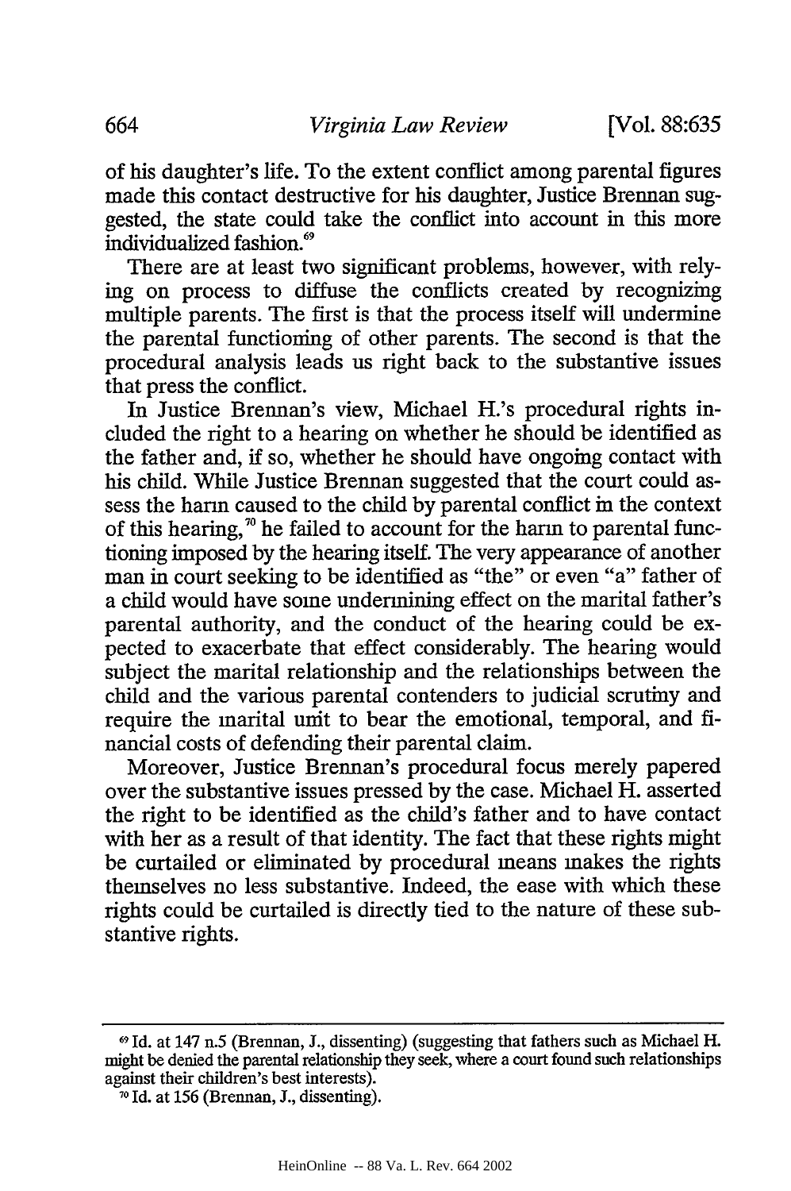of his daughter's life. To the extent conflict among parental figures made this contact destructive for his daughter, Justice Brennan suggested, the state could take the conflict into account in this more individualized fashion.[69]

There are at least two significant problems, however, with relying on process to diffuse the conflicts created by recognizing multiple parents. The first is that the process itself will undermine the parental functioning of other parents. The second is that the procedural analysis leads us right back to the substantive issues that press the conflict.

In Justice Brennan's view, Michael H.'s procedural rights included the right to a hearing on whether he should be identified as the father and, if so, whether he should have ongoing contact with his child. While Justice Brennan suggested that the court could assess the harm caused to the child by parental conflict in the context of this hearing,[70] he failed to account for the harm to parental functioning imposed by the hearing itself. The very appearance of another man in court seeking to be identified as "the" or even "a" father of a child would have some undermining effect on the marital father's parental authority, and the conduct of the hearing could be expected to exacerbate that effect considerably. The hearing would subject the marital relationship and the relationships between the child and the various parental contenders to judicial scrutiny and require the marital unit to bear the emotional, temporal, and financial costs of defending their parental claim.

Moreover, Justice Brennan's procedural focus merely papered over the substantive issues pressed by the case. Michael H. asserted the right to be identified as the child's father and to have contact with her as a result of that identity. The fact that these rights might be curtailed or eliminated by procedural means makes the rights themselves no less substantive. Indeed, the ease with which these rights could be curtailed is directly tied to the nature of these substantive rights.

---

[69] Id. at 147 n.5 (Brennan, J., dissenting) (suggesting that fathers such as Michael H. might be denied the parental relationship they seek, where a court found such relationships against their children's best interests).

[70] Id. at 156 (Brennan, J., dissenting).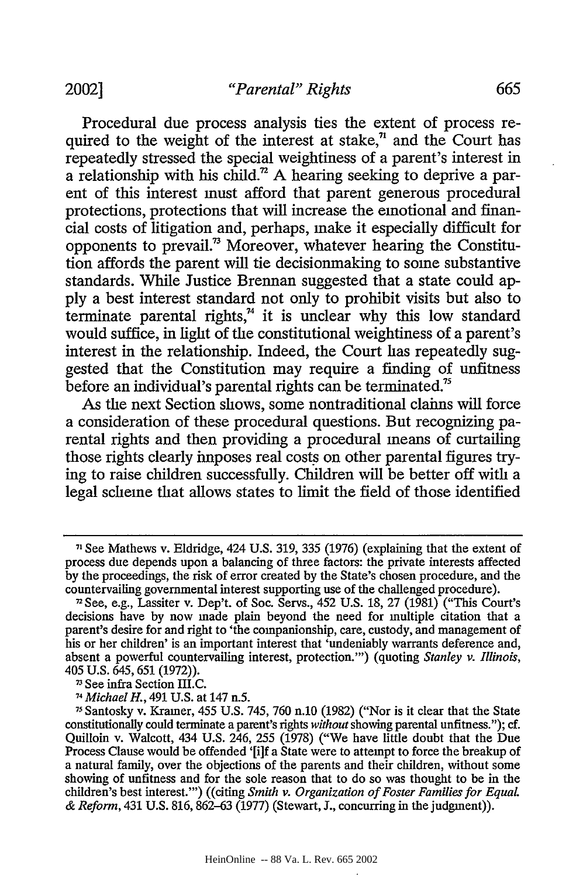Procedural due process analysis ties the extent of process required to the weight of the interest at stake,[71] and the Court has repeatedly stressed the special weightiness of a parent's interest in a relationship with his child.[72] A hearing seeking to deprive a parent of this interest must afford that parent generous procedural protections, protections that will increase the emotional and financial costs of litigation and, perhaps, make it especially difficult for opponents to prevail.[73] Moreover, whatever hearing the Constitution affords the parent will tie decisionmaking to some substantive standards. While Justice Brennan suggested that a state could apply a best interest standard not only to prohibit visits but also to terminate parental rights,[74] it is unclear why this low standard would suffice, in light of the constitutional weightiness of a parent's interest in the relationship. Indeed, the Court has repeatedly suggested that the Constitution may require a finding of unfitness before an individual's parental rights can be terminated.[75]

As the next Section shows, some nontraditional claims will force a consideration of these procedural questions. But recognizing parental rights and then providing a procedural means of curtailing those rights clearly imposes real costs on other parental figures trying to raise children successfully. Children will be better off with a legal scheme that allows states to limit the field of those identified

---

[71] See Mathews v. Eldridge, 424 U.S. 319, 335 (1976) (explaining that the extent of process due depends upon a balancing of three factors: the private interests affected by the proceedings, the risk of error created by the State's chosen procedure, and the countervailing governmental interest supporting use of the challenged procedure).

[72] See, e.g., Lassiter v. Dep't. of Soc. Servs., 452 U.S. 18, 27 (1981) ("This Court's decisions have by now made plain beyond the need for multiple citation that a parent's desire for and right to 'the companionship, care, custody, and management of his or her children' is an important interest that 'undeniably warrants deference and, absent a powerful countervailing interest, protection.'") (quoting *Stanley v. Illinois*, 405 U.S. 645, 651 (1972)).

[73] See infra Section III.C.

[74] *Michael H.*, 491 U.S. at 147 n.5.

[75] Santosky v. Kramer, 455 U.S. 745, 760 n.10 (1982) ("Nor is it clear that the State constitutionally could terminate a parent's rights *without* showing parental unfitness."); cf. Quilloin v. Walcott, 434 U.S. 246, 255 (1978) ("We have little doubt that the Due Process Clause would be offended '[i]f a State were to attempt to force the breakup of a natural family, over the objections of the parents and their children, without some showing of unfitness and for the sole reason that to do so was thought to be in the children's best interest.'") ((citing *Smith v. Organization of Foster Families for Equal & Reform*, 431 U.S. 816, 862–63 (1977) (Stewart, J., concurring in the judgment)).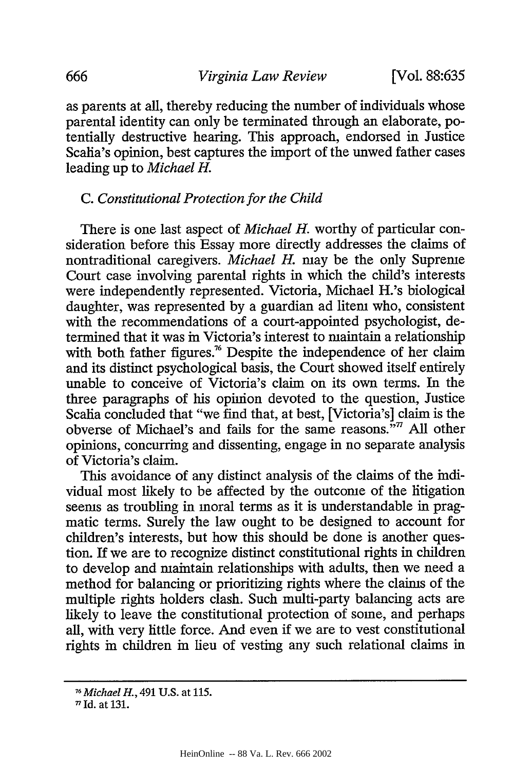as parents at all, thereby reducing the number of individuals whose parental identity can only be terminated through an elaborate, potentially destructive hearing. This approach, endorsed in Justice Scalia's opinion, best captures the import of the unwed father cases leading up to *Michael H.*

### C. *Constitutional Protection for the Child*

There is one last aspect of *Michael H.* worthy of particular consideration before this Essay more directly addresses the claims of nontraditional caregivers. *Michael H.* may be the only Supreme Court case involving parental rights in which the child's interests were independently represented. Victoria, Michael H.'s biological daughter, was represented by a guardian ad litem who, consistent with the recommendations of a court-appointed psychologist, determined that it was in Victoria's interest to maintain a relationship with both father figures.[76] Despite the independence of her claim and its distinct psychological basis, the Court showed itself entirely unable to conceive of Victoria's claim on its own terms. In the three paragraphs of his opinion devoted to the question, Justice Scalia concluded that "we find that, at best, [Victoria's] claim is the obverse of Michael's and fails for the same reasons."[77] All other opinions, concurring and dissenting, engage in no separate analysis of Victoria's claim.

This avoidance of any distinct analysis of the claims of the individual most likely to be affected by the outcome of the litigation seems as troubling in moral terms as it is understandable in pragmatic terms. Surely the law ought to be designed to account for children's interests, but how this should be done is another question. If we are to recognize distinct constitutional rights in children to develop and maintain relationships with adults, then we need a method for balancing or prioritizing rights where the claims of the multiple rights holders clash. Such multi-party balancing acts are likely to leave the constitutional protection of some, and perhaps all, with very little force. And even if we are to vest constitutional rights in children in lieu of vesting any such relational claims in

---

[76] *Michael H.*, 491 U.S. at 115.

[77] Id. at 131.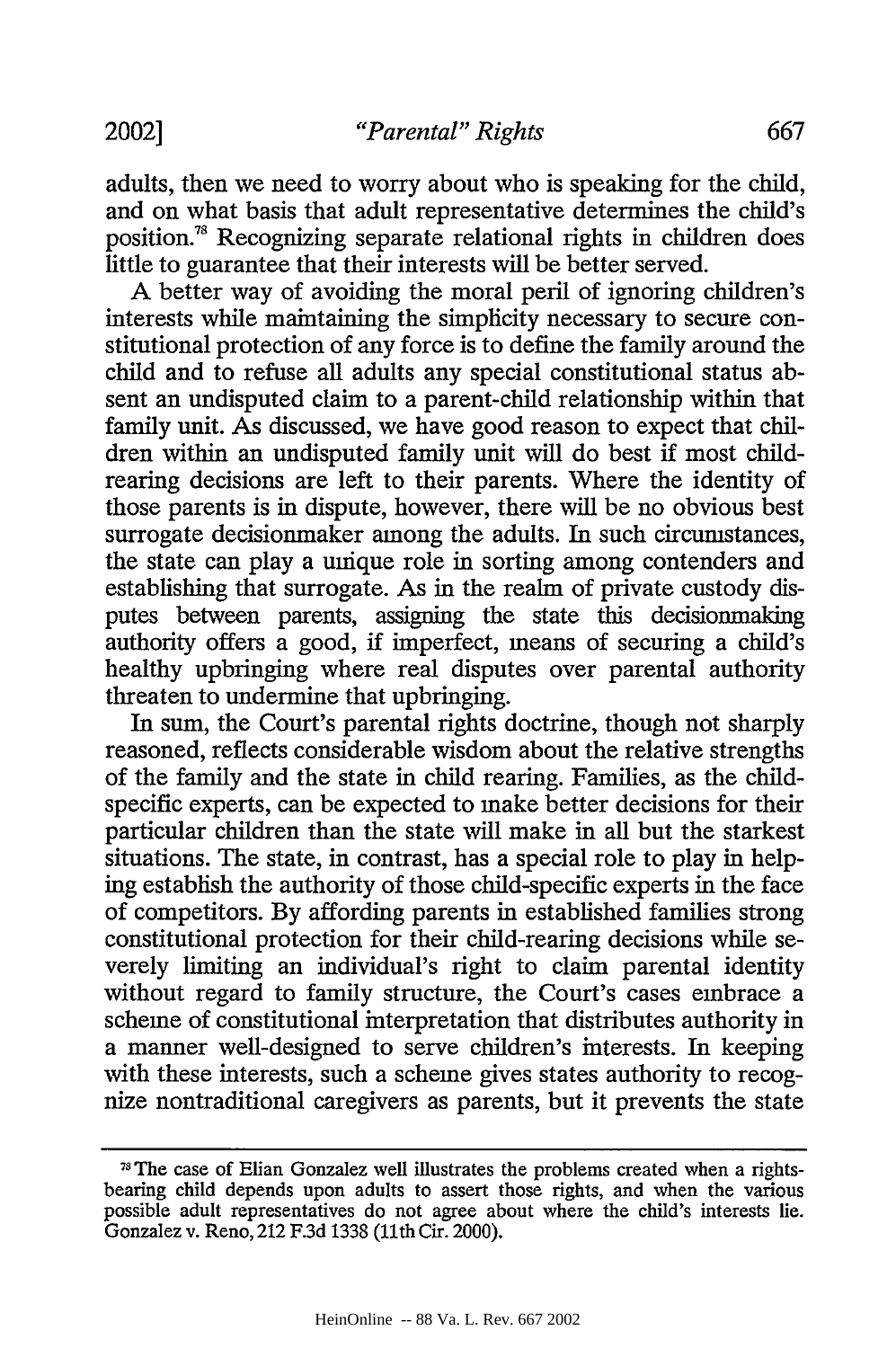adults, then we need to worry about who is speaking for the child, and on what basis that adult representative determines the child's position.[78] Recognizing separate relational rights in children does little to guarantee that their interests will be better served.

A better way of avoiding the moral peril of ignoring children's interests while maintaining the simplicity necessary to secure constitutional protection of any force is to define the family around the child and to refuse all adults any special constitutional status absent an undisputed claim to a parent-child relationship within that family unit. As discussed, we have good reason to expect that children within an undisputed family unit will do best if most child-rearing decisions are left to their parents. Where the identity of those parents is in dispute, however, there will be no obvious best surrogate decisionmaker among the adults. In such circumstances, the state can play a unique role in sorting among contenders and establishing that surrogate. As in the realm of private custody disputes between parents, assigning the state this decisionmaking authority offers a good, if imperfect, means of securing a child's healthy upbringing where real disputes over parental authority threaten to undermine that upbringing.

In sum, the Court's parental rights doctrine, though not sharply reasoned, reflects considerable wisdom about the relative strengths of the family and the state in child rearing. Families, as the child-specific experts, can be expected to make better decisions for their particular children than the state will make in all but the starkest situations. The state, in contrast, has a special role to play in helping establish the authority of those child-specific experts in the face of competitors. By affording parents in established families strong constitutional protection for their child-rearing decisions while severely limiting an individual's right to claim parental identity without regard to family structure, the Court's cases embrace a scheme of constitutional interpretation that distributes authority in a manner well-designed to serve children's interests. In keeping with these interests, such a scheme gives states authority to recognize nontraditional caregivers as parents, but it prevents the state

---

[78] The case of Elian Gonzalez well illustrates the problems created when a rights-bearing child depends upon adults to assert those rights, and when the various possible adult representatives do not agree about where the child's interests lie. Gonzalez v. Reno, 212 F.3d 1338 (11th Cir. 2000).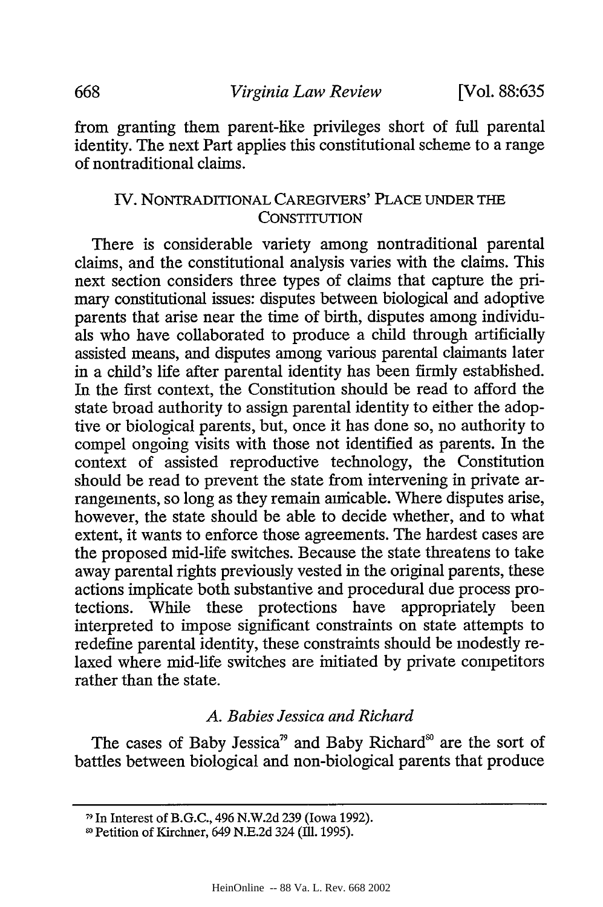from granting them parent-like privileges short of full parental identity. The next Part applies this constitutional scheme to a range of nontraditional claims.

## IV. NONTRADITIONAL CAREGIVERS' PLACE UNDER THE CONSTITUTION

There is considerable variety among nontraditional parental claims, and the constitutional analysis varies with the claims. This next section considers three types of claims that capture the primary constitutional issues: disputes between biological and adoptive parents that arise near the time of birth, disputes among individuals who have collaborated to produce a child through artificially assisted means, and disputes among various parental claimants later in a child's life after parental identity has been firmly established. In the first context, the Constitution should be read to afford the state broad authority to assign parental identity to either the adoptive or biological parents, but, once it has done so, no authority to compel ongoing visits with those not identified as parents. In the context of assisted reproductive technology, the Constitution should be read to prevent the state from intervening in private arrangements, so long as they remain amicable. Where disputes arise, however, the state should be able to decide whether, and to what extent, it wants to enforce those agreements. The hardest cases are the proposed mid-life switches. Because the state threatens to take away parental rights previously vested in the original parents, these actions implicate both substantive and procedural due process protections. While these protections have appropriately been interpreted to impose significant constraints on state attempts to redefine parental identity, these constraints should be modestly relaxed where mid-life switches are initiated by private competitors rather than the state.

### *A. Babies Jessica and Richard*

The cases of Baby Jessica[79] and Baby Richard[80] are the sort of battles between biological and non-biological parents that produce

---

[79] In Interest of B.G.C., 496 N.W.2d 239 (Iowa 1992).

[80] Petition of Kirchner, 649 N.E.2d 324 (Ill. 1995).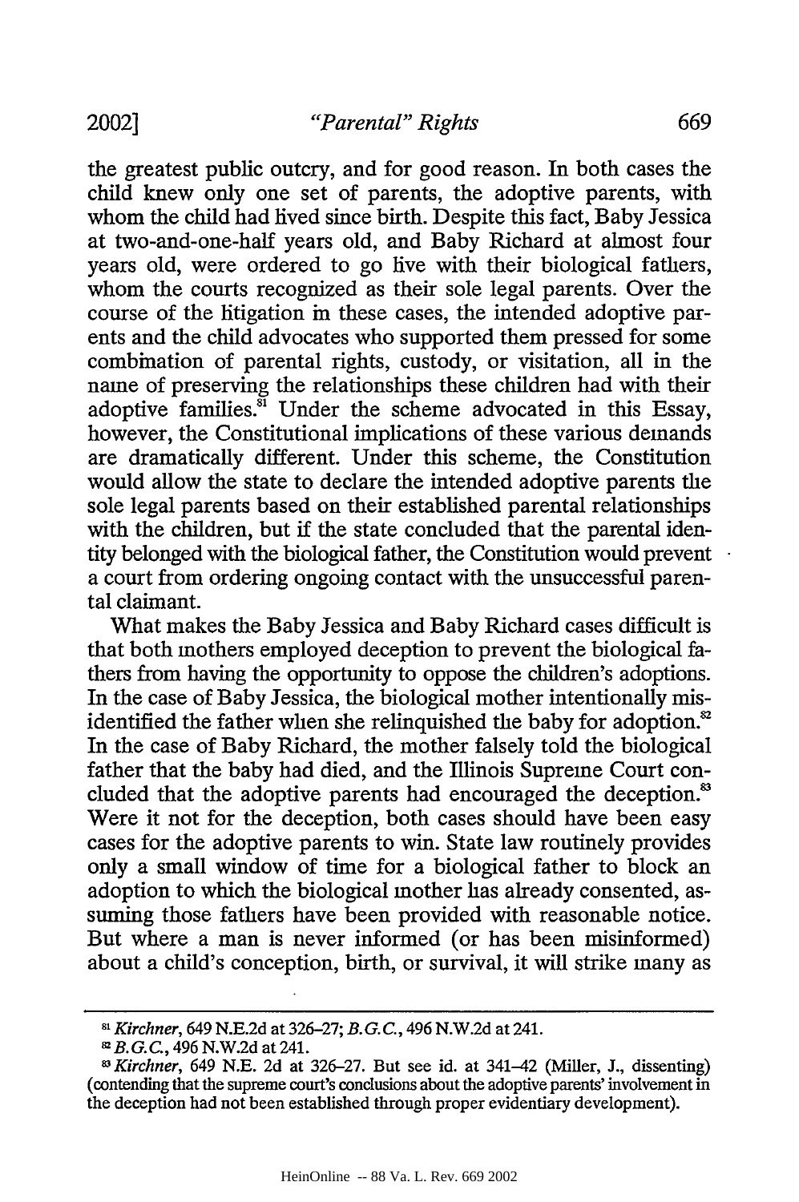the greatest public outcry, and for good reason. In both cases the child knew only one set of parents, the adoptive parents, with whom the child had lived since birth. Despite this fact, Baby Jessica at two-and-one-half years old, and Baby Richard at almost four years old, were ordered to go live with their biological fathers, whom the courts recognized as their sole legal parents. Over the course of the litigation in these cases, the intended adoptive parents and the child advocates who supported them pressed for some combination of parental rights, custody, or visitation, all in the name of preserving the relationships these children had with their adoptive families.[81] Under the scheme advocated in this Essay, however, the Constitutional implications of these various demands are dramatically different. Under this scheme, the Constitution would allow the state to declare the intended adoptive parents the sole legal parents based on their established parental relationships with the children, but if the state concluded that the parental identity belonged with the biological father, the Constitution would prevent a court from ordering ongoing contact with the unsuccessful parental claimant.

What makes the Baby Jessica and Baby Richard cases difficult is that both mothers employed deception to prevent the biological fathers from having the opportunity to oppose the children's adoptions. In the case of Baby Jessica, the biological mother intentionally misidentified the father when she relinquished the baby for adoption.[82] In the case of Baby Richard, the mother falsely told the biological father that the baby had died, and the Illinois Supreme Court concluded that the adoptive parents had encouraged the deception.[83] Were it not for the deception, both cases should have been easy cases for the adoptive parents to win. State law routinely provides only a small window of time for a biological father to block an adoption to which the biological mother has already consented, assuming those fathers have been provided with reasonable notice. But where a man is never informed (or has been misinformed) about a child's conception, birth, or survival, it will strike many as

---

[81] *Kirchner*, 649 N.E.2d at 326–27; *B.G.C.*, 496 N.W.2d at 241.

[82] *B.G.C.*, 496 N.W.2d at 241.

[83] *Kirchner*, 649 N.E. 2d at 326–27. But see id. at 341–42 (Miller, J., dissenting) (contending that the supreme court's conclusions about the adoptive parents' involvement in the deception had not been established through proper evidentiary development).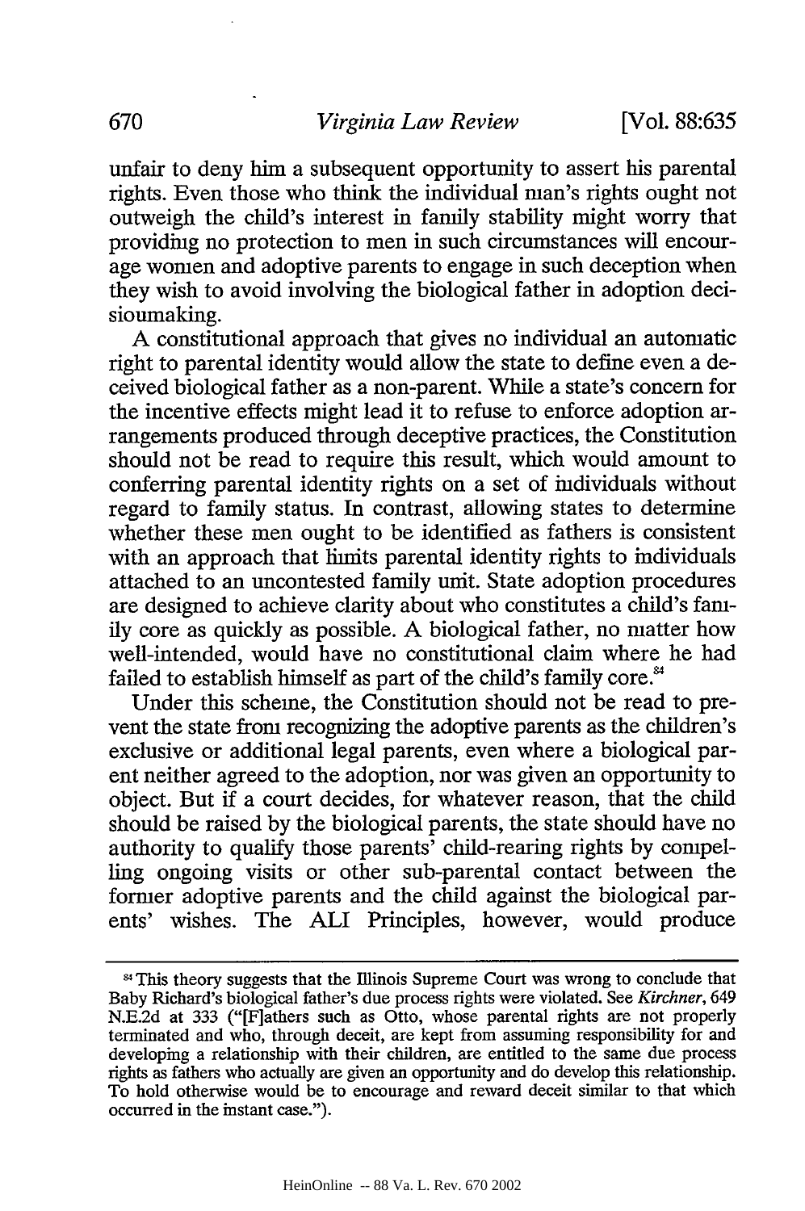unfair to deny him a subsequent opportunity to assert his parental rights. Even those who think the individual man's rights ought not outweigh the child's interest in family stability might worry that providing no protection to men in such circumstances will encourage women and adoptive parents to engage in such deception when they wish to avoid involving the biological father in adoption decisionmaking.

A constitutional approach that gives no individual an automatic right to parental identity would allow the state to define even a deceived biological father as a non-parent. While a state's concern for the incentive effects might lead it to refuse to enforce adoption arrangements produced through deceptive practices, the Constitution should not be read to require this result, which would amount to conferring parental identity rights on a set of individuals without regard to family status. In contrast, allowing states to determine whether these men ought to be identified as fathers is consistent with an approach that limits parental identity rights to individuals attached to an uncontested family unit. State adoption procedures are designed to achieve clarity about who constitutes a child's family core as quickly as possible. A biological father, no matter how well-intended, would have no constitutional claim where he had failed to establish himself as part of the child's family core.[84]

Under this scheme, the Constitution should not be read to prevent the state from recognizing the adoptive parents as the children's exclusive or additional legal parents, even where a biological parent neither agreed to the adoption, nor was given an opportunity to object. But if a court decides, for whatever reason, that the child should be raised by the biological parents, the state should have no authority to qualify those parents' child-rearing rights by compelling ongoing visits or other sub-parental contact between the former adoptive parents and the child against the biological parents' wishes. The ALI Principles, however, would produce

---

[84] This theory suggests that the Illinois Supreme Court was wrong to conclude that Baby Richard's biological father's due process rights were violated. See *Kirchner*, 649 N.E.2d at 333 ("[F]athers such as Otto, whose parental rights are not properly terminated and who, through deceit, are kept from assuming responsibility for and developing a relationship with their children, are entitled to the same due process rights as fathers who actually are given an opportunity and do develop this relationship. To hold otherwise would be to encourage and reward deceit similar to that which occurred in the instant case.").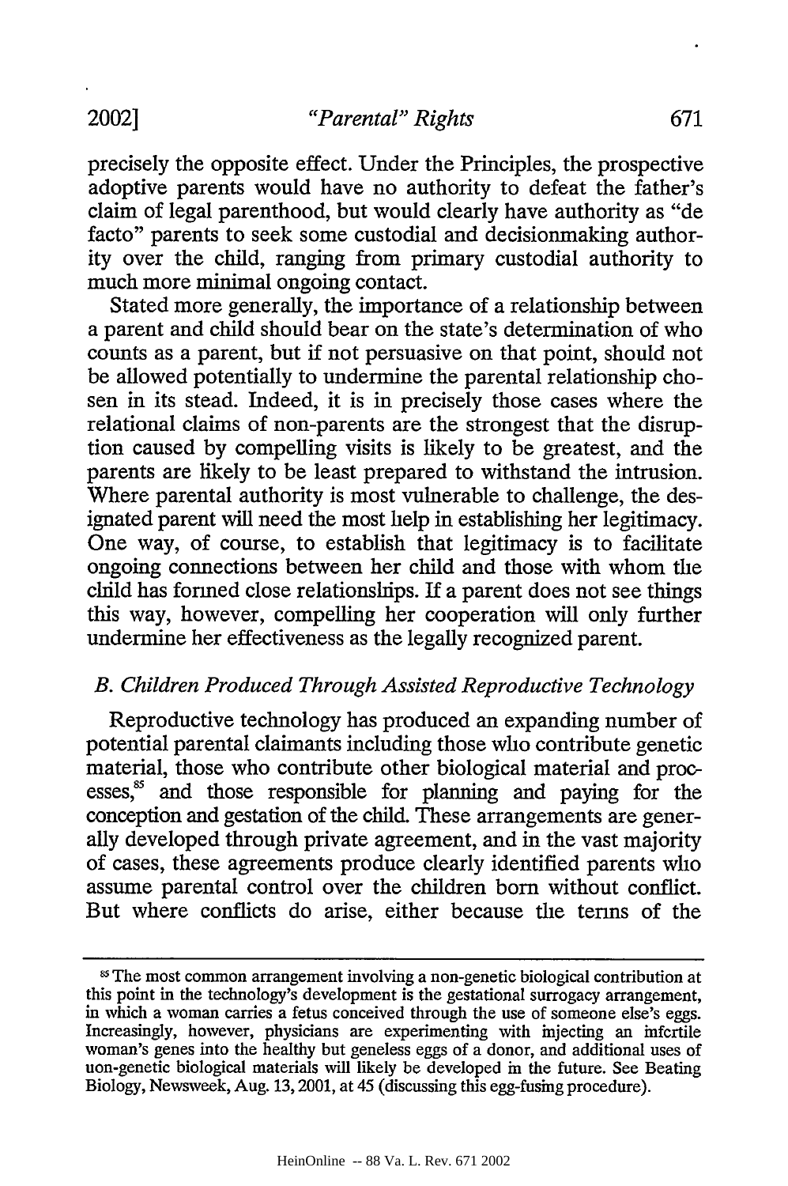precisely the opposite effect. Under the Principles, the prospective adoptive parents would have no authority to defeat the father's claim of legal parenthood, but would clearly have authority as "de facto" parents to seek some custodial and decisionmaking authority over the child, ranging from primary custodial authority to much more minimal ongoing contact.

Stated more generally, the importance of a relationship between a parent and child should bear on the state's determination of who counts as a parent, but if not persuasive on that point, should not be allowed potentially to undermine the parental relationship chosen in its stead. Indeed, it is in precisely those cases where the relational claims of non-parents are the strongest that the disruption caused by compelling visits is likely to be greatest, and the parents are likely to be least prepared to withstand the intrusion. Where parental authority is most vulnerable to challenge, the designated parent will need the most help in establishing her legitimacy. One way, of course, to establish that legitimacy is to facilitate ongoing connections between her child and those with whom the child has formed close relationships. If a parent does not see things this way, however, compelling her cooperation will only further undermine her effectiveness as the legally recognized parent.

### *B. Children Produced Through Assisted Reproductive Technology*

Reproductive technology has produced an expanding number of potential parental claimants including those who contribute genetic material, those who contribute other biological material and processes,[85] and those responsible for planning and paying for the conception and gestation of the child. These arrangements are generally developed through private agreement, and in the vast majority of cases, these agreements produce clearly identified parents who assume parental control over the children born without conflict. But where conflicts do arise, either because the terms of the

---

[85] The most common arrangement involving a non-genetic biological contribution at this point in the technology's development is the gestational surrogacy arrangement, in which a woman carries a fetus conceived through the use of someone else's eggs. Increasingly, however, physicians are experimenting with injecting an infertile woman's genes into the healthy but geneless eggs of a donor, and additional uses of non-genetic biological materials will likely be developed in the future. See Beating Biology, Newsweek, Aug. 13, 2001, at 45 (discussing this egg-fusing procedure).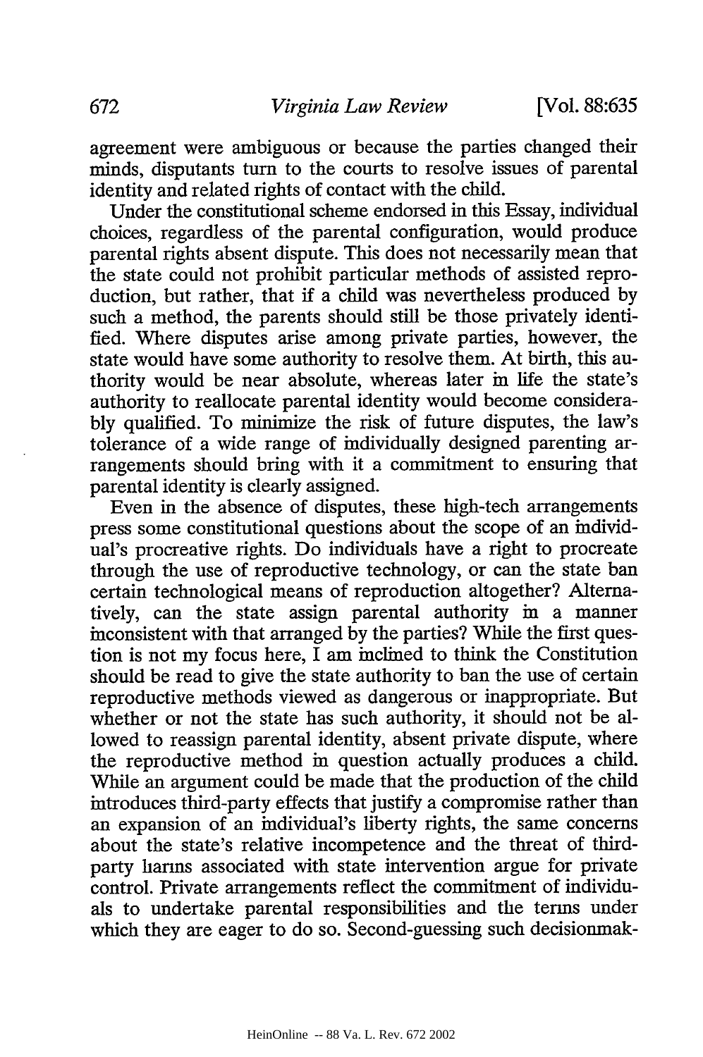agreement were ambiguous or because the parties changed their minds, disputants turn to the courts to resolve issues of parental identity and related rights of contact with the child.

Under the constitutional scheme endorsed in this Essay, individual choices, regardless of the parental configuration, would produce parental rights absent dispute. This does not necessarily mean that the state could not prohibit particular methods of assisted reproduction, but rather, that if a child was nevertheless produced by such a method, the parents should still be those privately identified. Where disputes arise among private parties, however, the state would have some authority to resolve them. At birth, this authority would be near absolute, whereas later in life the state's authority to reallocate parental identity would become considerably qualified. To minimize the risk of future disputes, the law's tolerance of a wide range of individually designed parenting arrangements should bring with it a commitment to ensuring that parental identity is clearly assigned.

Even in the absence of disputes, these high-tech arrangements press some constitutional questions about the scope of an individual's procreative rights. Do individuals have a right to procreate through the use of reproductive technology, or can the state ban certain technological means of reproduction altogether? Alternatively, can the state assign parental authority in a manner inconsistent with that arranged by the parties? While the first question is not my focus here, I am inclined to think the Constitution should be read to give the state authority to ban the use of certain reproductive methods viewed as dangerous or inappropriate. But whether or not the state has such authority, it should not be allowed to reassign parental identity, absent private dispute, where the reproductive method in question actually produces a child. While an argument could be made that the production of the child introduces third-party effects that justify a compromise rather than an expansion of an individual's liberty rights, the same concerns about the state's relative incompetence and the threat of third-party harms associated with state intervention argue for private control. Private arrangements reflect the commitment of individuals to undertake parental responsibilities and the terms under which they are eager to do so. Second-guessing such decisionmak-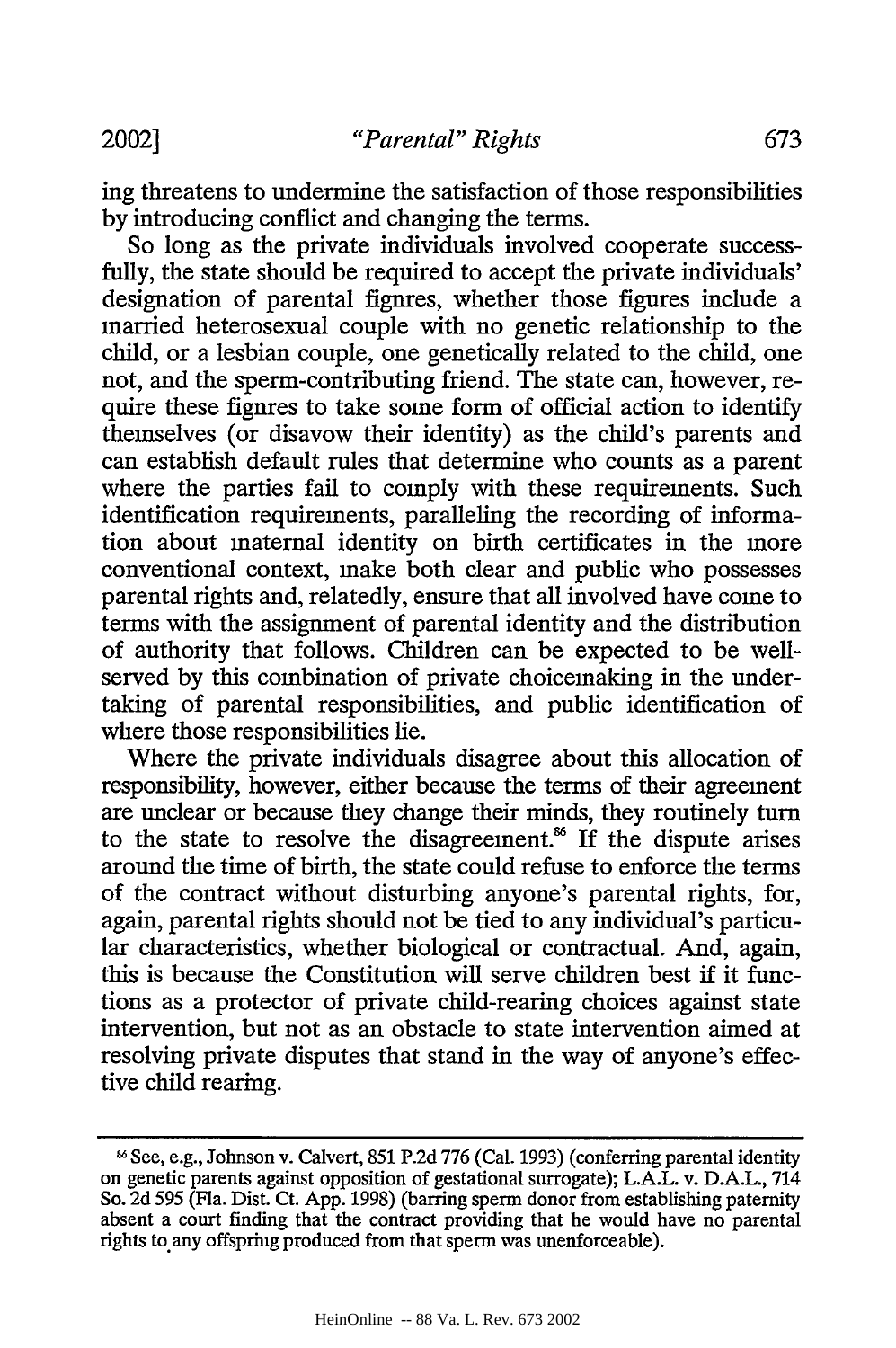ing threatens to undermine the satisfaction of those responsibilities by introducing conflict and changing the terms.

So long as the private individuals involved cooperate successfully, the state should be required to accept the private individuals' designation of parental figures, whether those figures include a married heterosexual couple with no genetic relationship to the child, or a lesbian couple, one genetically related to the child, one not, and the sperm-contributing friend. The state can, however, require these figures to take some form of official action to identify themselves (or disavow their identity) as the child's parents and can establish default rules that determine who counts as a parent where the parties fail to comply with these requirements. Such identification requirements, paralleling the recording of information about maternal identity on birth certificates in the more conventional context, make both clear and public who possesses parental rights and, relatedly, ensure that all involved have come to terms with the assignment of parental identity and the distribution of authority that follows. Children can be expected to be well-served by this combination of private choicemaking in the undertaking of parental responsibilities, and public identification of where those responsibilities lie.

Where the private individuals disagree about this allocation of responsibility, however, either because the terms of their agreement are unclear or because they change their minds, they routinely turn to the state to resolve the disagreement.[86] If the dispute arises around the time of birth, the state could refuse to enforce the terms of the contract without disturbing anyone's parental rights, for, again, parental rights should not be tied to any individual's particular characteristics, whether biological or contractual. And, again, this is because the Constitution will serve children best if it functions as a protector of private child-rearing choices against state intervention, but not as an obstacle to state intervention aimed at resolving private disputes that stand in the way of anyone's effective child rearing.

---

[86] See, e.g., Johnson v. Calvert, 851 P.2d 776 (Cal. 1993) (conferring parental identity on genetic parents against opposition of gestational surrogate); L.A.L. v. D.A.L., 714 So. 2d 595 (Fla. Dist. Ct. App. 1998) (barring sperm donor from establishing paternity absent a court finding that the contract providing that he would have no parental rights to any offspring produced from that sperm was unenforceable).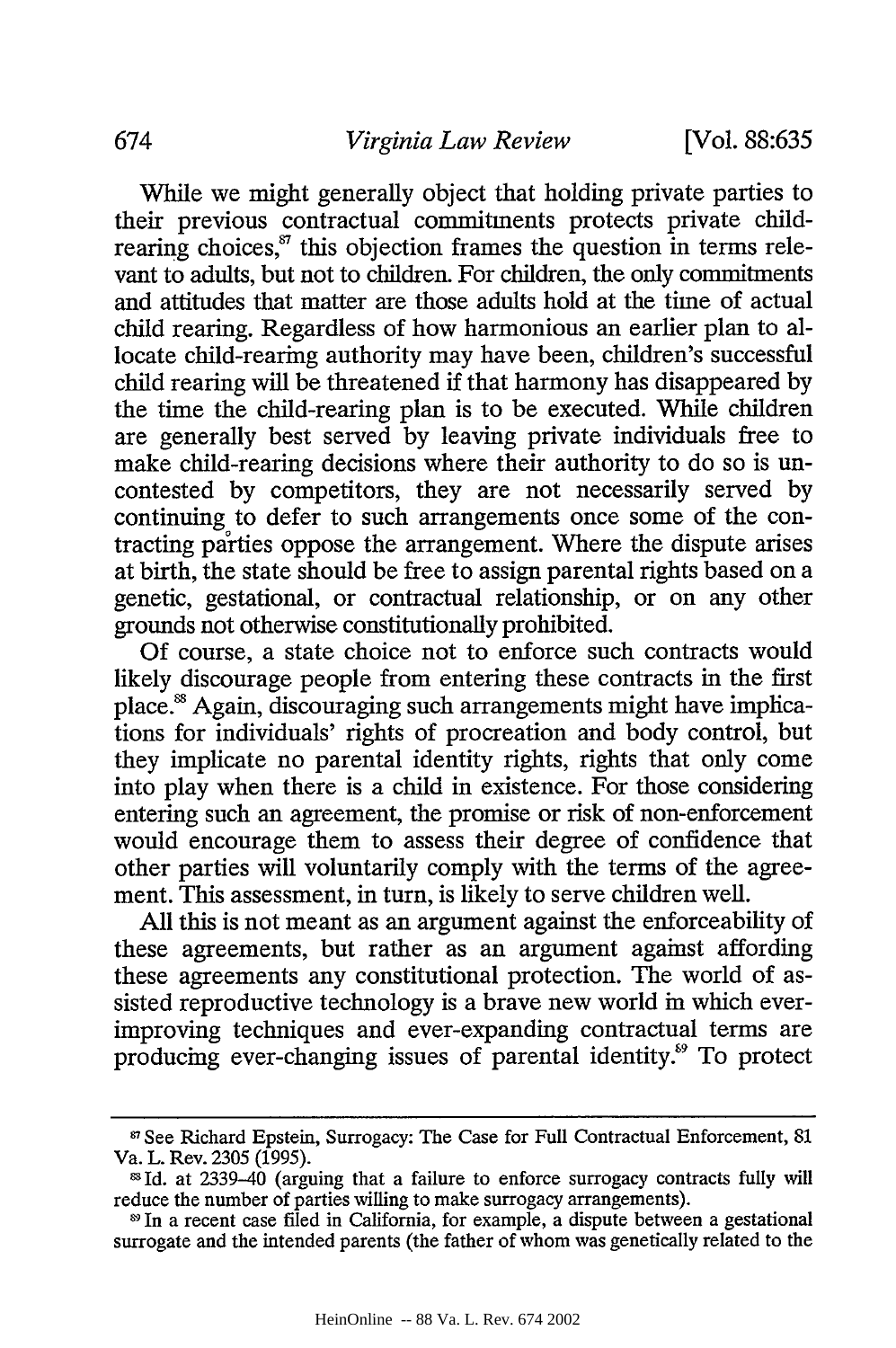While we might generally object that holding private parties to their previous contractual commitments protects private child-rearing choices,[87] this objection frames the question in terms relevant to adults, but not to children. For children, the only commitments and attitudes that matter are those adults hold at the time of actual child rearing. Regardless of how harmonious an earlier plan to allocate child-rearing authority may have been, children's successful child rearing will be threatened if that harmony has disappeared by the time the child-rearing plan is to be executed. While children are generally best served by leaving private individuals free to make child-rearing decisions where their authority to do so is uncontested by competitors, they are not necessarily served by continuing to defer to such arrangements once some of the contracting parties oppose the arrangement. Where the dispute arises at birth, the state should be free to assign parental rights based on a genetic, gestational, or contractual relationship, or on any other grounds not otherwise constitutionally prohibited.

Of course, a state choice not to enforce such contracts would likely discourage people from entering these contracts in the first place.[88] Again, discouraging such arrangements might have implications for individuals' rights of procreation and body control, but they implicate no parental identity rights, rights that only come into play when there is a child in existence. For those considering entering such an agreement, the promise or risk of non-enforcement would encourage them to assess their degree of confidence that other parties will voluntarily comply with the terms of the agreement. This assessment, in turn, is likely to serve children well.

All this is not meant as an argument against the enforceability of these agreements, but rather as an argument against affording these agreements any constitutional protection. The world of assisted reproductive technology is a brave new world in which ever-improving techniques and ever-expanding contractual terms are producing ever-changing issues of parental identity.[89] To protect

---

[87] See Richard Epstein, Surrogacy: The Case for Full Contractual Enforcement, 81 Va. L. Rev. 2305 (1995).

[88] Id. at 2339–40 (arguing that a failure to enforce surrogacy contracts fully will reduce the number of parties willing to make surrogacy arrangements).

[89] In a recent case filed in California, for example, a dispute between a gestational surrogate and the intended parents (the father of whom was genetically related to the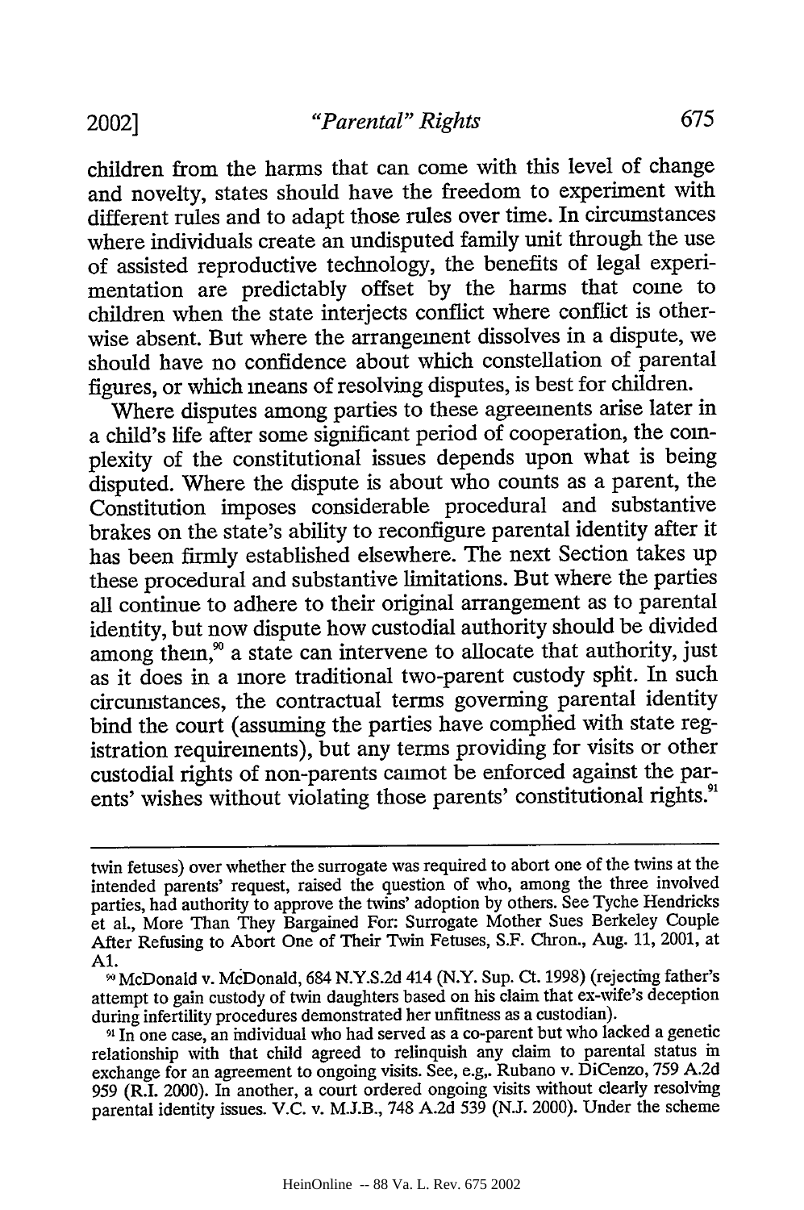children from the harms that can come with this level of change and novelty, states should have the freedom to experiment with different rules and to adapt those rules over time. In circumstances where individuals create an undisputed family unit through the use of assisted reproductive technology, the benefits of legal experimentation are predictably offset by the harms that come to children when the state interjects conflict where conflict is otherwise absent. But where the arrangement dissolves in a dispute, we should have no confidence about which constellation of parental figures, or which means of resolving disputes, is best for children.

Where disputes among parties to these agreements arise later in a child's life after some significant period of cooperation, the complexity of the constitutional issues depends upon what is being disputed. Where the dispute is about who counts as a parent, the Constitution imposes considerable procedural and substantive brakes on the state's ability to reconfigure parental identity after it has been firmly established elsewhere. The next Section takes up these procedural and substantive limitations. But where the parties all continue to adhere to their original arrangement as to parental identity, but now dispute how custodial authority should be divided among them,[90] a state can intervene to allocate that authority, just as it does in a more traditional two-parent custody split. In such circumstances, the contractual terms governing parental identity bind the court (assuming the parties have complied with state registration requirements), but any terms providing for visits or other custodial rights of non-parents cannot be enforced against the parents' wishes without violating those parents' constitutional rights.[91]

---

twin fetuses) over whether the surrogate was required to abort one of the twins at the intended parents' request, raised the question of who, among the three involved parties, had authority to approve the twins' adoption by others. See Tyche Hendricks et al., More Than They Bargained For: Surrogate Mother Sues Berkeley Couple After Refusing to Abort One of Their Twin Fetuses, S.F. Chron., Aug. 11, 2001, at A1.

[90] McDonald v. McDonald, 684 N.Y.S.2d 414 (N.Y. Sup. Ct. 1998) (rejecting father's attempt to gain custody of twin daughters based on his claim that ex-wife's deception during infertility procedures demonstrated her unfitness as a custodian).

[91] In one case, an individual who had served as a co-parent but who lacked a genetic relationship with that child agreed to relinquish any claim to parental status in exchange for an agreement to ongoing visits. See, e.g., Rubano v. DiCenzo, 759 A.2d 959 (R.I. 2000). In another, a court ordered ongoing visits without clearly resolving parental identity issues. V.C. v. M.J.B., 748 A.2d 539 (N.J. 2000). Under the scheme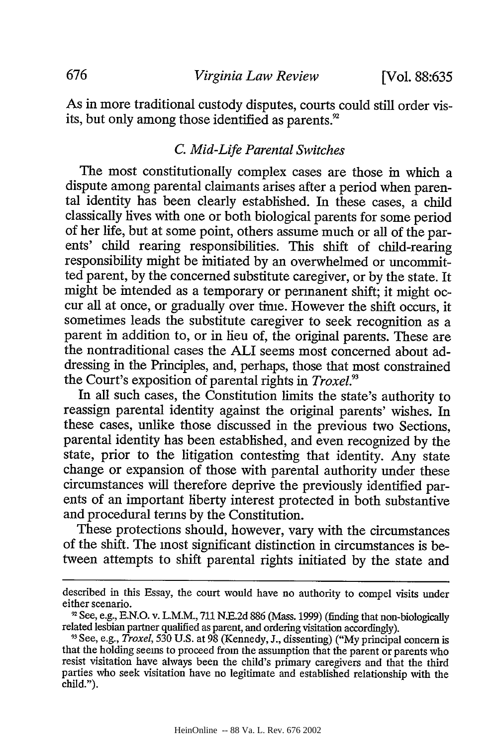As in more traditional custody disputes, courts could still order visits, but only among those identified as parents.[92]

### *C. Mid-Life Parental Switches*

The most constitutionally complex cases are those in which a dispute among parental claimants arises after a period when parental identity has been clearly established. In these cases, a child classically lives with one or both biological parents for some period of her life, but at some point, others assume much or all of the parents' child rearing responsibilities. This shift of child-rearing responsibility might be initiated by an overwhelmed or uncommitted parent, by the concerned substitute caregiver, or by the state. It might be intended as a temporary or permanent shift; it might occur all at once, or gradually over time. However the shift occurs, it sometimes leads the substitute caregiver to seek recognition as a parent in addition to, or in lieu of, the original parents. These are the nontraditional cases the ALI seems most concerned about addressing in the Principles, and, perhaps, those that most constrained the Court's exposition of parental rights in *Troxel*.[93]

In all such cases, the Constitution limits the state's authority to reassign parental identity against the original parents' wishes. In these cases, unlike those discussed in the previous two Sections, parental identity has been established, and even recognized by the state, prior to the litigation contesting that identity. Any state change or expansion of those with parental authority under these circumstances will therefore deprive the previously identified parents of an important liberty interest protected in both substantive and procedural terms by the Constitution.

These protections should, however, vary with the circumstances of the shift. The most significant distinction in circumstances is between attempts to shift parental rights initiated by the state and

---

described in this Essay, the court would have no authority to compel visits under either scenario.

[92] See, e.g., E.N.O. v. L.M.M., 711 N.E.2d 886 (Mass. 1999) (finding that non-biologically related lesbian partner qualified as parent, and ordering visitation accordingly).

[93] See, e.g., *Troxel*, 530 U.S. at 98 (Kennedy, J., dissenting) ("My principal concern is that the holding seems to proceed from the assumption that the parent or parents who resist visitation have always been the child's primary caregivers and that the third parties who seek visitation have no legitimate and established relationship with the child.").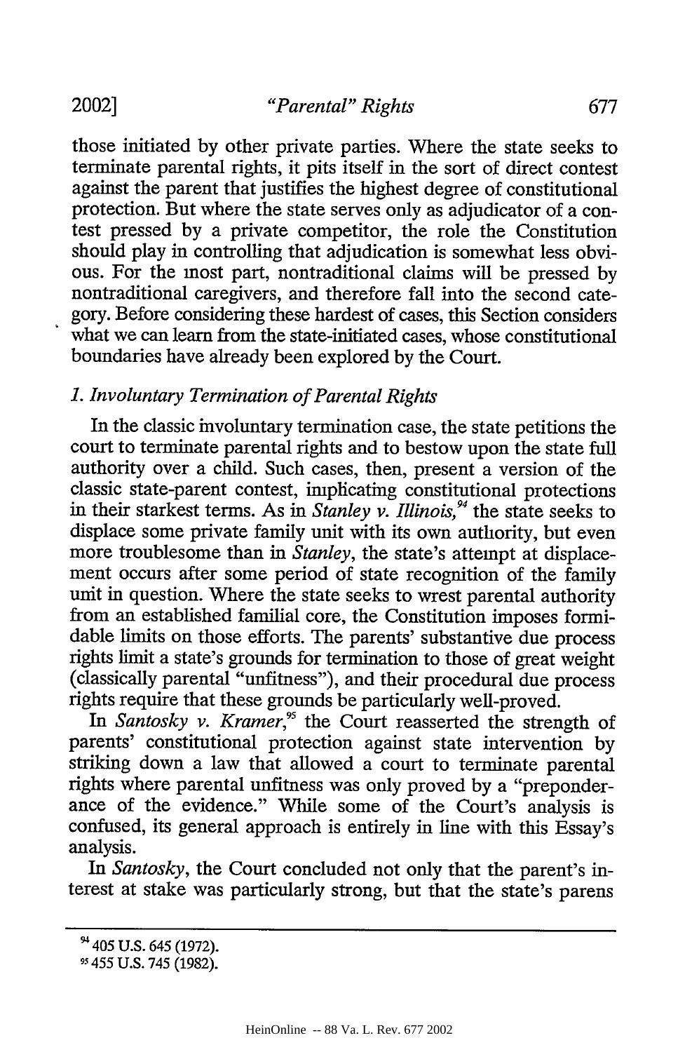those initiated by other private parties. Where the state seeks to terminate parental rights, it pits itself in the sort of direct contest against the parent that justifies the highest degree of constitutional protection. But where the state serves only as adjudicator of a contest pressed by a private competitor, the role the Constitution should play in controlling that adjudication is somewhat less obvious. For the most part, nontraditional claims will be pressed by nontraditional caregivers, and therefore fall into the second category. Before considering these hardest of cases, this Section considers what we can learn from the state-initiated cases, whose constitutional boundaries have already been explored by the Court.

### *1. Involuntary Termination of Parental Rights*

In the classic involuntary termination case, the state petitions the court to terminate parental rights and to bestow upon the state full authority over a child. Such cases, then, present a version of the classic state-parent contest, implicating constitutional protections in their starkest terms. As in *Stanley v. Illinois*,[94] the state seeks to displace some private family unit with its own authority, but even more troublesome than in *Stanley*, the state's attempt at displacement occurs after some period of state recognition of the family unit in question. Where the state seeks to wrest parental authority from an established familial core, the Constitution imposes formidable limits on those efforts. The parents' substantive due process rights limit a state's grounds for termination to those of great weight (classically parental "unfitness"), and their procedural due process rights require that these grounds be particularly well-proved.

In *Santosky v. Kramer*,[95] the Court reasserted the strength of parents' constitutional protection against state intervention by striking down a law that allowed a court to terminate parental rights where parental unfitness was only proved by a "preponderance of the evidence." While some of the Court's analysis is confused, its general approach is entirely in line with this Essay's analysis.

In *Santosky*, the Court concluded not only that the parent's interest at stake was particularly strong, but that the state's parens

---

[94] 405 U.S. 645 (1972).

[95] 455 U.S. 745 (1982).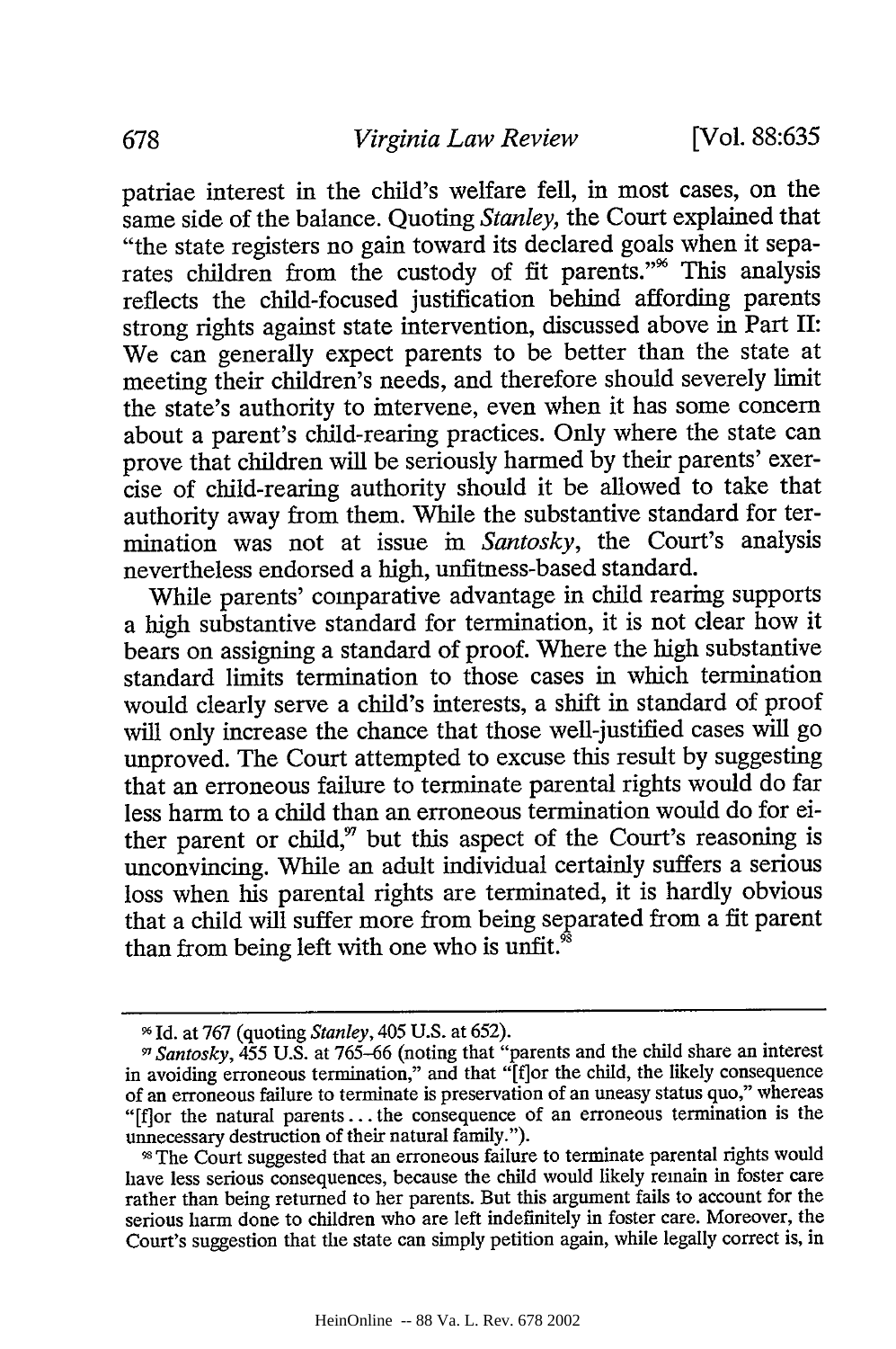patriae interest in the child's welfare fell, in most cases, on the same side of the balance. Quoting *Stanley*, the Court explained that "the state registers no gain toward its declared goals when it separates children from the custody of fit parents."[96] This analysis reflects the child-focused justification behind affording parents strong rights against state intervention, discussed above in Part II: We can generally expect parents to be better than the state at meeting their children's needs, and therefore should severely limit the state's authority to intervene, even when it has some concern about a parent's child-rearing practices. Only where the state can prove that children will be seriously harmed by their parents' exercise of child-rearing authority should it be allowed to take that authority away from them. While the substantive standard for termination was not at issue in *Santosky*, the Court's analysis nevertheless endorsed a high, unfitness-based standard.

While parents' comparative advantage in child rearing supports a high substantive standard for termination, it is not clear how it bears on assigning a standard of proof. Where the high substantive standard limits termination to those cases in which termination would clearly serve a child's interests, a shift in standard of proof will only increase the chance that those well-justified cases will go unproved. The Court attempted to excuse this result by suggesting that an erroneous failure to terminate parental rights would do far less harm to a child than an erroneous termination would do for either parent or child,[97] but this aspect of the Court's reasoning is unconvincing. While an adult individual certainly suffers a serious loss when his parental rights are terminated, it is hardly obvious that a child will suffer more from being separated from a fit parent than from being left with one who is unfit.[98]

---

[96] Id. at 767 (quoting *Stanley*, 405 U.S. at 652).

[97] *Santosky*, 455 U.S. at 765–66 (noting that "parents and the child share an interest in avoiding erroneous termination," and that "[f]or the child, the likely consequence of an erroneous failure to terminate is preservation of an uneasy status quo," whereas "[f]or the natural parents . . . the consequence of an erroneous termination is the unnecessary destruction of their natural family.").

[98] The Court suggested that an erroneous failure to terminate parental rights would have less serious consequences, because the child would likely remain in foster care rather than being returned to her parents. But this argument fails to account for the serious harm done to children who are left indefinitely in foster care. Moreover, the Court's suggestion that the state can simply petition again, while legally correct is, in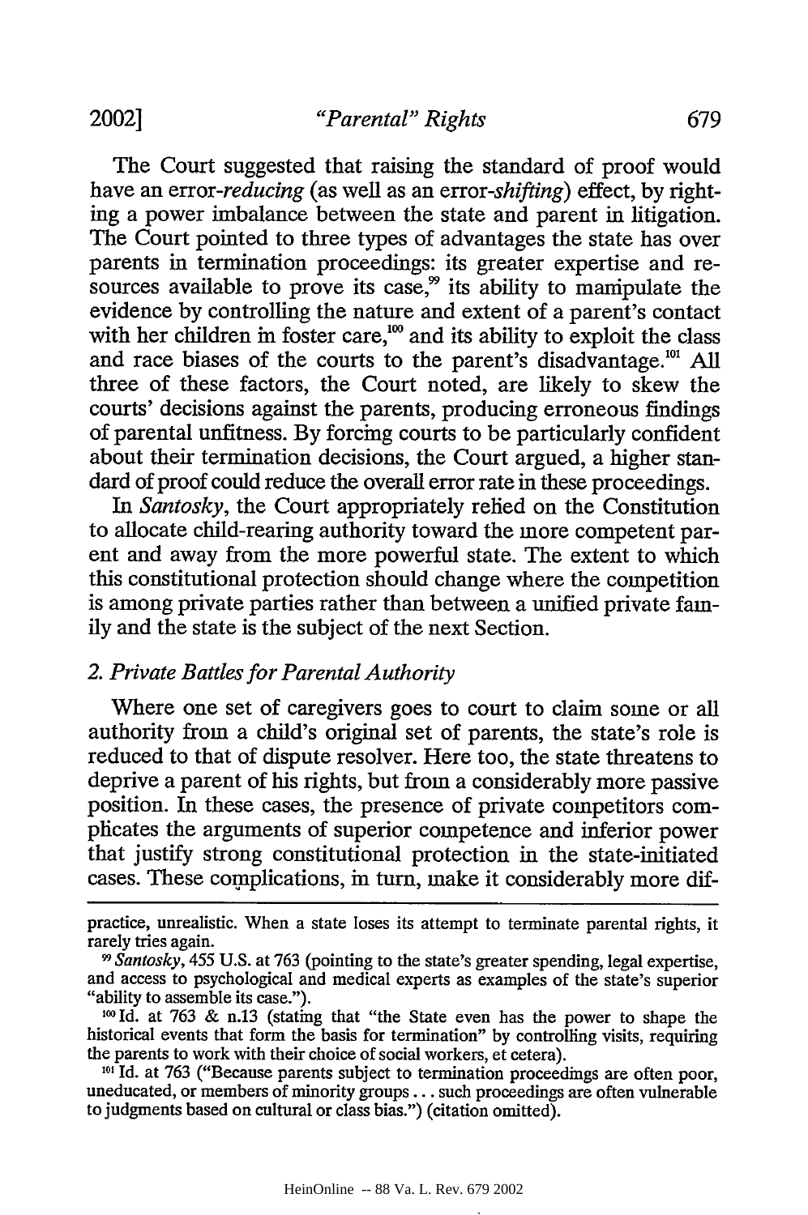The Court suggested that raising the standard of proof would have an error-*reducing* (as well as an error-*shifting*) effect, by righting a power imbalance between the state and parent in litigation. The Court pointed to three types of advantages the state has over parents in termination proceedings: its greater expertise and resources available to prove its case,[99] its ability to manipulate the evidence by controlling the nature and extent of a parent's contact with her children in foster care,[100] and its ability to exploit the class and race biases of the courts to the parent's disadvantage.[101] All three of these factors, the Court noted, are likely to skew the courts' decisions against the parents, producing erroneous findings of parental unfitness. By forcing courts to be particularly confident about their termination decisions, the Court argued, a higher standard of proof could reduce the overall error rate in these proceedings.

In *Santosky*, the Court appropriately relied on the Constitution to allocate child-rearing authority toward the more competent parent and away from the more powerful state. The extent to which this constitutional protection should change where the competition is among private parties rather than between a unified private family and the state is the subject of the next Section.

### 2. *Private Battles for Parental Authority*

Where one set of caregivers goes to court to claim some or all authority from a child's original set of parents, the state's role is reduced to that of dispute resolver. Here too, the state threatens to deprive a parent of his rights, but from a considerably more passive position. In these cases, the presence of private competitors complicates the arguments of superior competence and inferior power that justify strong constitutional protection in the state-initiated cases. These complications, in turn, make it considerably more dif-

---

practice, unrealistic. When a state loses its attempt to terminate parental rights, it rarely tries again.

[99] *Santosky*, 455 U.S. at 763 (pointing to the state's greater spending, legal expertise, and access to psychological and medical experts as examples of the state's superior "ability to assemble its case.").

[100] Id. at 763 & n.13 (stating that "the State even has the power to shape the historical events that form the basis for termination" by controlling visits, requiring the parents to work with their choice of social workers, et cetera).

[101] Id. at 763 ("Because parents subject to termination proceedings are often poor, uneducated, or members of minority groups . . . such proceedings are often vulnerable to judgments based on cultural or class bias.") (citation omitted).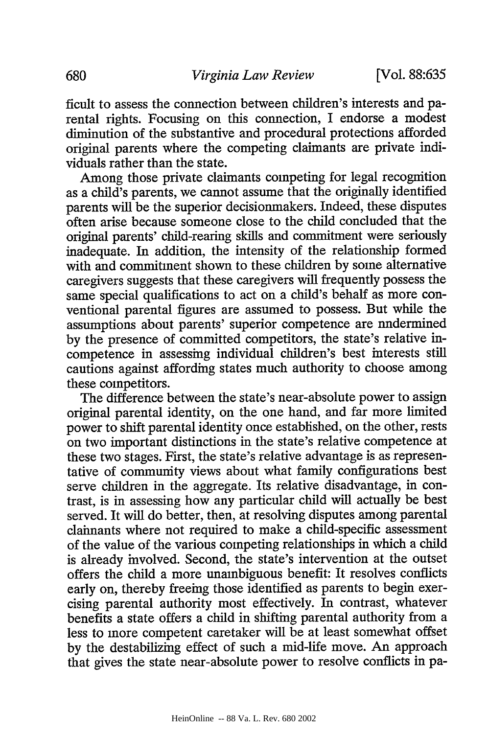ficult to assess the connection between children's interests and parental rights. Focusing on this connection, I endorse a modest diminution of the substantive and procedural protections afforded original parents where the competing claimants are private individuals rather than the state.

Among those private claimants competing for legal recognition as a child's parents, we cannot assume that the originally identified parents will be the superior decisionmakers. Indeed, these disputes often arise because someone close to the child concluded that the original parents' child-rearing skills and commitment were seriously inadequate. In addition, the intensity of the relationship formed with and commitment shown to these children by some alternative caregivers suggests that these caregivers will frequently possess the same special qualifications to act on a child's behalf as more conventional parental figures are assumed to possess. But while the assumptions about parents' superior competence are undermined by the presence of committed competitors, the state's relative incompetence in assessing individual children's best interests still cautions against affording states much authority to choose among these competitors.

The difference between the state's near-absolute power to assign original parental identity, on the one hand, and far more limited power to shift parental identity once established, on the other, rests on two important distinctions in the state's relative competence at these two stages. First, the state's relative advantage is as representative of community views about what family configurations best serve children in the aggregate. Its relative disadvantage, in contrast, is in assessing how any particular child will actually be best served. It will do better, then, at resolving disputes among parental claimants where not required to make a child-specific assessment of the value of the various competing relationships in which a child is already involved. Second, the state's intervention at the outset offers the child a more unambiguous benefit: It resolves conflicts early on, thereby freeing those identified as parents to begin exercising parental authority most effectively. In contrast, whatever benefits a state offers a child in shifting parental authority from a less to more competent caretaker will be at least somewhat offset by the destabilizing effect of such a mid-life move. An approach that gives the state near-absolute power to resolve conflicts in pa-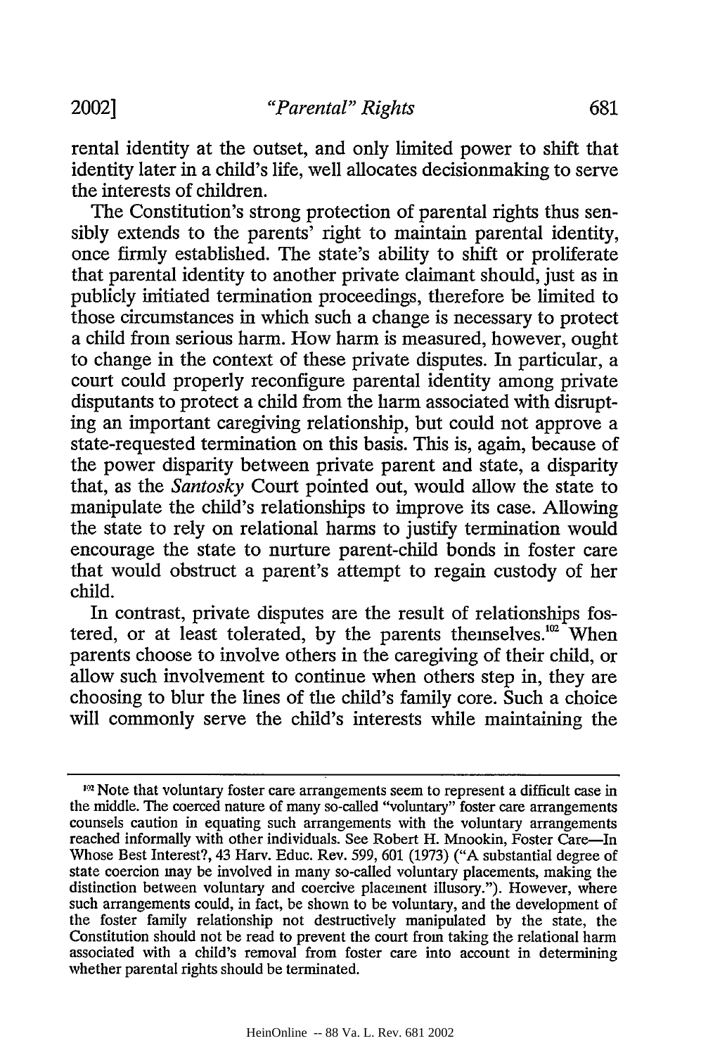rental identity at the outset, and only limited power to shift that identity later in a child's life, well allocates decisionmaking to serve the interests of children.

The Constitution's strong protection of parental rights thus sensibly extends to the parents' right to maintain parental identity, once firmly established. The state's ability to shift or proliferate that parental identity to another private claimant should, just as in publicly initiated termination proceedings, therefore be limited to those circumstances in which such a change is necessary to protect a child from serious harm. How harm is measured, however, ought to change in the context of these private disputes. In particular, a court could properly reconfigure parental identity among private disputants to protect a child from the harm associated with disrupting an important caregiving relationship, but could not approve a state-requested termination on this basis. This is, again, because of the power disparity between private parent and state, a disparity that, as the *Santosky* Court pointed out, would allow the state to manipulate the child's relationships to improve its case. Allowing the state to rely on relational harms to justify termination would encourage the state to nurture parent-child bonds in foster care that would obstruct a parent's attempt to regain custody of her child.

In contrast, private disputes are the result of relationships fostered, or at least tolerated, by the parents themselves.[102] When parents choose to involve others in the caregiving of their child, or allow such involvement to continue when others step in, they are choosing to blur the lines of the child's family core. Such a choice will commonly serve the child's interests while maintaining the

---

[102] Note that voluntary foster care arrangements seem to represent a difficult case in the middle. The coerced nature of many so-called "voluntary" foster care arrangements counsels caution in equating such arrangements with the voluntary arrangements reached informally with other individuals. See Robert H. Mnookin, Foster Care—In Whose Best Interest?, 43 Harv. Educ. Rev. 599, 601 (1973) ("A substantial degree of state coercion may be involved in many so-called voluntary placements, making the distinction between voluntary and coercive placement illusory."). However, where such arrangements could, in fact, be shown to be voluntary, and the development of the foster family relationship not destructively manipulated by the state, the Constitution should not be read to prevent the court from taking the relational harm associated with a child's removal from foster care into account in determining whether parental rights should be terminated.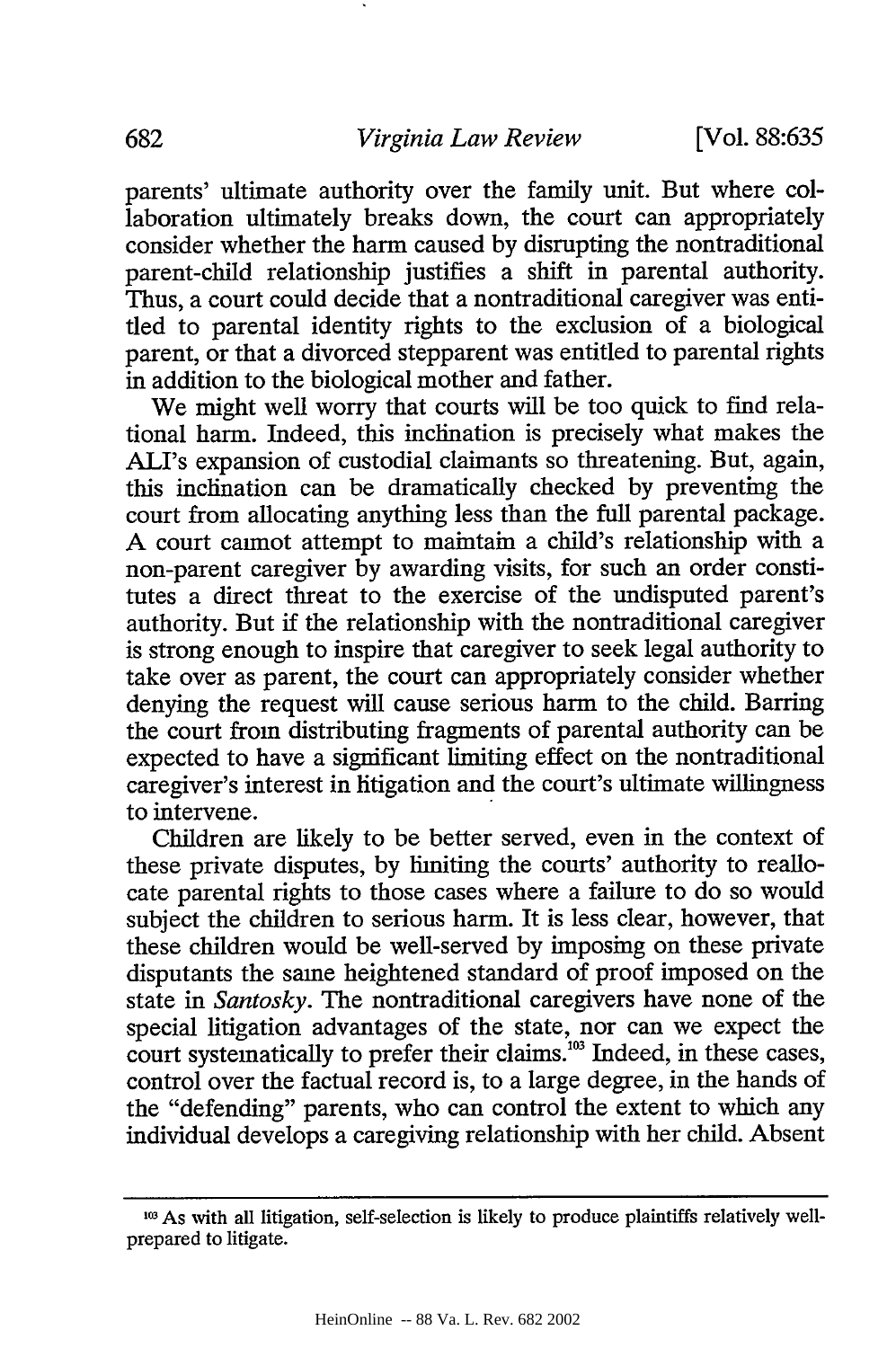parents' ultimate authority over the family unit. But where collaboration ultimately breaks down, the court can appropriately consider whether the harm caused by disrupting the nontraditional parent-child relationship justifies a shift in parental authority. Thus, a court could decide that a nontraditional caregiver was entitled to parental identity rights to the exclusion of a biological parent, or that a divorced stepparent was entitled to parental rights in addition to the biological mother and father.

We might well worry that courts will be too quick to find relational harm. Indeed, this inclination is precisely what makes the ALI's expansion of custodial claimants so threatening. But, again, this inclination can be dramatically checked by preventing the court from allocating anything less than the full parental package. A court cannot attempt to maintain a child's relationship with a non-parent caregiver by awarding visits, for such an order constitutes a direct threat to the exercise of the undisputed parent's authority. But if the relationship with the nontraditional caregiver is strong enough to inspire that caregiver to seek legal authority to take over as parent, the court can appropriately consider whether denying the request will cause serious harm to the child. Barring the court from distributing fragments of parental authority can be expected to have a significant limiting effect on the nontraditional caregiver's interest in litigation and the court's ultimate willingness to intervene.

Children are likely to be better served, even in the context of these private disputes, by limiting the courts' authority to reallocate parental rights to those cases where a failure to do so would subject the children to serious harm. It is less clear, however, that these children would be well-served by imposing on these private disputants the same heightened standard of proof imposed on the state in *Santosky*. The nontraditional caregivers have none of the special litigation advantages of the state, nor can we expect the court systematically to prefer their claims.[103] Indeed, in these cases, control over the factual record is, to a large degree, in the hands of the "defending" parents, who can control the extent to which any individual develops a caregiving relationship with her child. Absent

---

[103] As with all litigation, self-selection is likely to produce plaintiffs relatively well-prepared to litigate.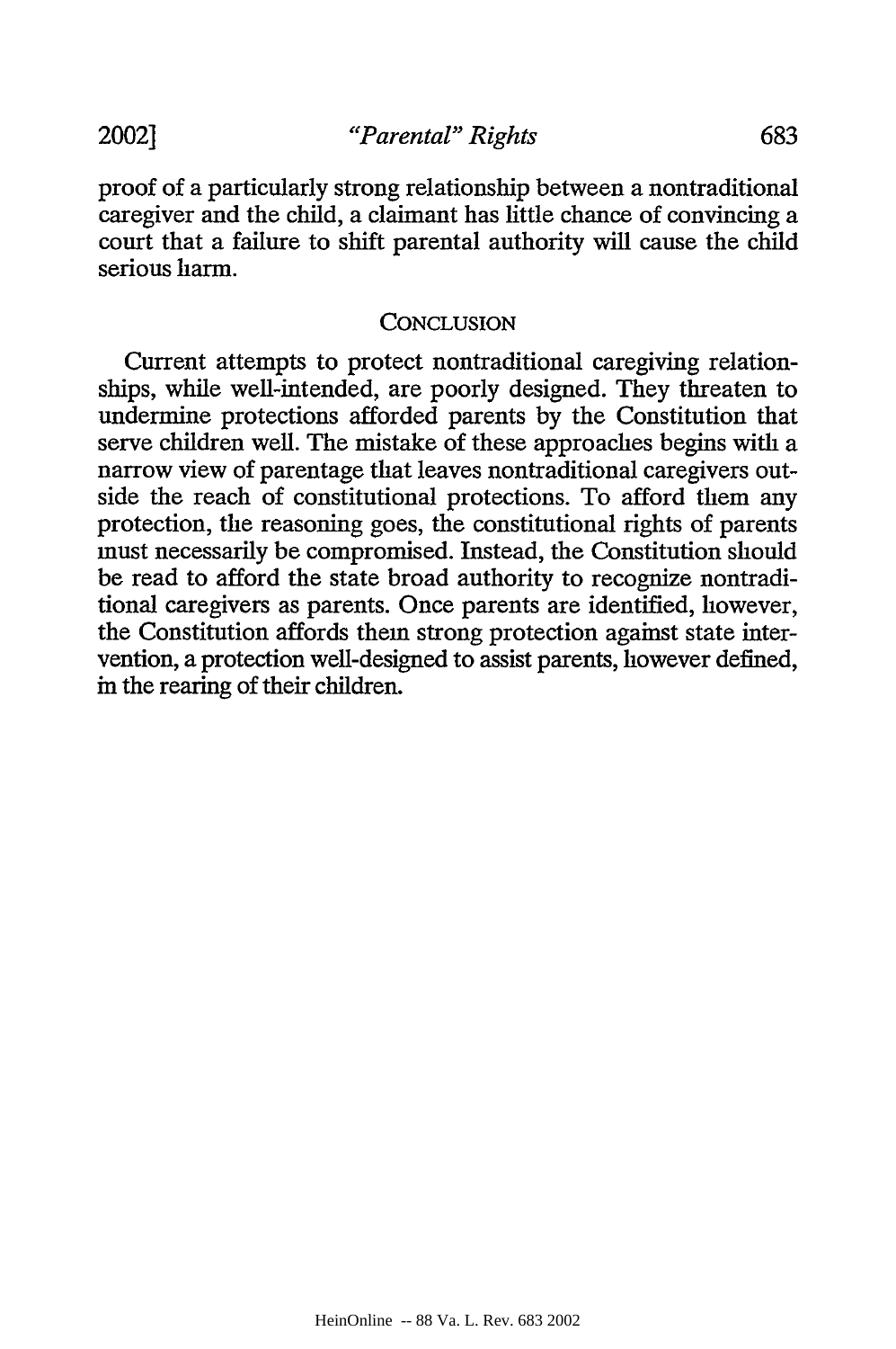proof of a particularly strong relationship between a nontraditional caregiver and the child, a claimant has little chance of convincing a court that a failure to shift parental authority will cause the child serious harm.

## CONCLUSION

Current attempts to protect nontraditional caregiving relationships, while well-intended, are poorly designed. They threaten to undermine protections afforded parents by the Constitution that serve children well. The mistake of these approaches begins with a narrow view of parentage that leaves nontraditional caregivers outside the reach of constitutional protections. To afford them any protection, the reasoning goes, the constitutional rights of parents must necessarily be compromised. Instead, the Constitution should be read to afford the state broad authority to recognize nontraditional caregivers as parents. Once parents are identified, however, the Constitution affords them strong protection against state intervention, a protection well-designed to assist parents, however defined, in the rearing of their children.